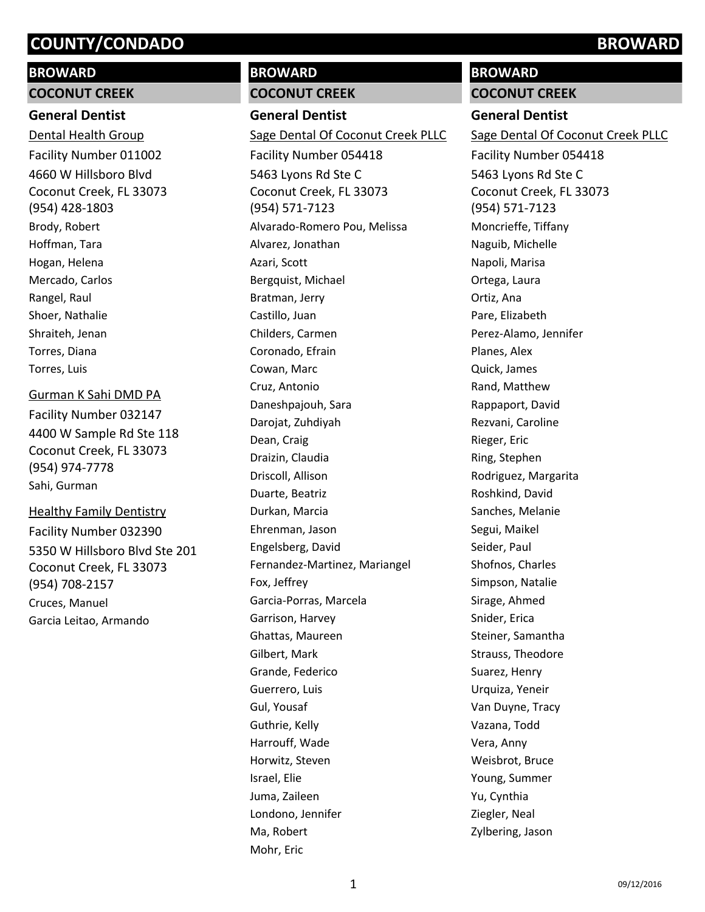# COUNTY/CONDADO BROWARD

## BROWARD

### COCONUT CREEK

#### General Dentist

Dental Health Group
Facility Number 011002
4660 W Hillsboro Blvd
Coconut Creek, FL 33073
(954) 428-1803

Brody, Robert
Hoffman, Tara
Hogan, Helena
Mercado, Carlos
Rangel, Raul
Shoer, Nathalie
Shraiteh, Jenan
Torres, Diana
Torres, Luis

Gurman K Sahi DMD PA
Facility Number 032147
4400 W Sample Rd Ste 118
Coconut Creek, FL 33073
(954) 974-7778

Sahi, Gurman

Healthy Family Dentistry
Facility Number 032390
5350 W Hillsboro Blvd Ste 201
Coconut Creek, FL 33073
(954) 708-2157

Cruces, Manuel
Garcia Leitao, Armando

## BROWARD

### COCONUT CREEK

#### General Dentist

Sage Dental Of Coconut Creek PLLC
Facility Number 054418
5463 Lyons Rd Ste C
Coconut Creek, FL 33073
(954) 571-7123

Alvarado-Romero Pou, Melissa
Alvarez, Jonathan
Azari, Scott
Bergquist, Michael
Bratman, Jerry
Castillo, Juan
Childers, Carmen
Coronado, Efrain
Cowan, Marc
Cruz, Antonio
Daneshpajouh, Sara
Darojat, Zuhdiyah
Dean, Craig
Draizin, Claudia
Driscoll, Allison
Duarte, Beatriz
Durkan, Marcia
Ehrenman, Jason
Engelsberg, David
Fernandez-Martinez, Mariangel
Fox, Jeffrey
Garcia-Porras, Marcela
Garrison, Harvey
Ghattas, Maureen
Gilbert, Mark
Grande, Federico
Guerrero, Luis
Gul, Yousaf
Guthrie, Kelly
Harrouff, Wade
Horwitz, Steven
Israel, Elie
Juma, Zaileen
Londono, Jennifer
Ma, Robert
Mohr, Eric

## BROWARD

### COCONUT CREEK

#### General Dentist

Sage Dental Of Coconut Creek PLLC
Facility Number 054418
5463 Lyons Rd Ste C
Coconut Creek, FL 33073
(954) 571-7123

Moncrieffe, Tiffany
Naguib, Michelle
Napoli, Marisa
Ortega, Laura
Ortiz, Ana
Pare, Elizabeth
Perez-Alamo, Jennifer
Planes, Alex
Quick, James
Rand, Matthew
Rappaport, David
Rezvani, Caroline
Rieger, Eric
Ring, Stephen
Rodriguez, Margarita
Roshkind, David
Sanches, Melanie
Segui, Maikel
Seider, Paul
Shofnos, Charles
Simpson, Natalie
Sirage, Ahmed
Snider, Erica
Steiner, Samantha
Strauss, Theodore
Suarez, Henry
Urquiza, Yeneir
Van Duyne, Tracy
Vazana, Todd
Vera, Anny
Weisbrot, Bruce
Young, Summer
Yu, Cynthia
Ziegler, Neal
Zylbering, Jason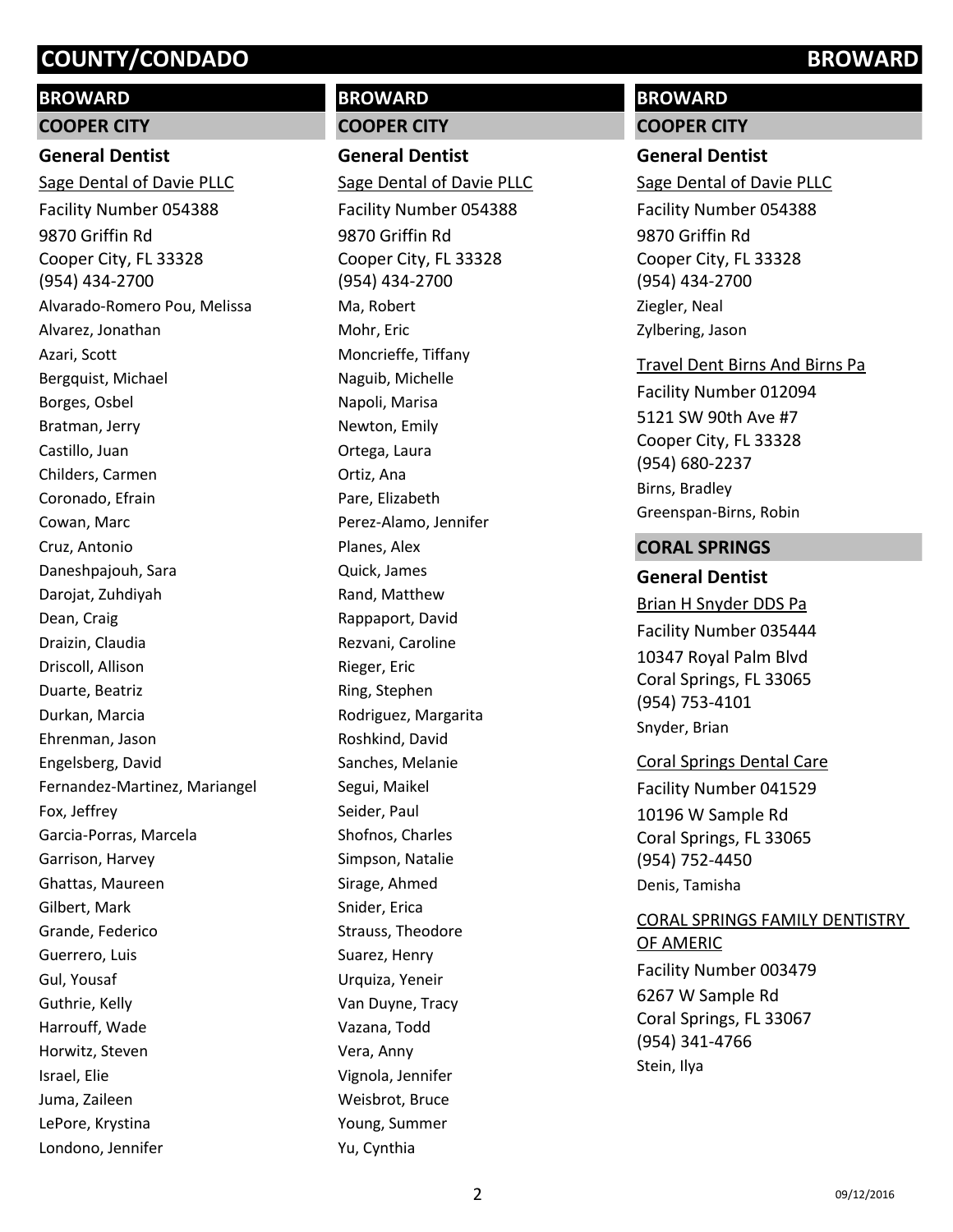## BROWARD

### COOPER CITY

#### General Dentist

Sage Dental of Davie PLLC
Facility Number 054388
9870 Griffin Rd
Cooper City, FL 33328
(954) 434-2700

Alvarado-Romero Pou, Melissa
Alvarez, Jonathan
Azari, Scott
Bergquist, Michael
Borges, Osbel
Bratman, Jerry
Castillo, Juan
Childers, Carmen
Coronado, Efrain
Cowan, Marc
Cruz, Antonio
Daneshpajouh, Sara
Darojat, Zuhdiyah
Dean, Craig
Draizin, Claudia
Driscoll, Allison
Duarte, Beatriz
Durkan, Marcia
Ehrenman, Jason
Engelsberg, David
Fernandez-Martinez, Mariangel
Fox, Jeffrey
Garcia-Porras, Marcela
Garrison, Harvey
Ghattas, Maureen
Gilbert, Mark
Grande, Federico
Guerrero, Luis
Gul, Yousaf
Guthrie, Kelly
Harrouff, Wade
Horwitz, Steven
Israel, Elie
Juma, Zaileen
LePore, Krystina
Londono, Jennifer
Ma, Robert
Mohr, Eric
Moncrieffe, Tiffany
Naguib, Michelle
Napoli, Marisa
Newton, Emily
Ortega, Laura
Ortiz, Ana
Pare, Elizabeth
Perez-Alamo, Jennifer
Planes, Alex
Quick, James
Rand, Matthew
Rappaport, David
Rezvani, Caroline
Rieger, Eric
Ring, Stephen
Rodriguez, Margarita
Roshkind, David
Sanches, Melanie
Segui, Maikel
Seider, Paul
Shofnos, Charles
Simpson, Natalie
Sirage, Ahmed
Snider, Erica
Strauss, Theodore
Suarez, Henry
Urquiza, Yeneir
Van Duyne, Tracy
Vazana, Todd
Vera, Anny
Vignola, Jennifer
Weisbrot, Bruce
Young, Summer
Yu, Cynthia
Ziegler, Neal
Zylbering, Jason

Travel Dent Birns And Birns Pa
Facility Number 012094
5121 SW 90th Ave #7
Cooper City, FL 33328
(954) 680-2237

Birns, Bradley
Greenspan-Birns, Robin

### CORAL SPRINGS

#### General Dentist

Brian H Snyder DDS Pa
Facility Number 035444
10347 Royal Palm Blvd
Coral Springs, FL 33065
(954) 753-4101

Snyder, Brian

Coral Springs Dental Care
Facility Number 041529
10196 W Sample Rd
Coral Springs, FL 33065
(954) 752-4450

Denis, Tamisha

CORAL SPRINGS FAMILY DENTISTRY OF AMERIC
Facility Number 003479
6267 W Sample Rd
Coral Springs, FL 33067
(954) 341-4766

Stein, Ilya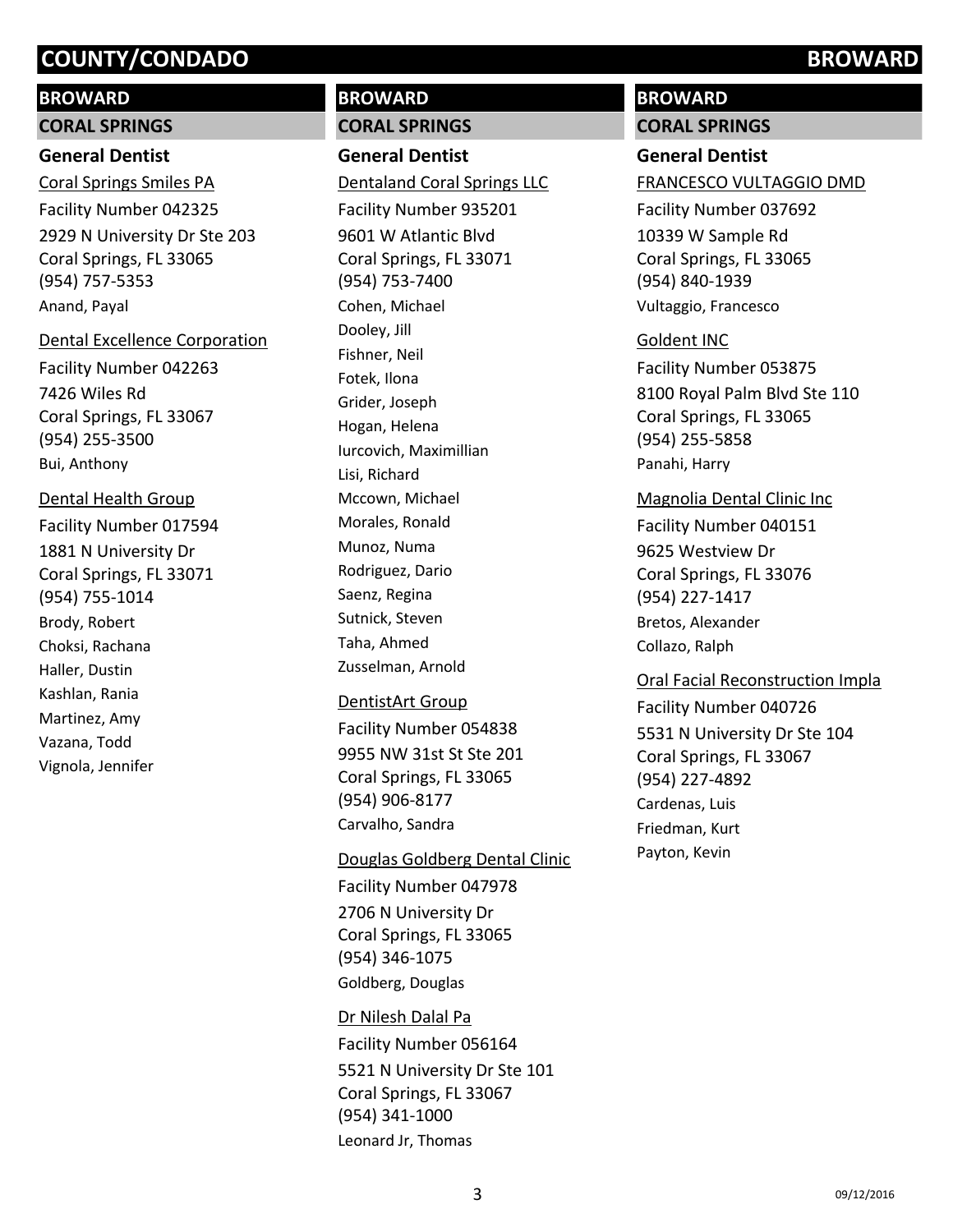# COUNTY/CONDADO BROWARD

## BROWARD

### CORAL SPRINGS

#### General Dentist

Coral Springs Smiles PA
Facility Number 042325
2929 N University Dr Ste 203
Coral Springs, FL 33065
(954) 757-5353
Anand, Payal

Dental Excellence Corporation
Facility Number 042263
7426 Wiles Rd
Coral Springs, FL 33067
(954) 255-3500
Bui, Anthony

Dental Health Group
Facility Number 017594
1881 N University Dr
Coral Springs, FL 33071
(954) 755-1014
Brody, Robert
Choksi, Rachana
Haller, Dustin
Kashlan, Rania
Martinez, Amy
Vazana, Todd
Vignola, Jennifer

Dentaland Coral Springs LLC
Facility Number 935201
9601 W Atlantic Blvd
Coral Springs, FL 33071
(954) 753-7400
Cohen, Michael
Dooley, Jill
Fishner, Neil
Fotek, Ilona
Grider, Joseph
Hogan, Helena
Iurcovich, Maximillian
Lisi, Richard
Mccown, Michael
Morales, Ronald
Munoz, Numa
Rodriguez, Dario
Saenz, Regina
Sutnick, Steven
Taha, Ahmed
Zusselman, Arnold

DentistArt Group
Facility Number 054838
9955 NW 31st St Ste 201
Coral Springs, FL 33065
(954) 906-8177
Carvalho, Sandra

Douglas Goldberg Dental Clinic
Facility Number 047978
2706 N University Dr
Coral Springs, FL 33065
(954) 346-1075
Goldberg, Douglas

Dr Nilesh Dalal Pa
Facility Number 056164
5521 N University Dr Ste 101
Coral Springs, FL 33067
(954) 341-1000
Leonard Jr, Thomas

FRANCESCO VULTAGGIO DMD
Facility Number 037692
10339 W Sample Rd
Coral Springs, FL 33065
(954) 840-1939
Vultaggio, Francesco

Goldent INC
Facility Number 053875
8100 Royal Palm Blvd Ste 110
Coral Springs, FL 33065
(954) 255-5858
Panahi, Harry

Magnolia Dental Clinic Inc
Facility Number 040151
9625 Westview Dr
Coral Springs, FL 33076
(954) 227-1417
Bretos, Alexander
Collazo, Ralph

Oral Facial Reconstruction Impla
Facility Number 040726
5531 N University Dr Ste 104
Coral Springs, FL 33067
(954) 227-4892
Cardenas, Luis
Friedman, Kurt
Payton, Kevin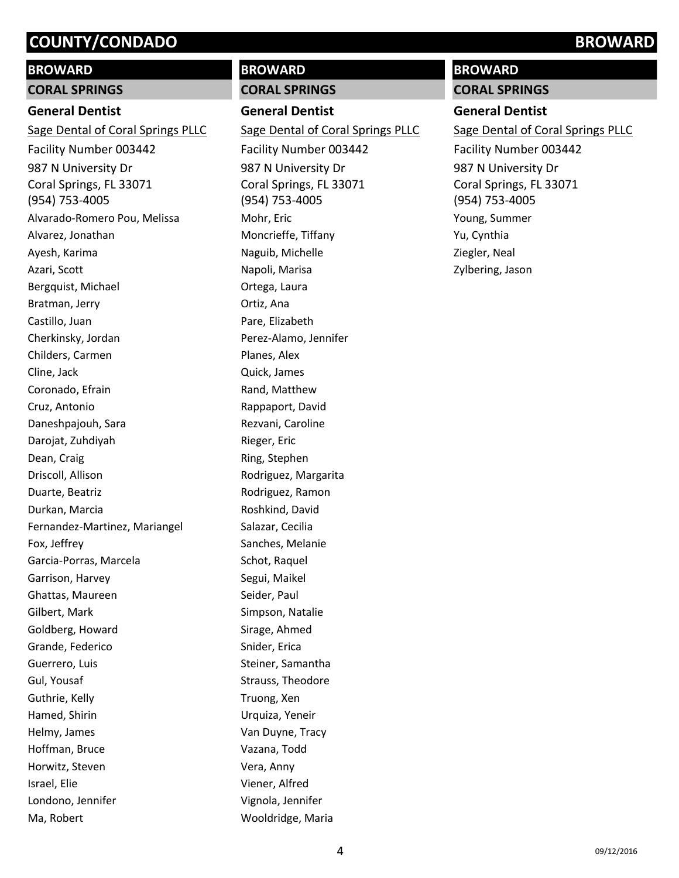## BROWARD

### CORAL SPRINGS

#### General Dentist

Sage Dental of Coral Springs PLLC
Facility Number 003442
987 N University Dr
Coral Springs, FL 33071
(954) 753-4005

Alvarado-Romero Pou, Melissa
Alvarez, Jonathan
Ayesh, Karima
Azari, Scott
Bergquist, Michael
Bratman, Jerry
Castillo, Juan
Cherkinsky, Jordan
Childers, Carmen
Cline, Jack
Coronado, Efrain
Cruz, Antonio
Daneshpajouh, Sara
Darojat, Zuhdiyah
Dean, Craig
Driscoll, Allison
Duarte, Beatriz
Durkan, Marcia
Fernandez-Martinez, Mariangel
Fox, Jeffrey
Garcia-Porras, Marcela
Garrison, Harvey
Ghattas, Maureen
Gilbert, Mark
Goldberg, Howard
Grande, Federico
Guerrero, Luis
Gul, Yousaf
Guthrie, Kelly
Hamed, Shirin
Helmy, James
Hoffman, Bruce
Horwitz, Steven
Israel, Elie
Londono, Jennifer
Ma, Robert

## BROWARD

### CORAL SPRINGS

#### General Dentist

Sage Dental of Coral Springs PLLC
Facility Number 003442
987 N University Dr
Coral Springs, FL 33071
(954) 753-4005

Mohr, Eric
Moncrieffe, Tiffany
Naguib, Michelle
Napoli, Marisa
Ortega, Laura
Ortiz, Ana
Pare, Elizabeth
Perez-Alamo, Jennifer
Planes, Alex
Quick, James
Rand, Matthew
Rappaport, David
Rezvani, Caroline
Rieger, Eric
Ring, Stephen
Rodriguez, Margarita
Rodriguez, Ramon
Roshkind, David
Salazar, Cecilia
Sanches, Melanie
Schot, Raquel
Segui, Maikel
Seider, Paul
Simpson, Natalie
Sirage, Ahmed
Snider, Erica
Steiner, Samantha
Strauss, Theodore
Truong, Xen
Urquiza, Yeneir
Van Duyne, Tracy
Vazana, Todd
Vera, Anny
Viener, Alfred
Vignola, Jennifer
Wooldridge, Maria

## BROWARD

### CORAL SPRINGS

#### General Dentist

Sage Dental of Coral Springs PLLC
Facility Number 003442
987 N University Dr
Coral Springs, FL 33071
(954) 753-4005

Young, Summer
Yu, Cynthia
Ziegler, Neal
Zylbering, Jason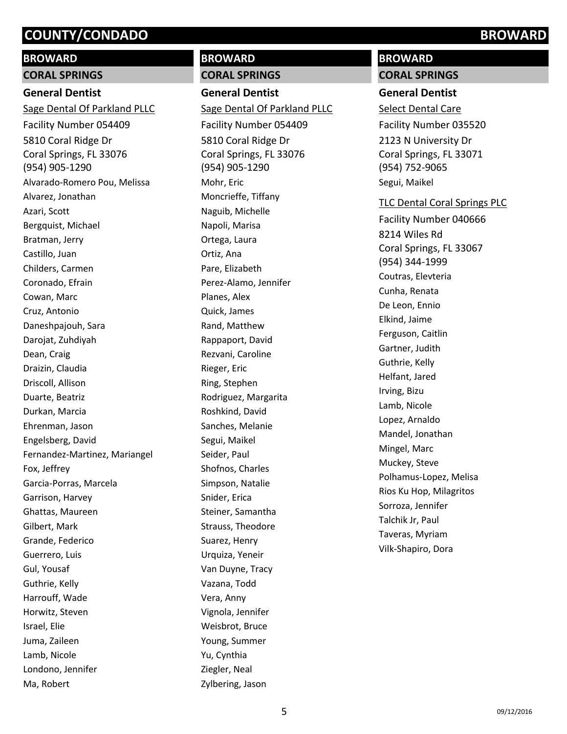# COUNTY/CONDADO BROWARD

## BROWARD

### CORAL SPRINGS

#### General Dentist

Sage Dental Of Parkland PLLC

Facility Number 054409

5810 Coral Ridge Dr
Coral Springs, FL 33076
(954) 905-1290

Alvarado-Romero Pou, Melissa
Alvarez, Jonathan
Azari, Scott
Bergquist, Michael
Bratman, Jerry
Castillo, Juan
Childers, Carmen
Coronado, Efrain
Cowan, Marc
Cruz, Antonio
Daneshpajouh, Sara
Darojat, Zuhdiyah
Dean, Craig
Draizin, Claudia
Driscoll, Allison
Duarte, Beatriz
Durkan, Marcia
Ehrenman, Jason
Engelsberg, David
Fernandez-Martinez, Mariangel
Fox, Jeffrey
Garcia-Porras, Marcela
Garrison, Harvey
Ghattas, Maureen
Gilbert, Mark
Grande, Federico
Guerrero, Luis
Gul, Yousaf
Guthrie, Kelly
Harrouff, Wade
Horwitz, Steven
Israel, Elie
Juma, Zaileen
Lamb, Nicole
Londono, Jennifer
Ma, Robert

## BROWARD

### CORAL SPRINGS

#### General Dentist

Sage Dental Of Parkland PLLC

Facility Number 054409

5810 Coral Ridge Dr
Coral Springs, FL 33076
(954) 905-1290

Mohr, Eric
Moncrieffe, Tiffany
Naguib, Michelle
Napoli, Marisa
Ortega, Laura
Ortiz, Ana
Pare, Elizabeth
Perez-Alamo, Jennifer
Planes, Alex
Quick, James
Rand, Matthew
Rappaport, David
Rezvani, Caroline
Rieger, Eric
Ring, Stephen
Rodriguez, Margarita
Roshkind, David
Sanches, Melanie
Segui, Maikel
Seider, Paul
Shofnos, Charles
Simpson, Natalie
Snider, Erica
Steiner, Samantha
Strauss, Theodore
Suarez, Henry
Urquiza, Yeneir
Van Duyne, Tracy
Vazana, Todd
Vera, Anny
Vignola, Jennifer
Weisbrot, Bruce
Young, Summer
Yu, Cynthia
Ziegler, Neal
Zylbering, Jason

## BROWARD

### CORAL SPRINGS

#### General Dentist

Select Dental Care

Facility Number 035520

2123 N University Dr
Coral Springs, FL 33071
(954) 752-9065

Segui, Maikel

TLC Dental Coral Springs PLC

Facility Number 040666

8214 Wiles Rd
Coral Springs, FL 33067
(954) 344-1999

Coutras, Elevteria
Cunha, Renata
De Leon, Ennio
Elkind, Jaime
Ferguson, Caitlin
Gartner, Judith
Guthrie, Kelly
Helfant, Jared
Irving, Bizu
Lamb, Nicole
Lopez, Arnaldo
Mandel, Jonathan
Mingel, Marc
Muckey, Steve
Polhamus-Lopez, Melisa
Rios Ku Hop, Milagritos
Sorroza, Jennifer
Talchik Jr, Paul
Taveras, Myriam
Vilk-Shapiro, Dora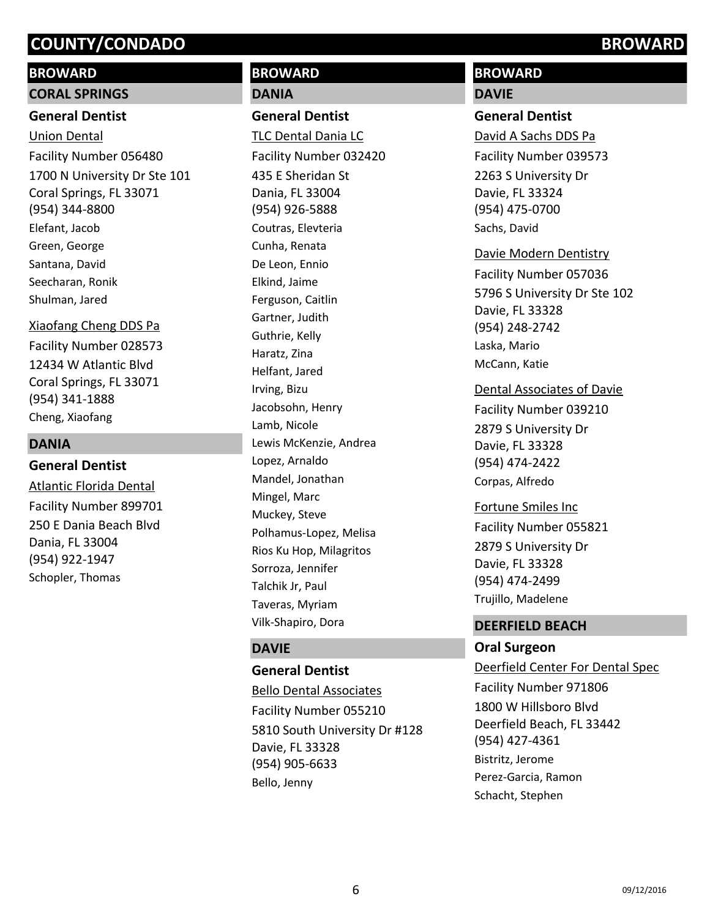## BROWARD

### CORAL SPRINGS

**General Dentist**

Union Dental
Facility Number 056480
1700 N University Dr Ste 101
Coral Springs, FL 33071
(954) 344-8800
Elefant, Jacob
Green, George
Santana, David
Seecharan, Ronik
Shulman, Jared

Xiaofang Cheng DDS Pa
Facility Number 028573
12434 W Atlantic Blvd
Coral Springs, FL 33071
(954) 341-1888
Cheng, Xiaofang

### DANIA

**General Dentist**

Atlantic Florida Dental
Facility Number 899701
250 E Dania Beach Blvd
Dania, FL 33004
(954) 922-1947
Schopler, Thomas

## BROWARD

### DANIA

**General Dentist**

TLC Dental Dania LC
Facility Number 032420
435 E Sheridan St
Dania, FL 33004
(954) 926-5888
Coutras, Elevteria
Cunha, Renata
De Leon, Ennio
Elkind, Jaime
Ferguson, Caitlin
Gartner, Judith
Guthrie, Kelly
Haratz, Zina
Helfant, Jared
Irving, Bizu
Jacobsohn, Henry
Lamb, Nicole
Lewis McKenzie, Andrea
Lopez, Arnaldo
Mandel, Jonathan
Mingel, Marc
Muckey, Steve
Polhamus-Lopez, Melisa
Rios Ku Hop, Milagritos
Sorroza, Jennifer
Talchik Jr, Paul
Taveras, Myriam
Vilk-Shapiro, Dora

### DAVIE

**General Dentist**

Bello Dental Associates
Facility Number 055210
5810 South University Dr #128
Davie, FL 33328
(954) 905-6633
Bello, Jenny

## BROWARD

### DAVIE

**General Dentist**

David A Sachs DDS Pa
Facility Number 039573
2263 S University Dr
Davie, FL 33324
(954) 475-0700
Sachs, David

Davie Modern Dentistry
Facility Number 057036
5796 S University Dr Ste 102
Davie, FL 33328
(954) 248-2742
Laska, Mario
McCann, Katie

Dental Associates of Davie
Facility Number 039210
2879 S University Dr
Davie, FL 33328
(954) 474-2422
Corpas, Alfredo

Fortune Smiles Inc
Facility Number 055821
2879 S University Dr
Davie, FL 33328
(954) 474-2499
Trujillo, Madelene

### DEERFIELD BEACH

**Oral Surgeon**

Deerfield Center For Dental Spec
Facility Number 971806
1800 W Hillsboro Blvd
Deerfield Beach, FL 33442
(954) 427-4361
Bistritz, Jerome
Perez-Garcia, Ramon
Schacht, Stephen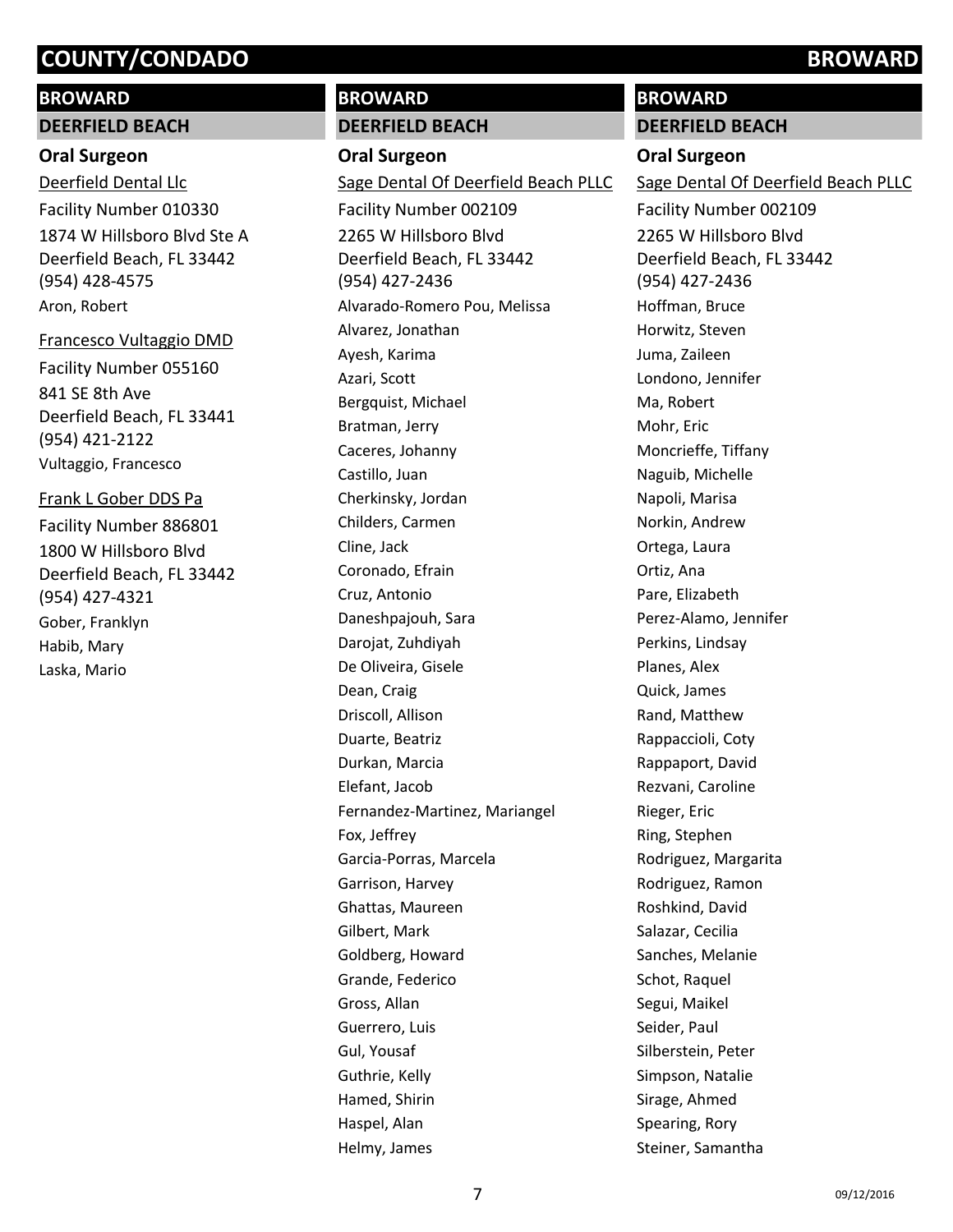## BROWARD

### DEERFIELD BEACH

#### Oral Surgeon

Deerfield Dental Llc
Facility Number 010330
1874 W Hillsboro Blvd Ste A
Deerfield Beach, FL 33442
(954) 428-4575
Aron, Robert

Francesco Vultaggio DMD
Facility Number 055160
841 SE 8th Ave
Deerfield Beach, FL 33441
(954) 421-2122
Vultaggio, Francesco

Frank L Gober DDS Pa
Facility Number 886801
1800 W Hillsboro Blvd
Deerfield Beach, FL 33442
(954) 427-4321
Gober, Franklyn
Habib, Mary
Laska, Mario

## BROWARD

### DEERFIELD BEACH

#### Oral Surgeon

Sage Dental Of Deerfield Beach PLLC
Facility Number 002109
2265 W Hillsboro Blvd
Deerfield Beach, FL 33442
(954) 427-2436
Alvarado-Romero Pou, Melissa
Alvarez, Jonathan
Ayesh, Karima
Azari, Scott
Bergquist, Michael
Bratman, Jerry
Caceres, Johanny
Castillo, Juan
Cherkinsky, Jordan
Childers, Carmen
Cline, Jack
Coronado, Efrain
Cruz, Antonio
Daneshpajouh, Sara
Darojat, Zuhdiyah
De Oliveira, Gisele
Dean, Craig
Driscoll, Allison
Duarte, Beatriz
Durkan, Marcia
Elefant, Jacob
Fernandez-Martinez, Mariangel
Fox, Jeffrey
Garcia-Porras, Marcela
Garrison, Harvey
Ghattas, Maureen
Gilbert, Mark
Goldberg, Howard
Grande, Federico
Gross, Allan
Guerrero, Luis
Gul, Yousaf
Guthrie, Kelly
Hamed, Shirin
Haspel, Alan
Helmy, James

## BROWARD

### DEERFIELD BEACH

#### Oral Surgeon

Sage Dental Of Deerfield Beach PLLC
Facility Number 002109
2265 W Hillsboro Blvd
Deerfield Beach, FL 33442
(954) 427-2436
Hoffman, Bruce
Horwitz, Steven
Juma, Zaileen
Londono, Jennifer
Ma, Robert
Mohr, Eric
Moncrieffe, Tiffany
Naguib, Michelle
Napoli, Marisa
Norkin, Andrew
Ortega, Laura
Ortiz, Ana
Pare, Elizabeth
Perez-Alamo, Jennifer
Perkins, Lindsay
Planes, Alex
Quick, James
Rand, Matthew
Rappaccioli, Coty
Rappaport, David
Rezvani, Caroline
Rieger, Eric
Ring, Stephen
Rodriguez, Margarita
Rodriguez, Ramon
Roshkind, David
Salazar, Cecilia
Sanches, Melanie
Schot, Raquel
Segui, Maikel
Seider, Paul
Silberstein, Peter
Simpson, Natalie
Sirage, Ahmed
Spearing, Rory
Steiner, Samantha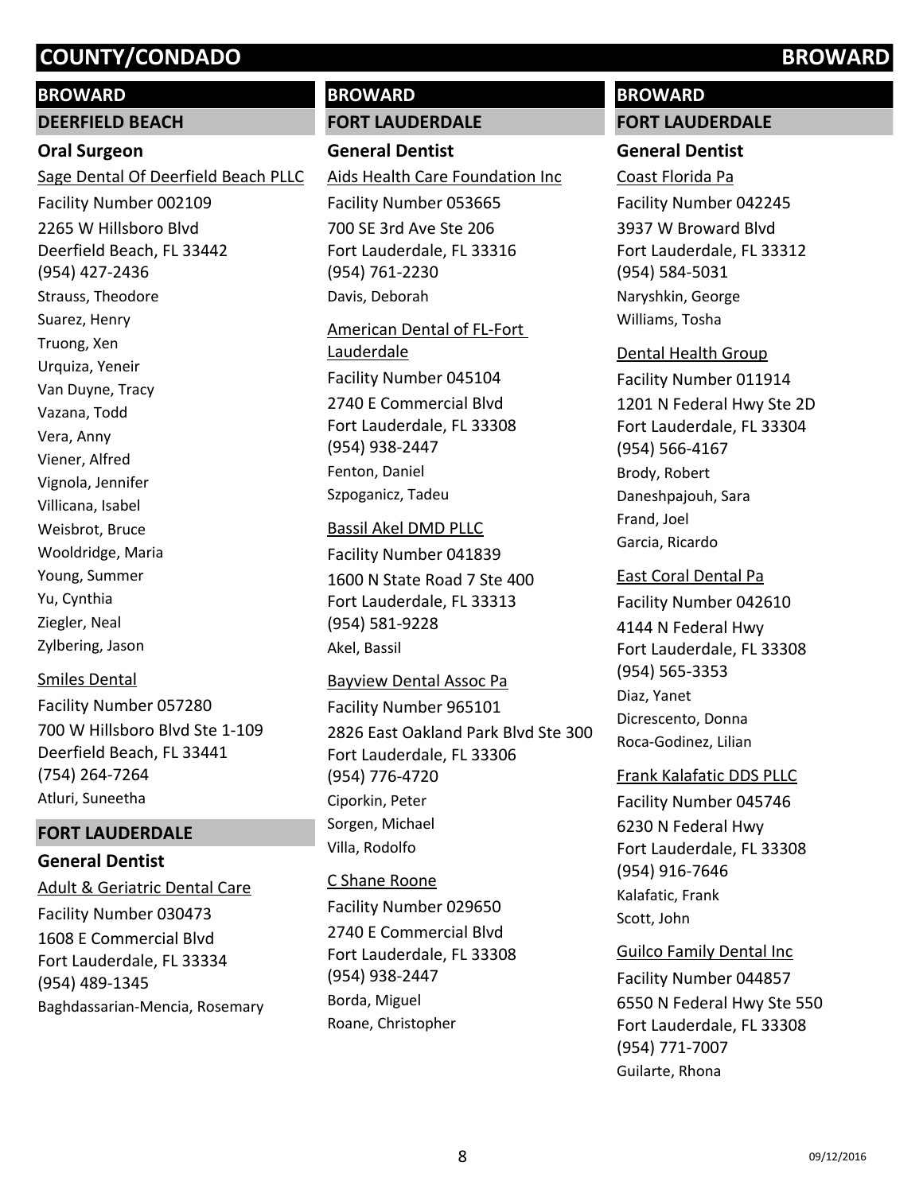## BROWARD

### DEERFIELD BEACH

**Oral Surgeon**

Sage Dental Of Deerfield Beach PLLC
Facility Number 002109
2265 W Hillsboro Blvd
Deerfield Beach, FL 33442
(954) 427-2436
Strauss, Theodore
Suarez, Henry
Truong, Xen
Urquiza, Yeneir
Van Duyne, Tracy
Vazana, Todd
Vera, Anny
Viener, Alfred
Vignola, Jennifer
Villicana, Isabel
Weisbrot, Bruce
Wooldridge, Maria
Young, Summer
Yu, Cynthia
Ziegler, Neal
Zylbering, Jason

Smiles Dental
Facility Number 057280
700 W Hillsboro Blvd Ste 1-109
Deerfield Beach, FL 33441
(754) 264-7264
Atluri, Suneetha

### FORT LAUDERDALE

**General Dentist**

Adult & Geriatric Dental Care
Facility Number 030473
1608 E Commercial Blvd
Fort Lauderdale, FL 33334
(954) 489-1345
Baghdassarian-Mencia, Rosemary

## BROWARD

### FORT LAUDERDALE

**General Dentist**

Aids Health Care Foundation Inc
Facility Number 053665
700 SE 3rd Ave Ste 206
Fort Lauderdale, FL 33316
(954) 761-2230
Davis, Deborah

American Dental of FL-Fort Lauderdale
Facility Number 045104
2740 E Commercial Blvd
Fort Lauderdale, FL 33308
(954) 938-2447
Fenton, Daniel
Szpoganicz, Tadeu

Bassil Akel DMD PLLC
Facility Number 041839
1600 N State Road 7 Ste 400
Fort Lauderdale, FL 33313
(954) 581-9228
Akel, Bassil

Bayview Dental Assoc Pa
Facility Number 965101
2826 East Oakland Park Blvd Ste 300
Fort Lauderdale, FL 33306
(954) 776-4720
Ciporkin, Peter
Sorgen, Michael
Villa, Rodolfo

C Shane Roone
Facility Number 029650
2740 E Commercial Blvd
Fort Lauderdale, FL 33308
(954) 938-2447
Borda, Miguel
Roane, Christopher

## BROWARD

### FORT LAUDERDALE

**General Dentist**

Coast Florida Pa
Facility Number 042245
3937 W Broward Blvd
Fort Lauderdale, FL 33312
(954) 584-5031
Naryshkin, George
Williams, Tosha

Dental Health Group
Facility Number 011914
1201 N Federal Hwy Ste 2D
Fort Lauderdale, FL 33304
(954) 566-4167
Brody, Robert
Daneshpajouh, Sara
Frand, Joel
Garcia, Ricardo

East Coral Dental Pa
Facility Number 042610
4144 N Federal Hwy
Fort Lauderdale, FL 33308
(954) 565-3353
Diaz, Yanet
Dicrescento, Donna
Roca-Godinez, Lilian

Frank Kalafatic DDS PLLC
Facility Number 045746
6230 N Federal Hwy
Fort Lauderdale, FL 33308
(954) 916-7646
Kalafatic, Frank
Scott, John

Guilco Family Dental Inc
Facility Number 044857
6550 N Federal Hwy Ste 550
Fort Lauderdale, FL 33308
(954) 771-7007
Guilarte, Rhona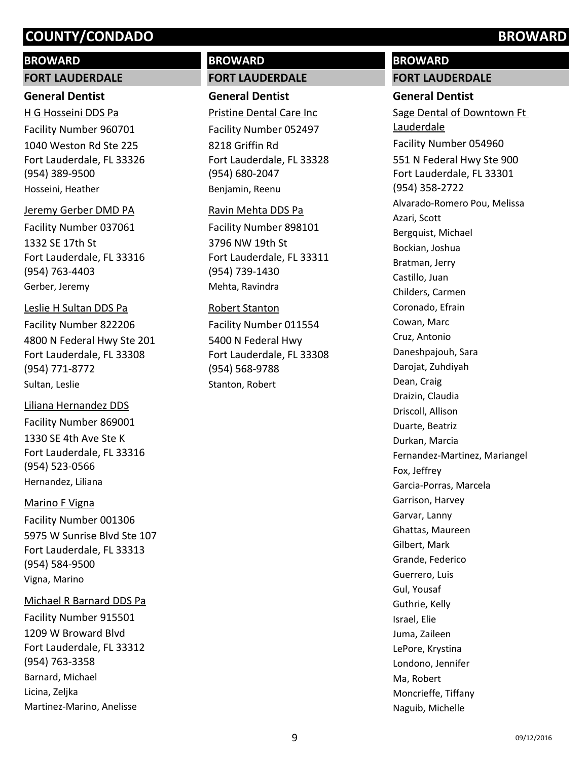## BROWARD

### FORT LAUDERDALE

#### General Dentist

H G Hosseini DDS Pa
Facility Number 960701
1040 Weston Rd Ste 225
Fort Lauderdale, FL 33326
(954) 389-9500
Hosseini, Heather

Jeremy Gerber DMD PA
Facility Number 037061
1332 SE 17th St
Fort Lauderdale, FL 33316
(954) 763-4403
Gerber, Jeremy

Leslie H Sultan DDS Pa
Facility Number 822206
4800 N Federal Hwy Ste 201
Fort Lauderdale, FL 33308
(954) 771-8772
Sultan, Leslie

Liliana Hernandez DDS
Facility Number 869001
1330 SE 4th Ave Ste K
Fort Lauderdale, FL 33316
(954) 523-0566
Hernandez, Liliana

Marino F Vigna
Facility Number 001306
5975 W Sunrise Blvd Ste 107
Fort Lauderdale, FL 33313
(954) 584-9500
Vigna, Marino

Michael R Barnard DDS Pa
Facility Number 915501
1209 W Broward Blvd
Fort Lauderdale, FL 33312
(954) 763-3358
Barnard, Michael
Licina, Zeljka
Martinez-Marino, Anelisse

Pristine Dental Care Inc
Facility Number 052497
8218 Griffin Rd
Fort Lauderdale, FL 33328
(954) 680-2047
Benjamin, Reenu

Ravin Mehta DDS Pa
Facility Number 898101
3796 NW 19th St
Fort Lauderdale, FL 33311
(954) 739-1430
Mehta, Ravindra

Robert Stanton
Facility Number 011554
5400 N Federal Hwy
Fort Lauderdale, FL 33308
(954) 568-9788
Stanton, Robert

Sage Dental of Downtown Ft Lauderdale
Facility Number 054960
551 N Federal Hwy Ste 900
Fort Lauderdale, FL 33301
(954) 358-2722
Alvarado-Romero Pou, Melissa
Azari, Scott
Bergquist, Michael
Bockian, Joshua
Bratman, Jerry
Castillo, Juan
Childers, Carmen
Coronado, Efrain
Cowan, Marc
Cruz, Antonio
Daneshpajouh, Sara
Darojat, Zuhdiyah
Dean, Craig
Draizin, Claudia
Driscoll, Allison
Duarte, Beatriz
Durkan, Marcia
Fernandez-Martinez, Mariangel
Fox, Jeffrey
Garcia-Porras, Marcela
Garrison, Harvey
Garvar, Lanny
Ghattas, Maureen
Gilbert, Mark
Grande, Federico
Guerrero, Luis
Gul, Yousaf
Guthrie, Kelly
Israel, Elie
Juma, Zaileen
LePore, Krystina
Londono, Jennifer
Ma, Robert
Moncrieffe, Tiffany
Naguib, Michelle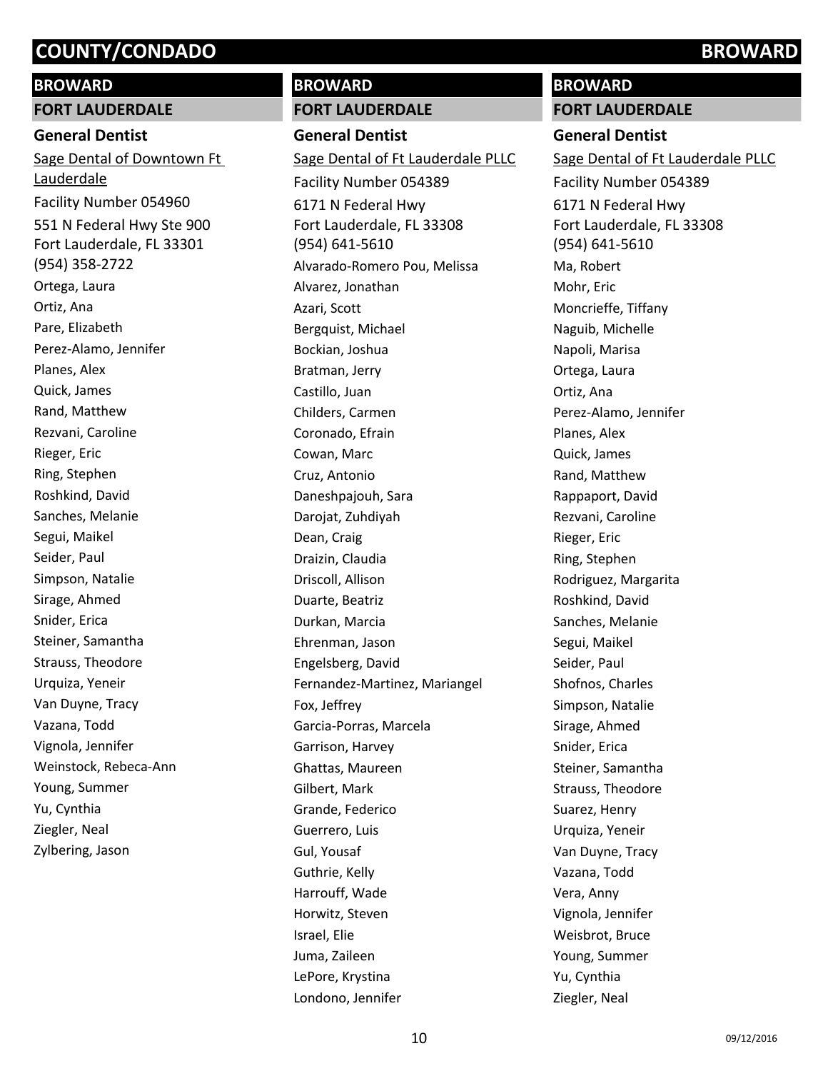## BROWARD

### FORT LAUDERDALE

**General Dentist**

Sage Dental of Downtown Ft Lauderdale
Facility Number 054960
551 N Federal Hwy Ste 900
Fort Lauderdale, FL 33301
(954) 358-2722

Ortega, Laura
Ortiz, Ana
Pare, Elizabeth
Perez-Alamo, Jennifer
Planes, Alex
Quick, James
Rand, Matthew
Rezvani, Caroline
Rieger, Eric
Ring, Stephen
Roshkind, David
Sanches, Melanie
Segui, Maikel
Seider, Paul
Simpson, Natalie
Sirage, Ahmed
Snider, Erica
Steiner, Samantha
Strauss, Theodore
Urquiza, Yeneir
Van Duyne, Tracy
Vazana, Todd
Vignola, Jennifer
Weinstock, Rebeca-Ann
Young, Summer
Yu, Cynthia
Ziegler, Neal
Zylbering, Jason

## BROWARD

### FORT LAUDERDALE

**General Dentist**

Sage Dental of Ft Lauderdale PLLC
Facility Number 054389
6171 N Federal Hwy
Fort Lauderdale, FL 33308
(954) 641-5610

Alvarado-Romero Pou, Melissa
Alvarez, Jonathan
Azari, Scott
Bergquist, Michael
Bockian, Joshua
Bratman, Jerry
Castillo, Juan
Childers, Carmen
Coronado, Efrain
Cowan, Marc
Cruz, Antonio
Daneshpajouh, Sara
Darojat, Zuhdiyah
Dean, Craig
Draizin, Claudia
Driscoll, Allison
Duarte, Beatriz
Durkan, Marcia
Ehrenman, Jason
Engelsberg, David
Fernandez-Martinez, Mariangel
Fox, Jeffrey
Garcia-Porras, Marcela
Garrison, Harvey
Ghattas, Maureen
Gilbert, Mark
Grande, Federico
Guerrero, Luis
Gul, Yousaf
Guthrie, Kelly
Harrouff, Wade
Horwitz, Steven
Israel, Elie
Juma, Zaileen
LePore, Krystina
Londono, Jennifer

## BROWARD

### FORT LAUDERDALE

**General Dentist**

Sage Dental of Ft Lauderdale PLLC
Facility Number 054389
6171 N Federal Hwy
Fort Lauderdale, FL 33308
(954) 641-5610

Ma, Robert
Mohr, Eric
Moncrieffe, Tiffany
Naguib, Michelle
Napoli, Marisa
Ortega, Laura
Ortiz, Ana
Perez-Alamo, Jennifer
Planes, Alex
Quick, James
Rand, Matthew
Rappaport, David
Rezvani, Caroline
Rieger, Eric
Ring, Stephen
Rodriguez, Margarita
Roshkind, David
Sanches, Melanie
Segui, Maikel
Seider, Paul
Shofnos, Charles
Simpson, Natalie
Sirage, Ahmed
Snider, Erica
Steiner, Samantha
Strauss, Theodore
Suarez, Henry
Urquiza, Yeneir
Van Duyne, Tracy
Vazana, Todd
Vera, Anny
Vignola, Jennifer
Weisbrot, Bruce
Young, Summer
Yu, Cynthia
Ziegler, Neal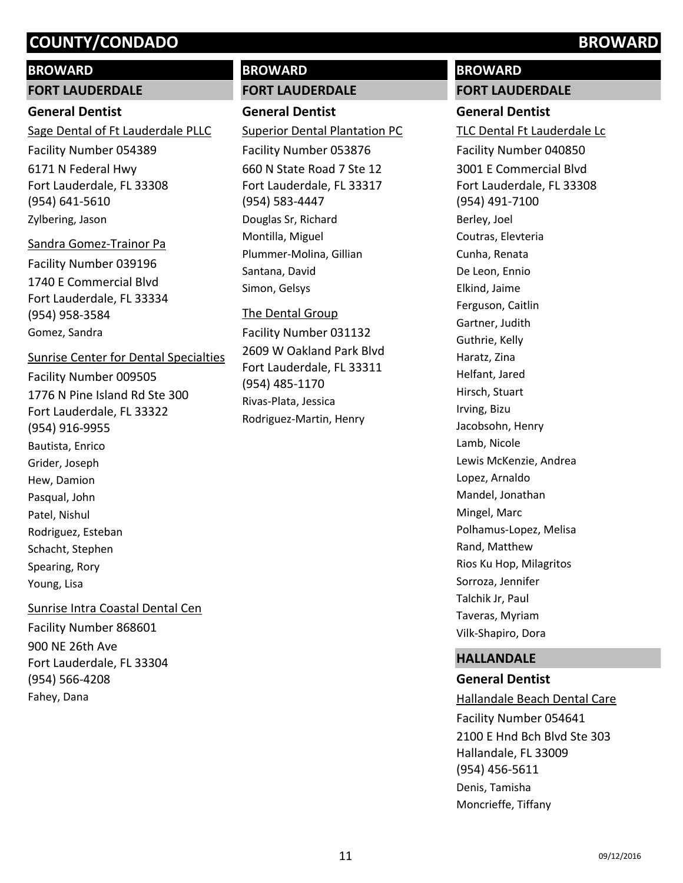## BROWARD

### FORT LAUDERDALE

#### General Dentist

Sage Dental of Ft Lauderdale PLLC
Facility Number 054389
6171 N Federal Hwy
Fort Lauderdale, FL 33308
(954) 641-5610
Zylbering, Jason

Sandra Gomez-Trainor Pa
Facility Number 039196
1740 E Commercial Blvd
Fort Lauderdale, FL 33334
(954) 958-3584
Gomez, Sandra

Sunrise Center for Dental Specialties
Facility Number 009505
1776 N Pine Island Rd Ste 300
Fort Lauderdale, FL 33322
(954) 916-9955
Bautista, Enrico
Grider, Joseph
Hew, Damion
Pasqual, John
Patel, Nishul
Rodriguez, Esteban
Schacht, Stephen
Spearing, Rory
Young, Lisa

Sunrise Intra Coastal Dental Cen
Facility Number 868601
900 NE 26th Ave
Fort Lauderdale, FL 33304
(954) 566-4208
Fahey, Dana

Superior Dental Plantation PC
Facility Number 053876
660 N State Road 7 Ste 12
Fort Lauderdale, FL 33317
(954) 583-4447
Douglas Sr, Richard
Montilla, Miguel
Plummer-Molina, Gillian
Santana, David
Simon, Gelsys

The Dental Group
Facility Number 031132
2609 W Oakland Park Blvd
Fort Lauderdale, FL 33311
(954) 485-1170
Rivas-Plata, Jessica
Rodriguez-Martin, Henry

TLC Dental Ft Lauderdale Lc
Facility Number 040850
3001 E Commercial Blvd
Fort Lauderdale, FL 33308
(954) 491-7100
Berley, Joel
Coutras, Elevteria
Cunha, Renata
De Leon, Ennio
Elkind, Jaime
Ferguson, Caitlin
Gartner, Judith
Guthrie, Kelly
Haratz, Zina
Helfant, Jared
Hirsch, Stuart
Irving, Bizu
Jacobsohn, Henry
Lamb, Nicole
Lewis McKenzie, Andrea
Lopez, Arnaldo
Mandel, Jonathan
Mingel, Marc
Polhamus-Lopez, Melisa
Rand, Matthew
Rios Ku Hop, Milagritos
Sorroza, Jennifer
Talchik Jr, Paul
Taveras, Myriam
Vilk-Shapiro, Dora

### HALLANDALE

#### General Dentist

Hallandale Beach Dental Care
Facility Number 054641
2100 E Hnd Bch Blvd Ste 303
Hallandale, FL 33009
(954) 456-5611
Denis, Tamisha
Moncrieffe, Tiffany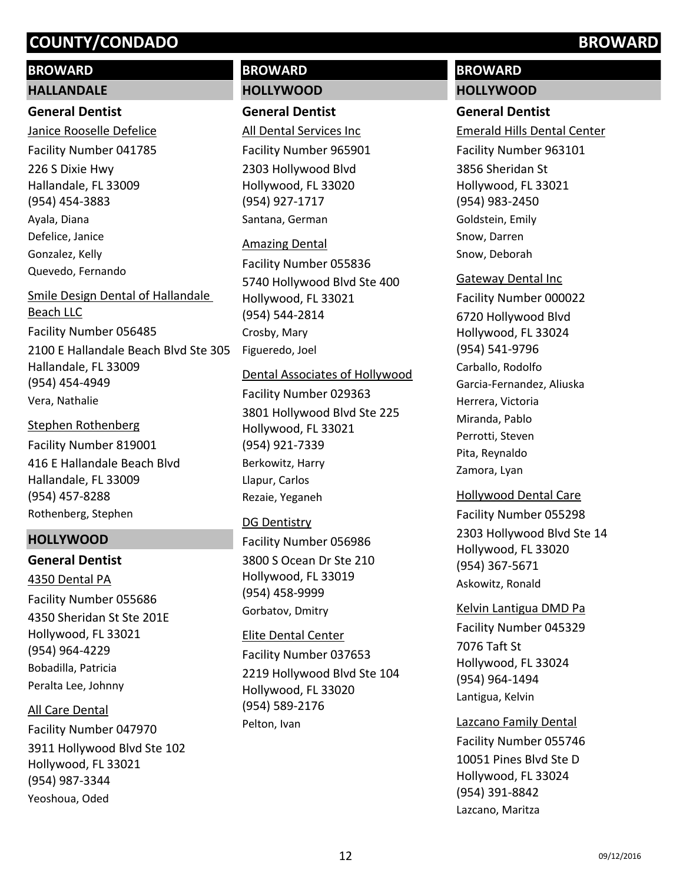# COUNTY/CONDADO BROWARD

## BROWARD

### HALLANDALE

#### General Dentist

Janice Rooselle Defelice
Facility Number 041785
226 S Dixie Hwy
Hallandale, FL 33009
(954) 454-3883
Ayala, Diana
Defelice, Janice
Gonzalez, Kelly
Quevedo, Fernando

Smile Design Dental of Hallandale Beach LLC
Facility Number 056485
2100 E Hallandale Beach Blvd Ste 305
Hallandale, FL 33009
(954) 454-4949
Vera, Nathalie

Stephen Rothenberg
Facility Number 819001
416 E Hallandale Beach Blvd
Hallandale, FL 33009
(954) 457-8288
Rothenberg, Stephen

### HOLLYWOOD

#### General Dentist

4350 Dental PA
Facility Number 055686
4350 Sheridan St Ste 201E
Hollywood, FL 33021
(954) 964-4229
Bobadilla, Patricia
Peralta Lee, Johnny

All Care Dental
Facility Number 047970
3911 Hollywood Blvd Ste 102
Hollywood, FL 33021
(954) 987-3344
Yeoshoua, Oded

## BROWARD

### HOLLYWOOD

#### General Dentist

All Dental Services Inc
Facility Number 965901
2303 Hollywood Blvd
Hollywood, FL 33020
(954) 927-1717
Santana, German

Amazing Dental
Facility Number 055836
5740 Hollywood Blvd Ste 400
Hollywood, FL 33021
(954) 544-2814
Crosby, Mary
Figueredo, Joel

Dental Associates of Hollywood
Facility Number 029363
3801 Hollywood Blvd Ste 225
Hollywood, FL 33021
(954) 921-7339
Berkowitz, Harry
Llapur, Carlos
Rezaie, Yeganeh

DG Dentistry
Facility Number 056986
3800 S Ocean Dr Ste 210
Hollywood, FL 33019
(954) 458-9999
Gorbatov, Dmitry

Elite Dental Center
Facility Number 037653
2219 Hollywood Blvd Ste 104
Hollywood, FL 33020
(954) 589-2176
Pelton, Ivan

## BROWARD

### HOLLYWOOD

#### General Dentist

Emerald Hills Dental Center
Facility Number 963101
3856 Sheridan St
Hollywood, FL 33021
(954) 983-2450
Goldstein, Emily
Snow, Darren
Snow, Deborah

Gateway Dental Inc
Facility Number 000022
6720 Hollywood Blvd
Hollywood, FL 33024
(954) 541-9796
Carballo, Rodolfo
Garcia-Fernandez, Aliuska
Herrera, Victoria
Miranda, Pablo
Perrotti, Steven
Pita, Reynaldo
Zamora, Lyan

Hollywood Dental Care
Facility Number 055298
2303 Hollywood Blvd Ste 14
Hollywood, FL 33020
(954) 367-5671
Askowitz, Ronald

Kelvin Lantigua DMD Pa
Facility Number 045329
7076 Taft St
Hollywood, FL 33024
(954) 964-1494
Lantigua, Kelvin

Lazcano Family Dental
Facility Number 055746
10051 Pines Blvd Ste D
Hollywood, FL 33024
(954) 391-8842
Lazcano, Maritza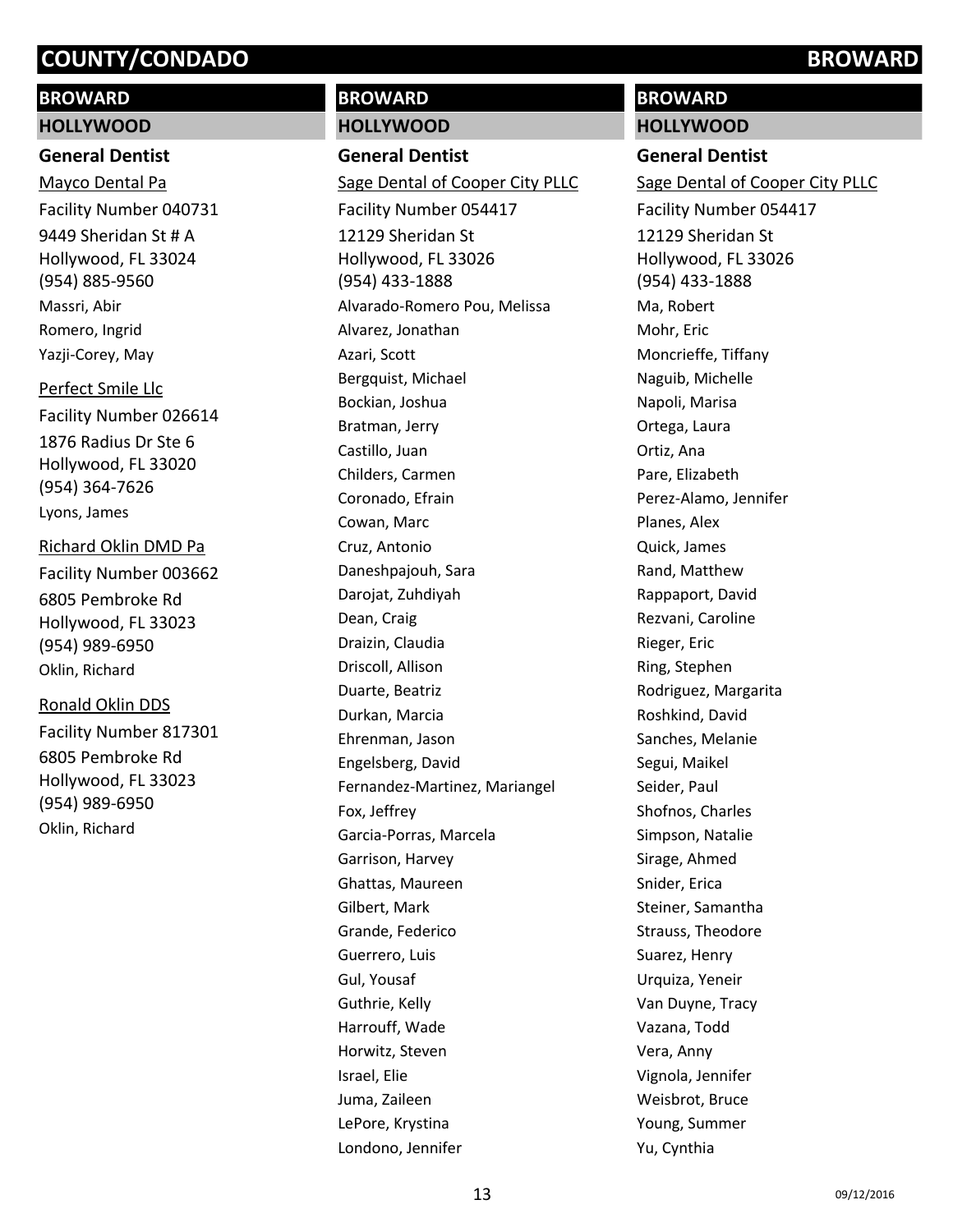## BROWARD

### HOLLYWOOD

#### General Dentist

Mayco Dental Pa

Facility Number 040731

9449 Sheridan St # A
Hollywood, FL 33024
(954) 885-9560

Massri, Abir
Romero, Ingrid
Yazji-Corey, May

Perfect Smile Llc

Facility Number 026614

1876 Radius Dr Ste 6
Hollywood, FL 33020
(954) 364-7626

Lyons, James

Richard Oklin DMD Pa

Facility Number 003662

6805 Pembroke Rd
Hollywood, FL 33023
(954) 989-6950

Oklin, Richard

Ronald Oklin DDS

Facility Number 817301

6805 Pembroke Rd
Hollywood, FL 33023
(954) 989-6950

Oklin, Richard

## BROWARD

### HOLLYWOOD

#### General Dentist

Sage Dental of Cooper City PLLC

Facility Number 054417

12129 Sheridan St
Hollywood, FL 33026
(954) 433-1888

Alvarado-Romero Pou, Melissa
Alvarez, Jonathan
Azari, Scott
Bergquist, Michael
Bockian, Joshua
Bratman, Jerry
Castillo, Juan
Childers, Carmen
Coronado, Efrain
Cowan, Marc
Cruz, Antonio
Daneshpajouh, Sara
Darojat, Zuhdiyah
Dean, Craig
Draizin, Claudia
Driscoll, Allison
Duarte, Beatriz
Durkan, Marcia
Ehrenman, Jason
Engelsberg, David
Fernandez-Martinez, Mariangel
Fox, Jeffrey
Garcia-Porras, Marcela
Garrison, Harvey
Ghattas, Maureen
Gilbert, Mark
Grande, Federico
Guerrero, Luis
Gul, Yousaf
Guthrie, Kelly
Harrouff, Wade
Horwitz, Steven
Israel, Elie
Juma, Zaileen
LePore, Krystina
Londono, Jennifer

## BROWARD

### HOLLYWOOD

#### General Dentist

Sage Dental of Cooper City PLLC

Facility Number 054417

12129 Sheridan St
Hollywood, FL 33026
(954) 433-1888

Ma, Robert
Mohr, Eric
Moncrieffe, Tiffany
Naguib, Michelle
Napoli, Marisa
Ortega, Laura
Ortiz, Ana
Pare, Elizabeth
Perez-Alamo, Jennifer
Planes, Alex
Quick, James
Rand, Matthew
Rappaport, David
Rezvani, Caroline
Rieger, Eric
Ring, Stephen
Rodriguez, Margarita
Roshkind, David
Sanches, Melanie
Segui, Maikel
Seider, Paul
Shofnos, Charles
Simpson, Natalie
Sirage, Ahmed
Snider, Erica
Steiner, Samantha
Strauss, Theodore
Suarez, Henry
Urquiza, Yeneir
Van Duyne, Tracy
Vazana, Todd
Vera, Anny
Vignola, Jennifer
Weisbrot, Bruce
Young, Summer
Yu, Cynthia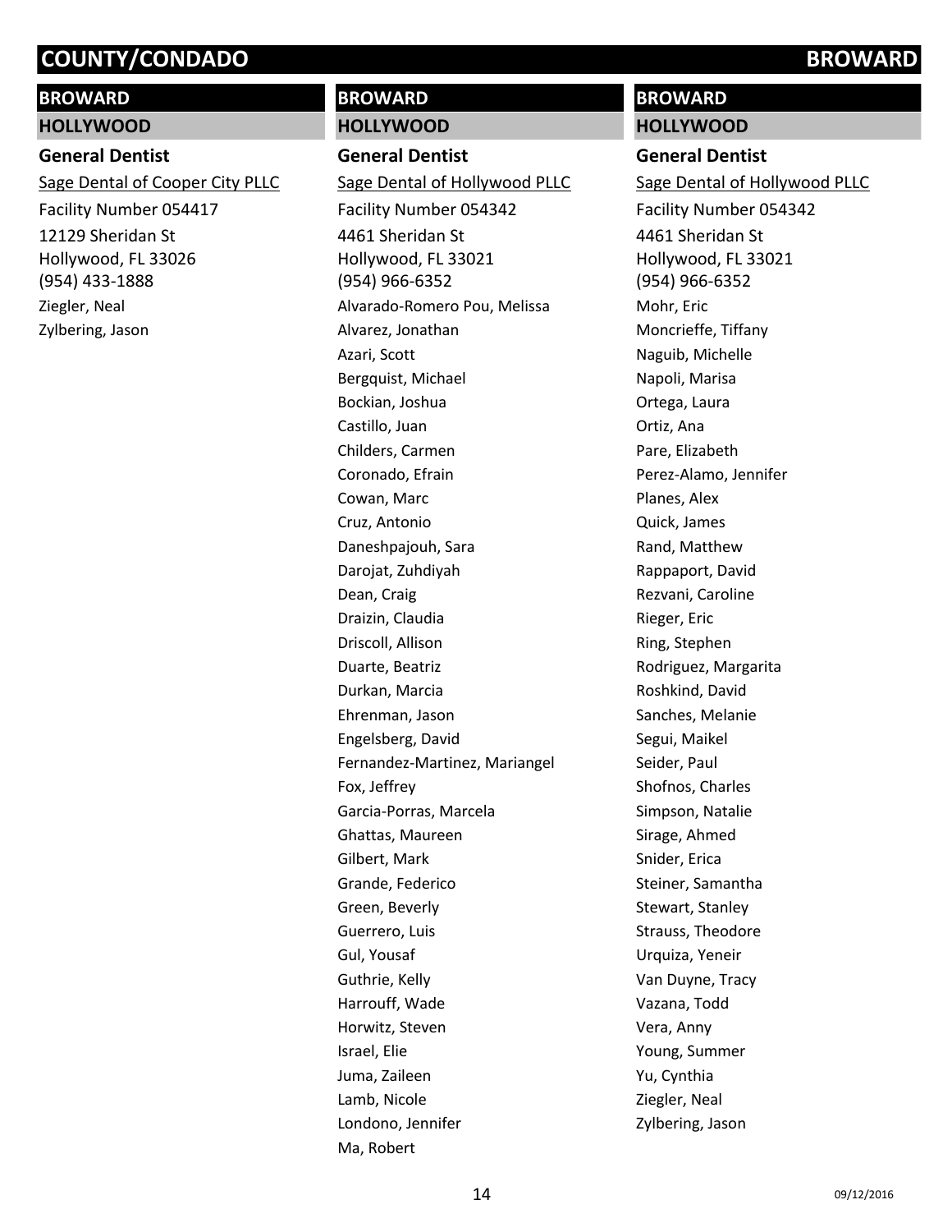# COUNTY/CONDADO BROWARD

## BROWARD

### HOLLYWOOD

**General Dentist**

Sage Dental of Cooper City PLLC
Facility Number 054417
12129 Sheridan St
Hollywood, FL 33026
(954) 433-1888

Ziegler, Neal
Zylbering, Jason

## BROWARD

### HOLLYWOOD

**General Dentist**

Sage Dental of Hollywood PLLC
Facility Number 054342
4461 Sheridan St
Hollywood, FL 33021
(954) 966-6352

Alvarado-Romero Pou, Melissa
Alvarez, Jonathan
Azari, Scott
Bergquist, Michael
Bockian, Joshua
Castillo, Juan
Childers, Carmen
Coronado, Efrain
Cowan, Marc
Cruz, Antonio
Daneshpajouh, Sara
Darojat, Zuhdiyah
Dean, Craig
Draizin, Claudia
Driscoll, Allison
Duarte, Beatriz
Durkan, Marcia
Ehrenman, Jason
Engelsberg, David
Fernandez-Martinez, Mariangel
Fox, Jeffrey
Garcia-Porras, Marcela
Ghattas, Maureen
Gilbert, Mark
Grande, Federico
Green, Beverly
Guerrero, Luis
Gul, Yousaf
Guthrie, Kelly
Harrouff, Wade
Horwitz, Steven
Israel, Elie
Juma, Zaileen
Lamb, Nicole
Londono, Jennifer
Ma, Robert

## BROWARD

### HOLLYWOOD

**General Dentist**

Sage Dental of Hollywood PLLC
Facility Number 054342
4461 Sheridan St
Hollywood, FL 33021
(954) 966-6352

Mohr, Eric
Moncrieffe, Tiffany
Naguib, Michelle
Napoli, Marisa
Ortega, Laura
Ortiz, Ana
Pare, Elizabeth
Perez-Alamo, Jennifer
Planes, Alex
Quick, James
Rand, Matthew
Rappaport, David
Rezvani, Caroline
Rieger, Eric
Ring, Stephen
Rodriguez, Margarita
Roshkind, David
Sanches, Melanie
Segui, Maikel
Seider, Paul
Shofnos, Charles
Simpson, Natalie
Sirage, Ahmed
Snider, Erica
Steiner, Samantha
Stewart, Stanley
Strauss, Theodore
Urquiza, Yeneir
Van Duyne, Tracy
Vazana, Todd
Vera, Anny
Young, Summer
Yu, Cynthia
Ziegler, Neal
Zylbering, Jason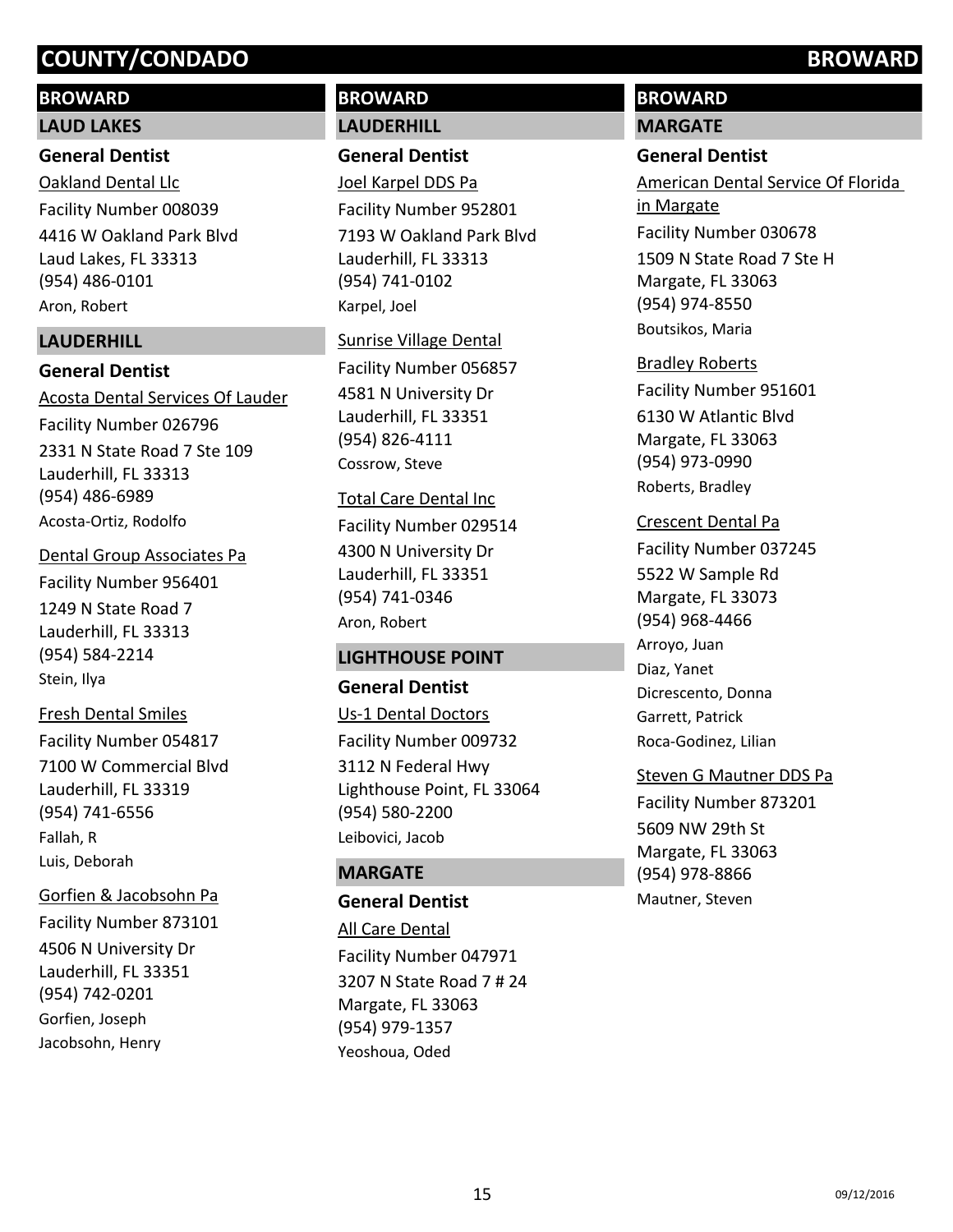# COUNTY/CONDADO BROWARD

## BROWARD

### LAUD LAKES

#### General Dentist

Oakland Dental Llc
Facility Number 008039
4416 W Oakland Park Blvd
Laud Lakes, FL 33313
(954) 486-0101
Aron, Robert

### LAUDERHILL

#### General Dentist

Acosta Dental Services Of Lauder
Facility Number 026796
2331 N State Road 7 Ste 109
Lauderhill, FL 33313
(954) 486-6989
Acosta-Ortiz, Rodolfo

Dental Group Associates Pa
Facility Number 956401
1249 N State Road 7
Lauderhill, FL 33313
(954) 584-2214
Stein, Ilya

Fresh Dental Smiles
Facility Number 054817
7100 W Commercial Blvd
Lauderhill, FL 33319
(954) 741-6556
Fallah, R
Luis, Deborah

Gorfien & Jacobsohn Pa
Facility Number 873101
4506 N University Dr
Lauderhill, FL 33351
(954) 742-0201
Gorfien, Joseph
Jacobsohn, Henry

## BROWARD

### LAUDERHILL

#### General Dentist

Joel Karpel DDS Pa
Facility Number 952801
7193 W Oakland Park Blvd
Lauderhill, FL 33313
(954) 741-0102
Karpel, Joel

Sunrise Village Dental
Facility Number 056857
4581 N University Dr
Lauderhill, FL 33351
(954) 826-4111
Cossrow, Steve

Total Care Dental Inc
Facility Number 029514
4300 N University Dr
Lauderhill, FL 33351
(954) 741-0346
Aron, Robert

### LIGHTHOUSE POINT

#### General Dentist

Us-1 Dental Doctors
Facility Number 009732
3112 N Federal Hwy
Lighthouse Point, FL 33064
(954) 580-2200
Leibovici, Jacob

### MARGATE

#### General Dentist

All Care Dental
Facility Number 047971
3207 N State Road 7 # 24
Margate, FL 33063
(954) 979-1357
Yeoshoua, Oded

## BROWARD

### MARGATE

#### General Dentist

American Dental Service Of Florida in Margate
Facility Number 030678
1509 N State Road 7 Ste H
Margate, FL 33063
(954) 974-8550
Boutsikos, Maria

Bradley Roberts
Facility Number 951601
6130 W Atlantic Blvd
Margate, FL 33063
(954) 973-0990
Roberts, Bradley

Crescent Dental Pa
Facility Number 037245
5522 W Sample Rd
Margate, FL 33073
(954) 968-4466
Arroyo, Juan
Diaz, Yanet
Dicrescento, Donna
Garrett, Patrick
Roca-Godinez, Lilian

Steven G Mautner DDS Pa
Facility Number 873201
5609 NW 29th St
Margate, FL 33063
(954) 978-8866
Mautner, Steven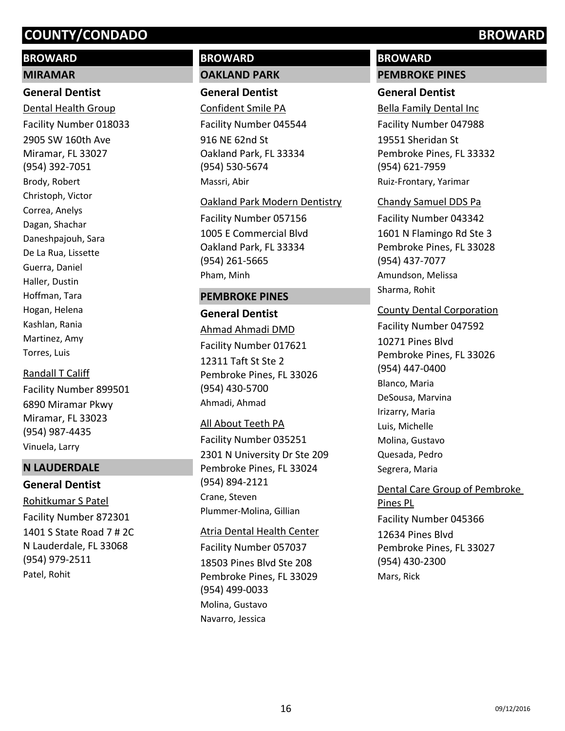# COUNTY/CONDADO BROWARD

## BROWARD

### MIRAMAR

#### General Dentist

Dental Health Group

Facility Number 018033

2905 SW 160th Ave
Miramar, FL 33027
(954) 392-7051

Brody, Robert
Christoph, Victor
Correa, Anelys
Dagan, Shachar
Daneshpajouh, Sara
De La Rua, Lissette
Guerra, Daniel
Haller, Dustin
Hoffman, Tara
Hogan, Helena
Kashlan, Rania
Martinez, Amy
Torres, Luis

Randall T Califf

Facility Number 899501

6890 Miramar Pkwy
Miramar, FL 33023
(954) 987-4435

Vinuela, Larry

### N LAUDERDALE

#### General Dentist

Rohitkumar S Patel

Facility Number 872301

1401 S State Road 7 # 2C
N Lauderdale, FL 33068
(954) 979-2511

Patel, Rohit

## BROWARD

### OAKLAND PARK

#### General Dentist

Confident Smile PA

Facility Number 045544

916 NE 62nd St
Oakland Park, FL 33334
(954) 530-5674

Massri, Abir

Oakland Park Modern Dentistry

Facility Number 057156

1005 E Commercial Blvd
Oakland Park, FL 33334
(954) 261-5665

Pham, Minh

### PEMBROKE PINES

#### General Dentist

Ahmad Ahmadi DMD

Facility Number 017621

12311 Taft St Ste 2
Pembroke Pines, FL 33026
(954) 430-5700

Ahmadi, Ahmad

All About Teeth PA

Facility Number 035251

2301 N University Dr Ste 209
Pembroke Pines, FL 33024
(954) 894-2121

Crane, Steven
Plummer-Molina, Gillian

Atria Dental Health Center

Facility Number 057037

18503 Pines Blvd Ste 208
Pembroke Pines, FL 33029
(954) 499-0033

Molina, Gustavo
Navarro, Jessica

## BROWARD

### PEMBROKE PINES

#### General Dentist

Bella Family Dental Inc

Facility Number 047988

19551 Sheridan St
Pembroke Pines, FL 33332
(954) 621-7959

Ruiz-Frontary, Yarimar

Chandy Samuel DDS Pa

Facility Number 043342

1601 N Flamingo Rd Ste 3
Pembroke Pines, FL 33028
(954) 437-7077

Amundson, Melissa
Sharma, Rohit

County Dental Corporation

Facility Number 047592

10271 Pines Blvd
Pembroke Pines, FL 33026
(954) 447-0400

Blanco, Maria
DeSousa, Marvina
Irizarry, Maria
Luis, Michelle
Molina, Gustavo
Quesada, Pedro
Segrera, Maria

Dental Care Group of Pembroke Pines PL

Facility Number 045366

12634 Pines Blvd
Pembroke Pines, FL 33027
(954) 430-2300

Mars, Rick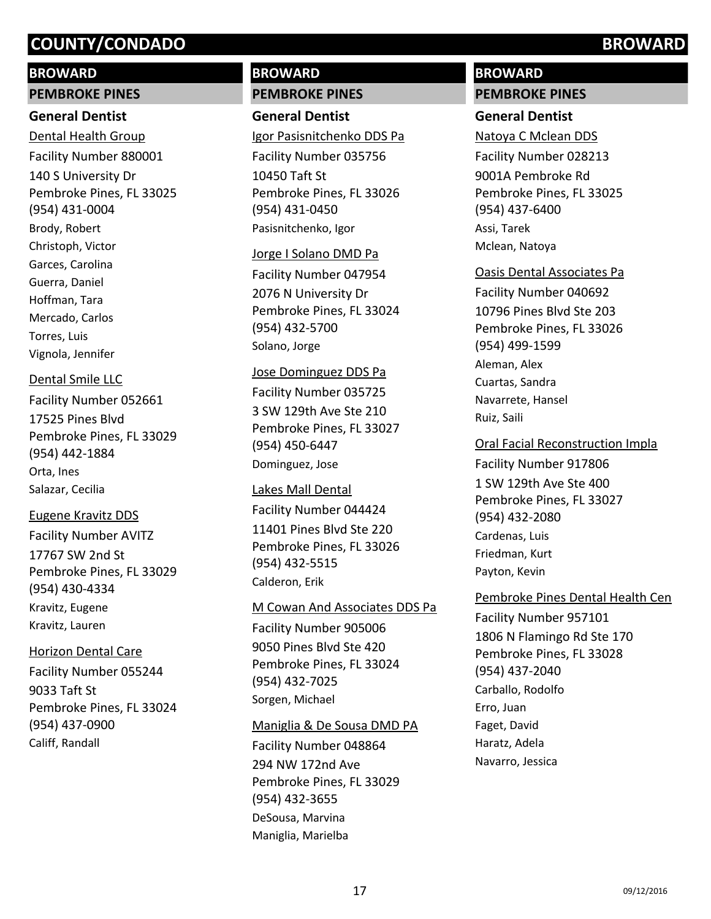# COUNTY/CONDADO BROWARD

## BROWARD

### PEMBROKE PINES

#### General Dentist

Dental Health Group
Facility Number 880001
140 S University Dr
Pembroke Pines, FL 33025
(954) 431-0004
Brody, Robert
Christoph, Victor
Garces, Carolina
Guerra, Daniel
Hoffman, Tara
Mercado, Carlos
Torres, Luis
Vignola, Jennifer

Dental Smile LLC
Facility Number 052661
17525 Pines Blvd
Pembroke Pines, FL 33029
(954) 442-1884
Orta, Ines
Salazar, Cecilia

Eugene Kravitz DDS
Facility Number AVITZ
17767 SW 2nd St
Pembroke Pines, FL 33029
(954) 430-4334
Kravitz, Eugene
Kravitz, Lauren

Horizon Dental Care
Facility Number 055244
9033 Taft St
Pembroke Pines, FL 33024
(954) 437-0900
Califf, Randall

## BROWARD

### PEMBROKE PINES

#### General Dentist

Igor Pasisnitchenko DDS Pa
Facility Number 035756
10450 Taft St
Pembroke Pines, FL 33026
(954) 431-0450
Pasisnitchenko, Igor

Jorge I Solano DMD Pa
Facility Number 047954
2076 N University Dr
Pembroke Pines, FL 33024
(954) 432-5700
Solano, Jorge

Jose Dominguez DDS Pa
Facility Number 035725
3 SW 129th Ave Ste 210
Pembroke Pines, FL 33027
(954) 450-6447
Dominguez, Jose

Lakes Mall Dental
Facility Number 044424
11401 Pines Blvd Ste 220
Pembroke Pines, FL 33026
(954) 432-5515
Calderon, Erik

M Cowan And Associates DDS Pa
Facility Number 905006
9050 Pines Blvd Ste 420
Pembroke Pines, FL 33024
(954) 432-7025
Sorgen, Michael

Maniglia & De Sousa DMD PA
Facility Number 048864
294 NW 172nd Ave
Pembroke Pines, FL 33029
(954) 432-3655
DeSousa, Marvina
Maniglia, Marielba

## BROWARD

### PEMBROKE PINES

#### General Dentist

Natoya C Mclean DDS
Facility Number 028213
9001A Pembroke Rd
Pembroke Pines, FL 33025
(954) 437-6400
Assi, Tarek
Mclean, Natoya

Oasis Dental Associates Pa
Facility Number 040692
10796 Pines Blvd Ste 203
Pembroke Pines, FL 33026
(954) 499-1599
Aleman, Alex
Cuartas, Sandra
Navarrete, Hansel
Ruiz, Saili

Oral Facial Reconstruction Impla
Facility Number 917806
1 SW 129th Ave Ste 400
Pembroke Pines, FL 33027
(954) 432-2080
Cardenas, Luis
Friedman, Kurt
Payton, Kevin

Pembroke Pines Dental Health Cen
Facility Number 957101
1806 N Flamingo Rd Ste 170
Pembroke Pines, FL 33028
(954) 437-2040
Carballo, Rodolfo
Erro, Juan
Faget, David
Haratz, Adela
Navarro, Jessica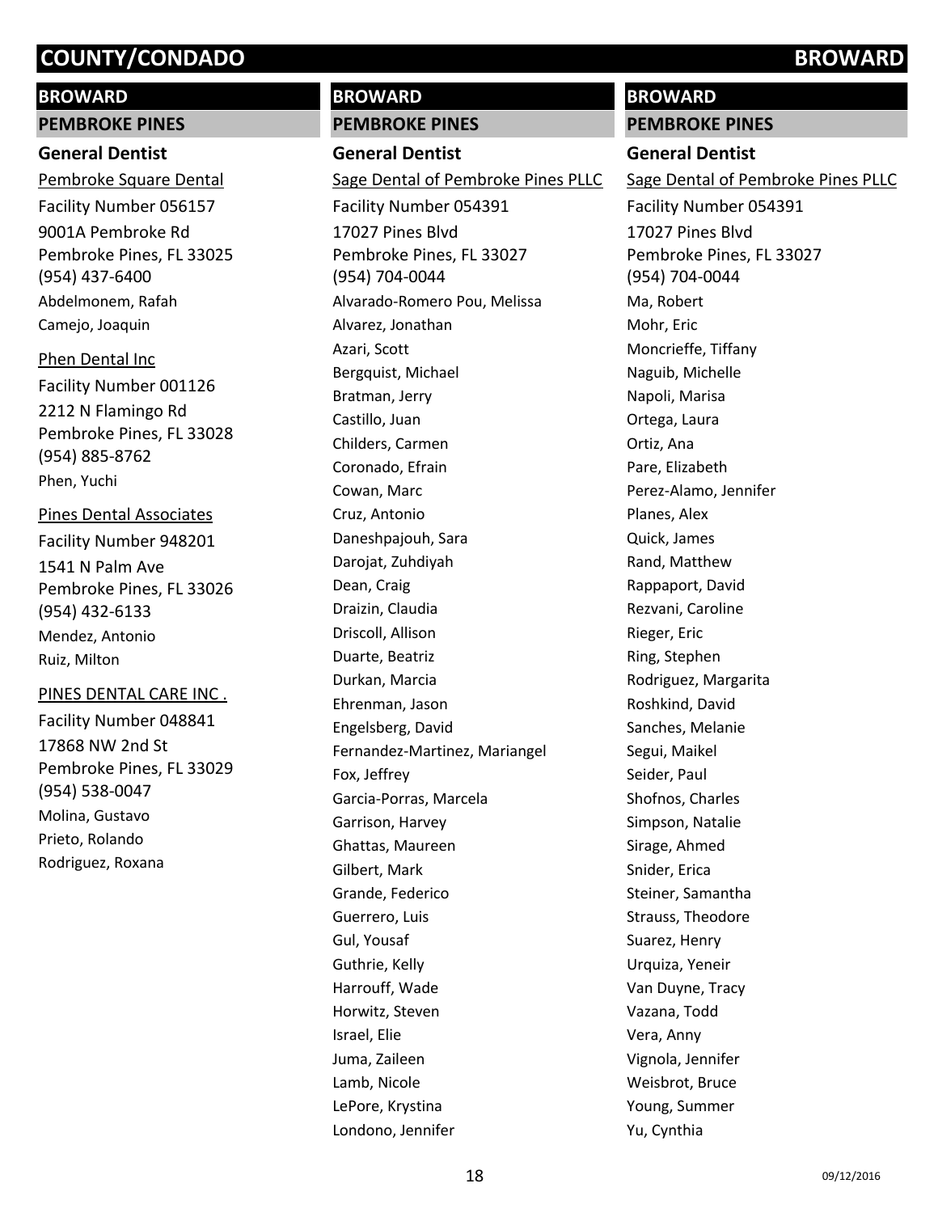## BROWARD

### PEMBROKE PINES

#### General Dentist

Pembroke Square Dental

Facility Number 056157

9001A Pembroke Rd
Pembroke Pines, FL 33025
(954) 437-6400

Abdelmonem, Rafah
Camejo, Joaquin

Phen Dental Inc

Facility Number 001126

2212 N Flamingo Rd
Pembroke Pines, FL 33028
(954) 885-8762

Phen, Yuchi

Pines Dental Associates

Facility Number 948201

1541 N Palm Ave
Pembroke Pines, FL 33026
(954) 432-6133

Mendez, Antonio
Ruiz, Milton

PINES DENTAL CARE INC .

Facility Number 048841

17868 NW 2nd St
Pembroke Pines, FL 33029
(954) 538-0047

Molina, Gustavo
Prieto, Rolando
Rodriguez, Roxana

## BROWARD

### PEMBROKE PINES

#### General Dentist

Sage Dental of Pembroke Pines PLLC

Facility Number 054391

17027 Pines Blvd
Pembroke Pines, FL 33027
(954) 704-0044

Alvarado-Romero Pou, Melissa
Alvarez, Jonathan
Azari, Scott
Bergquist, Michael
Bratman, Jerry
Castillo, Juan
Childers, Carmen
Coronado, Efrain
Cowan, Marc
Cruz, Antonio
Daneshpajouh, Sara
Darojat, Zuhdiyah
Dean, Craig
Draizin, Claudia
Driscoll, Allison
Duarte, Beatriz
Durkan, Marcia
Ehrenman, Jason
Engelsberg, David
Fernandez-Martinez, Mariangel
Fox, Jeffrey
Garcia-Porras, Marcela
Garrison, Harvey
Ghattas, Maureen
Gilbert, Mark
Grande, Federico
Guerrero, Luis
Gul, Yousaf
Guthrie, Kelly
Harrouff, Wade
Horwitz, Steven
Israel, Elie
Juma, Zaileen
Lamb, Nicole
LePore, Krystina
Londono, Jennifer

## BROWARD

### PEMBROKE PINES

#### General Dentist

Sage Dental of Pembroke Pines PLLC

Facility Number 054391

17027 Pines Blvd
Pembroke Pines, FL 33027
(954) 704-0044

Ma, Robert
Mohr, Eric
Moncrieffe, Tiffany
Naguib, Michelle
Napoli, Marisa
Ortega, Laura
Ortiz, Ana
Pare, Elizabeth
Perez-Alamo, Jennifer
Planes, Alex
Quick, James
Rand, Matthew
Rappaport, David
Rezvani, Caroline
Rieger, Eric
Ring, Stephen
Rodriguez, Margarita
Roshkind, David
Sanches, Melanie
Segui, Maikel
Seider, Paul
Shofnos, Charles
Simpson, Natalie
Sirage, Ahmed
Snider, Erica
Steiner, Samantha
Strauss, Theodore
Suarez, Henry
Urquiza, Yeneir
Van Duyne, Tracy
Vazana, Todd
Vera, Anny
Vignola, Jennifer
Weisbrot, Bruce
Young, Summer
Yu, Cynthia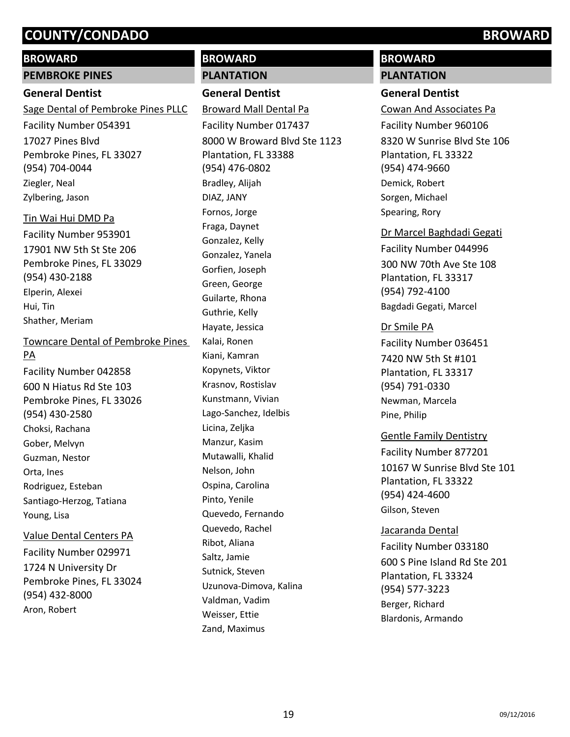## BROWARD

### PEMBROKE PINES

#### General Dentist

Sage Dental of Pembroke Pines PLLC
Facility Number 054391
17027 Pines Blvd
Pembroke Pines, FL 33027
(954) 704-0044
Ziegler, Neal
Zylbering, Jason

Tin Wai Hui DMD Pa
Facility Number 953901
17901 NW 5th St Ste 206
Pembroke Pines, FL 33029
(954) 430-2188
Elperin, Alexei
Hui, Tin
Shather, Meriam

Towncare Dental of Pembroke Pines PA
Facility Number 042858
600 N Hiatus Rd Ste 103
Pembroke Pines, FL 33026
(954) 430-2580
Choksi, Rachana
Gober, Melvyn
Guzman, Nestor
Orta, Ines
Rodriguez, Esteban
Santiago-Herzog, Tatiana
Young, Lisa

Value Dental Centers PA
Facility Number 029971
1724 N University Dr
Pembroke Pines, FL 33024
(954) 432-8000
Aron, Robert

## BROWARD

### PLANTATION

#### General Dentist

Broward Mall Dental Pa
Facility Number 017437
8000 W Broward Blvd Ste 1123
Plantation, FL 33388
(954) 476-0802
Bradley, Alijah
DIAZ, JANY
Fornos, Jorge
Fraga, Daynet
Gonzalez, Kelly
Gonzalez, Yanela
Gorfien, Joseph
Green, George
Guilarte, Rhona
Guthrie, Kelly
Hayate, Jessica
Kalai, Ronen
Kiani, Kamran
Kopynets, Viktor
Krasnov, Rostislav
Kunstmann, Vivian
Lago-Sanchez, Idelbis
Licina, Zeljka
Manzur, Kasim
Mutawalli, Khalid
Nelson, John
Ospina, Carolina
Pinto, Yenile
Quevedo, Fernando
Quevedo, Rachel
Ribot, Aliana
Saltz, Jamie
Sutnick, Steven
Uzunova-Dimova, Kalina
Valdman, Vadim
Weisser, Ettie
Zand, Maximus

## BROWARD

### PLANTATION

#### General Dentist

Cowan And Associates Pa
Facility Number 960106
8320 W Sunrise Blvd Ste 106
Plantation, FL 33322
(954) 474-9660
Demick, Robert
Sorgen, Michael
Spearing, Rory

Dr Marcel Baghdadi Gegati
Facility Number 044996
300 NW 70th Ave Ste 108
Plantation, FL 33317
(954) 792-4100
Bagdadi Gegati, Marcel

Dr Smile PA
Facility Number 036451
7420 NW 5th St #101
Plantation, FL 33317
(954) 791-0330
Newman, Marcela
Pine, Philip

Gentle Family Dentistry
Facility Number 877201
10167 W Sunrise Blvd Ste 101
Plantation, FL 33322
(954) 424-4600
Gilson, Steven

Jacaranda Dental
Facility Number 033180
600 S Pine Island Rd Ste 201
Plantation, FL 33324
(954) 577-3223
Berger, Richard
Blardonis, Armando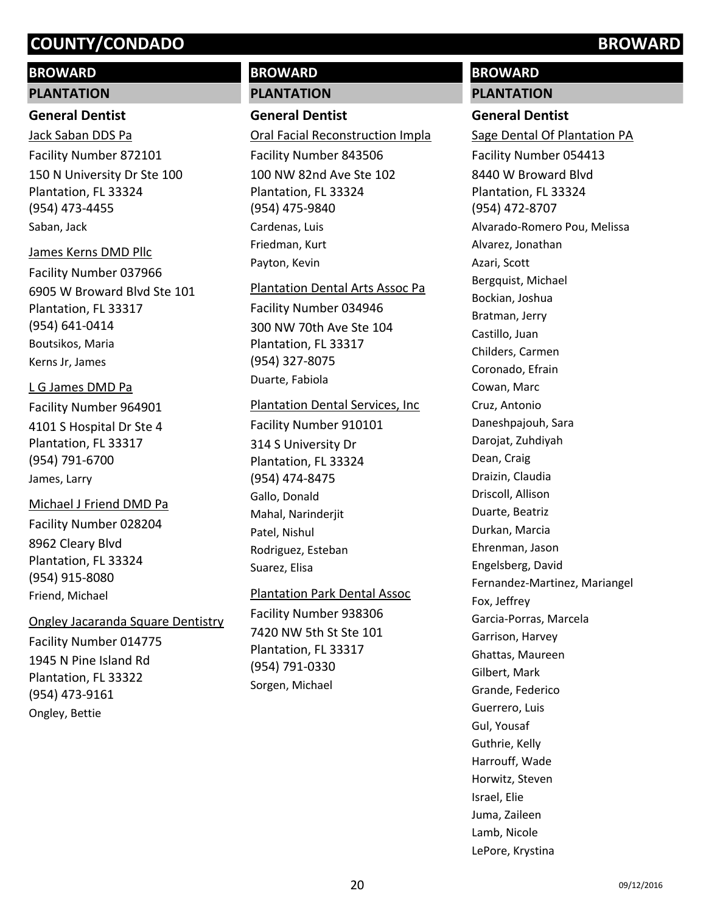## BROWARD

### PLANTATION

#### General Dentist

Jack Saban DDS Pa

Facility Number 872101

150 N University Dr Ste 100
Plantation, FL 33324
(954) 473-4455

Saban, Jack

James Kerns DMD Pllc

Facility Number 037966

6905 W Broward Blvd Ste 101
Plantation, FL 33317
(954) 641-0414

Boutsikos, Maria
Kerns Jr, James

L G James DMD Pa

Facility Number 964901

4101 S Hospital Dr Ste 4
Plantation, FL 33317
(954) 791-6700

James, Larry

Michael J Friend DMD Pa

Facility Number 028204

8962 Cleary Blvd
Plantation, FL 33324
(954) 915-8080

Friend, Michael

Ongley Jacaranda Square Dentistry

Facility Number 014775

1945 N Pine Island Rd
Plantation, FL 33322
(954) 473-9161

Ongley, Bettie

## BROWARD

### PLANTATION

#### General Dentist

Oral Facial Reconstruction Impla

Facility Number 843506

100 NW 82nd Ave Ste 102
Plantation, FL 33324
(954) 475-9840

Cardenas, Luis
Friedman, Kurt
Payton, Kevin

Plantation Dental Arts Assoc Pa

Facility Number 034946

300 NW 70th Ave Ste 104
Plantation, FL 33317
(954) 327-8075

Duarte, Fabiola

Plantation Dental Services, Inc

Facility Number 910101

314 S University Dr
Plantation, FL 33324
(954) 474-8475

Gallo, Donald
Mahal, Narinderjit
Patel, Nishul
Rodriguez, Esteban
Suarez, Elisa

Plantation Park Dental Assoc

Facility Number 938306

7420 NW 5th St Ste 101
Plantation, FL 33317
(954) 791-0330

Sorgen, Michael

## BROWARD

### PLANTATION

#### General Dentist

Sage Dental Of Plantation PA

Facility Number 054413

8440 W Broward Blvd
Plantation, FL 33324
(954) 472-8707

Alvarado-Romero Pou, Melissa
Alvarez, Jonathan
Azari, Scott
Bergquist, Michael
Bockian, Joshua
Bratman, Jerry
Castillo, Juan
Childers, Carmen
Coronado, Efrain
Cowan, Marc
Cruz, Antonio
Daneshpajouh, Sara
Darojat, Zuhdiyah
Dean, Craig
Draizin, Claudia
Driscoll, Allison
Duarte, Beatriz
Durkan, Marcia
Ehrenman, Jason
Engelsberg, David
Fernandez-Martinez, Mariangel
Fox, Jeffrey
Garcia-Porras, Marcela
Garrison, Harvey
Ghattas, Maureen
Gilbert, Mark
Grande, Federico
Guerrero, Luis
Gul, Yousaf
Guthrie, Kelly
Harrouff, Wade
Horwitz, Steven
Israel, Elie
Juma, Zaileen
Lamb, Nicole
LePore, Krystina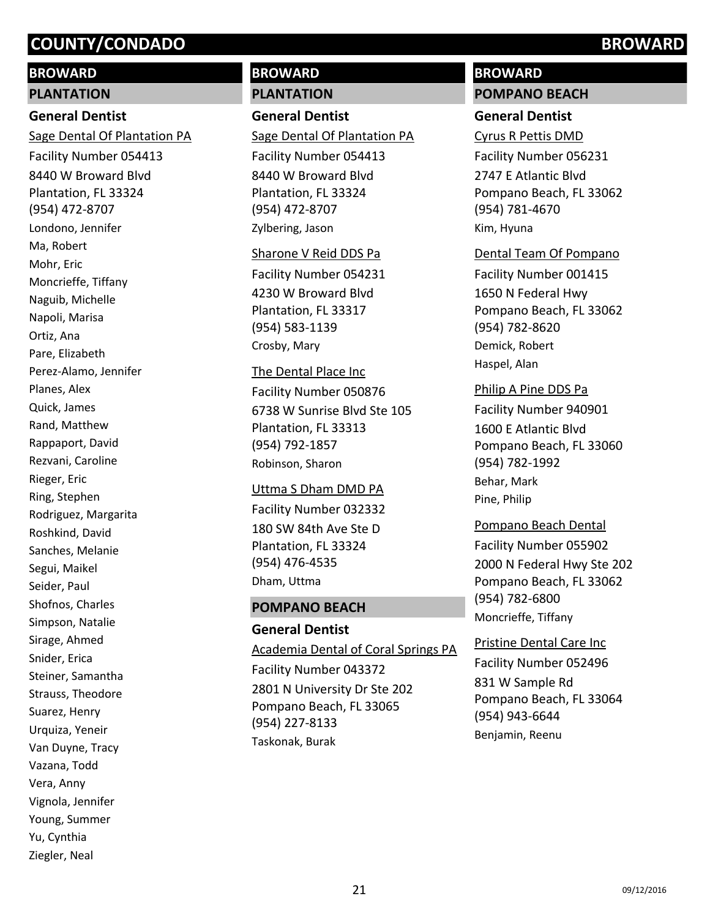## BROWARD

### PLANTATION

#### General Dentist

Sage Dental Of Plantation PA
Facility Number 054413
8440 W Broward Blvd
Plantation, FL 33324
(954) 472-8707
Londono, Jennifer
Ma, Robert
Mohr, Eric
Moncrieffe, Tiffany
Naguib, Michelle
Napoli, Marisa
Ortiz, Ana
Pare, Elizabeth
Perez-Alamo, Jennifer
Planes, Alex
Quick, James
Rand, Matthew
Rappaport, David
Rezvani, Caroline
Rieger, Eric
Ring, Stephen
Rodriguez, Margarita
Roshkind, David
Sanches, Melanie
Segui, Maikel
Seider, Paul
Shofnos, Charles
Simpson, Natalie
Sirage, Ahmed
Snider, Erica
Steiner, Samantha
Strauss, Theodore
Suarez, Henry
Urquiza, Yeneir
Van Duyne, Tracy
Vazana, Todd
Vera, Anny
Vignola, Jennifer
Young, Summer
Yu, Cynthia
Ziegler, Neal

## BROWARD

### PLANTATION

#### General Dentist

Sage Dental Of Plantation PA
Facility Number 054413
8440 W Broward Blvd
Plantation, FL 33324
(954) 472-8707
Zylbering, Jason

Sharone V Reid DDS Pa
Facility Number 054231
4230 W Broward Blvd
Plantation, FL 33317
(954) 583-1139
Crosby, Mary

The Dental Place Inc
Facility Number 050876
6738 W Sunrise Blvd Ste 105
Plantation, FL 33313
(954) 792-1857
Robinson, Sharon

Uttma S Dham DMD PA
Facility Number 032332
180 SW 84th Ave Ste D
Plantation, FL 33324
(954) 476-4535
Dham, Uttma

### POMPANO BEACH

#### General Dentist

Academia Dental of Coral Springs PA
Facility Number 043372
2801 N University Dr Ste 202
Pompano Beach, FL 33065
(954) 227-8133
Taskonak, Burak

## BROWARD

### POMPANO BEACH

#### General Dentist

Cyrus R Pettis DMD
Facility Number 056231
2747 E Atlantic Blvd
Pompano Beach, FL 33062
(954) 781-4670
Kim, Hyuna

Dental Team Of Pompano
Facility Number 001415
1650 N Federal Hwy
Pompano Beach, FL 33062
(954) 782-8620
Demick, Robert
Haspel, Alan

Philip A Pine DDS Pa
Facility Number 940901
1600 E Atlantic Blvd
Pompano Beach, FL 33060
(954) 782-1992
Behar, Mark
Pine, Philip

Pompano Beach Dental
Facility Number 055902
2000 N Federal Hwy Ste 202
Pompano Beach, FL 33062
(954) 782-6800
Moncrieffe, Tiffany

Pristine Dental Care Inc
Facility Number 052496
831 W Sample Rd
Pompano Beach, FL 33064
(954) 943-6644
Benjamin, Reenu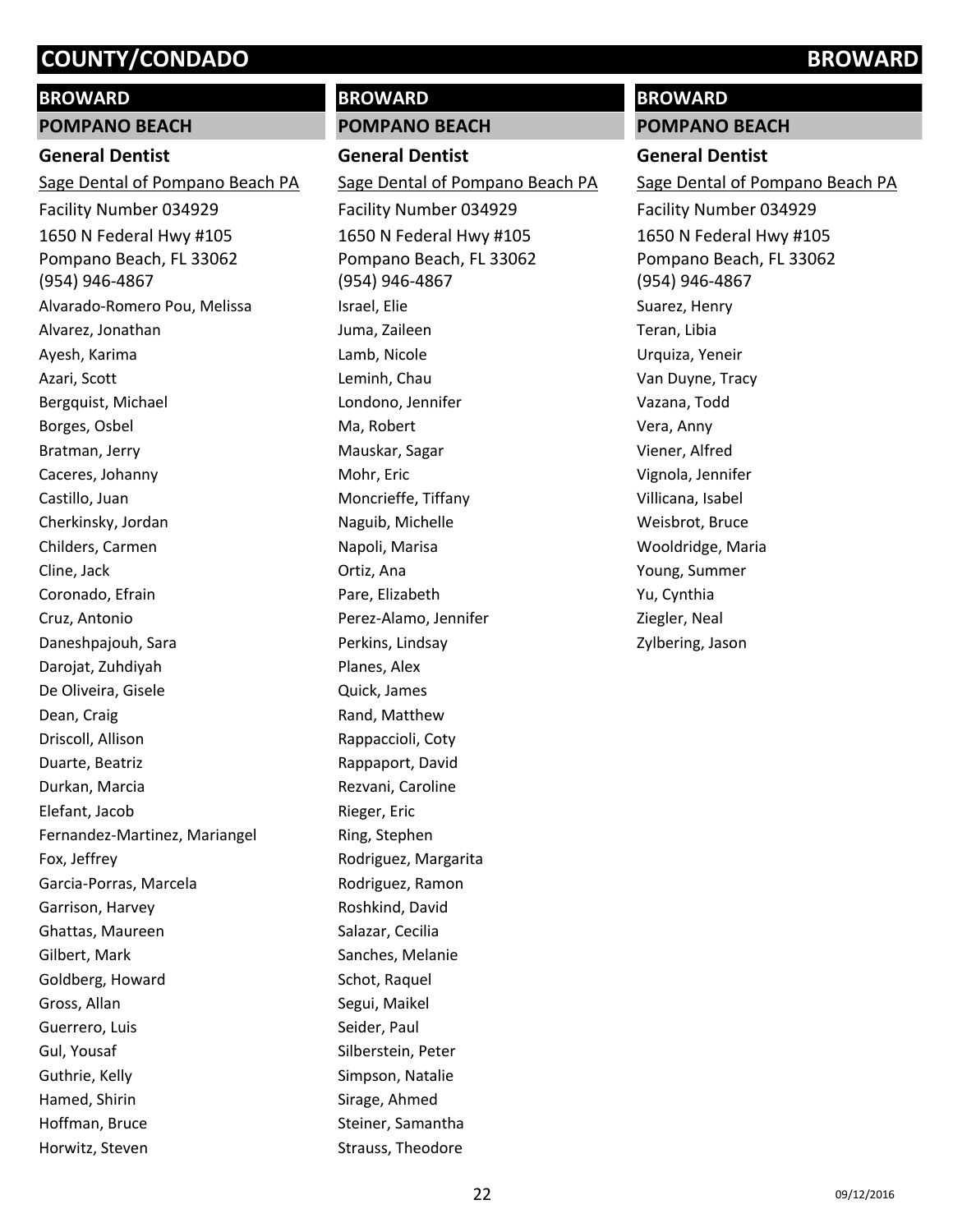# COUNTY/CONDADO BROWARD

## BROWARD

### POMPANO BEACH

**General Dentist**

Sage Dental of Pompano Beach PA

Facility Number 034929

1650 N Federal Hwy #105
Pompano Beach, FL 33062
(954) 946-4867

Alvarado-Romero Pou, Melissa
Alvarez, Jonathan
Ayesh, Karima
Azari, Scott
Bergquist, Michael
Borges, Osbel
Bratman, Jerry
Caceres, Johanny
Castillo, Juan
Cherkinsky, Jordan
Childers, Carmen
Cline, Jack
Coronado, Efrain
Cruz, Antonio
Daneshpajouh, Sara
Darojat, Zuhdiyah
De Oliveira, Gisele
Dean, Craig
Driscoll, Allison
Duarte, Beatriz
Durkan, Marcia
Elefant, Jacob
Fernandez-Martinez, Mariangel
Fox, Jeffrey
Garcia-Porras, Marcela
Garrison, Harvey
Ghattas, Maureen
Gilbert, Mark
Goldberg, Howard
Gross, Allan
Guerrero, Luis
Gul, Yousaf
Guthrie, Kelly
Hamed, Shirin
Hoffman, Bruce
Horwitz, Steven
Israel, Elie
Juma, Zaileen
Lamb, Nicole
Leminh, Chau
Londono, Jennifer
Ma, Robert
Mauskar, Sagar
Mohr, Eric
Moncrieffe, Tiffany
Naguib, Michelle
Napoli, Marisa
Ortiz, Ana
Pare, Elizabeth
Perez-Alamo, Jennifer
Perkins, Lindsay
Planes, Alex
Quick, James
Rand, Matthew
Rappaccioli, Coty
Rappaport, David
Rezvani, Caroline
Rieger, Eric
Ring, Stephen
Rodriguez, Margarita
Rodriguez, Ramon
Roshkind, David
Salazar, Cecilia
Sanches, Melanie
Schot, Raquel
Segui, Maikel
Seider, Paul
Silberstein, Peter
Simpson, Natalie
Sirage, Ahmed
Steiner, Samantha
Strauss, Theodore
Suarez, Henry
Teran, Libia
Urquiza, Yeneir
Van Duyne, Tracy
Vazana, Todd
Vera, Anny
Viener, Alfred
Vignola, Jennifer
Villicana, Isabel
Weisbrot, Bruce
Wooldridge, Maria
Young, Summer
Yu, Cynthia
Ziegler, Neal
Zylbering, Jason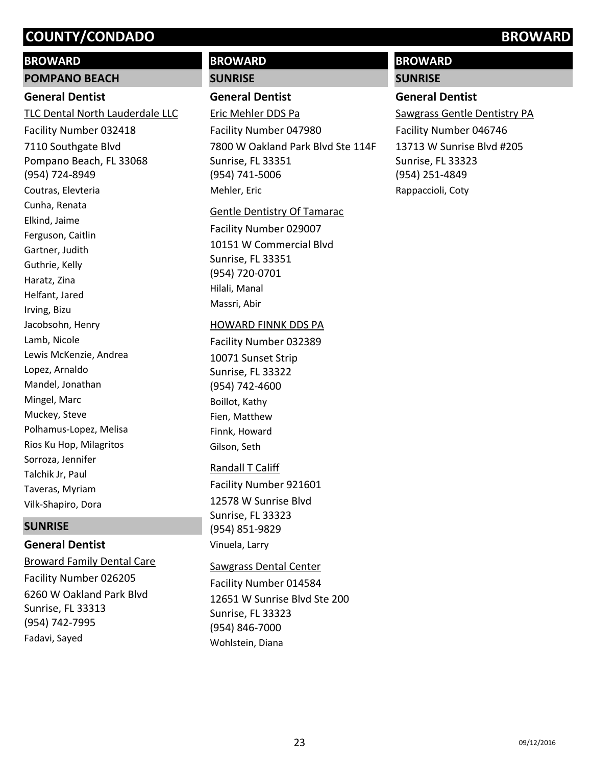# COUNTY/CONDADO BROWARD

## BROWARD

### POMPANO BEACH

#### General Dentist

TLC Dental North Lauderdale LLC
Facility Number 032418
7110 Southgate Blvd
Pompano Beach, FL 33068
(954) 724-8949
Coutras, Elevteria
Cunha, Renata
Elkind, Jaime
Ferguson, Caitlin
Gartner, Judith
Guthrie, Kelly
Haratz, Zina
Helfant, Jared
Irving, Bizu
Jacobsohn, Henry
Lamb, Nicole
Lewis McKenzie, Andrea
Lopez, Arnaldo
Mandel, Jonathan
Mingel, Marc
Muckey, Steve
Polhamus-Lopez, Melisa
Rios Ku Hop, Milagritos
Sorroza, Jennifer
Talchik Jr, Paul
Taveras, Myriam
Vilk-Shapiro, Dora

### SUNRISE

#### General Dentist

Broward Family Dental Care
Facility Number 026205
6260 W Oakland Park Blvd
Sunrise, FL 33313
(954) 742-7995
Fadavi, Sayed

## BROWARD

### SUNRISE

#### General Dentist

Eric Mehler DDS Pa
Facility Number 047980
7800 W Oakland Park Blvd Ste 114F
Sunrise, FL 33351
(954) 741-5006
Mehler, Eric

Gentle Dentistry Of Tamarac
Facility Number 029007
10151 W Commercial Blvd
Sunrise, FL 33351
(954) 720-0701
Hilali, Manal
Massri, Abir

HOWARD FINNK DDS PA
Facility Number 032389
10071 Sunset Strip
Sunrise, FL 33322
(954) 742-4600
Boillot, Kathy
Fien, Matthew
Finnk, Howard
Gilson, Seth

Randall T Califf
Facility Number 921601
12578 W Sunrise Blvd
Sunrise, FL 33323
(954) 851-9829
Vinuela, Larry

Sawgrass Dental Center
Facility Number 014584
12651 W Sunrise Blvd Ste 200
Sunrise, FL 33323
(954) 846-7000
Wohlstein, Diana

## BROWARD

### SUNRISE

#### General Dentist

Sawgrass Gentle Dentistry PA
Facility Number 046746
13713 W Sunrise Blvd #205
Sunrise, FL 33323
(954) 251-4849
Rappaccioli, Coty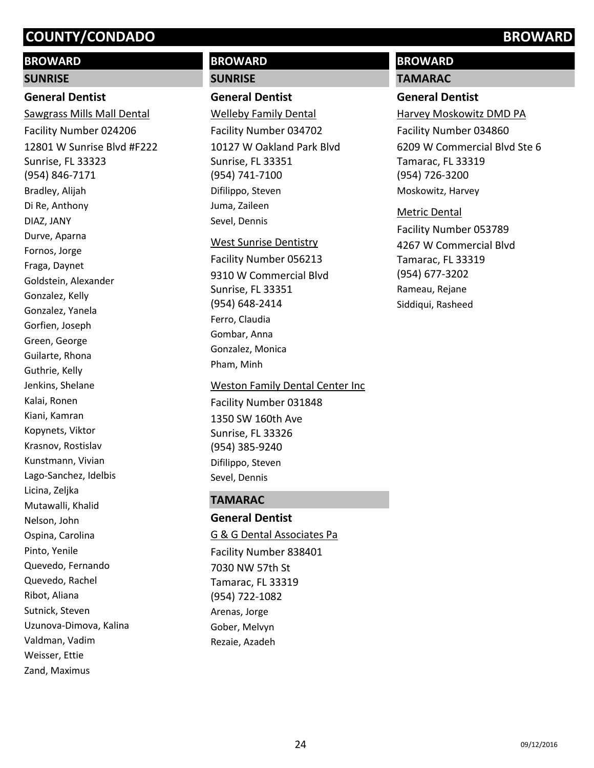# COUNTY/CONDADO BROWARD

## BROWARD

### SUNRISE

#### General Dentist

Sawgrass Mills Mall Dental
Facility Number 024206
12801 W Sunrise Blvd #F222
Sunrise, FL 33323
(954) 846-7171

Bradley, Alijah
Di Re, Anthony
DIAZ, JANY
Durve, Aparna
Fornos, Jorge
Fraga, Daynet
Goldstein, Alexander
Gonzalez, Kelly
Gonzalez, Yanela
Gorfien, Joseph
Green, George
Guilarte, Rhona
Guthrie, Kelly
Jenkins, Shelane
Kalai, Ronen
Kiani, Kamran
Kopynets, Viktor
Krasnov, Rostislav
Kunstmann, Vivian
Lago-Sanchez, Idelbis
Licina, Zeljka
Mutawalli, Khalid
Nelson, John
Ospina, Carolina
Pinto, Yenile
Quevedo, Fernando
Quevedo, Rachel
Ribot, Aliana
Sutnick, Steven
Uzunova-Dimova, Kalina
Valdman, Vadim
Weisser, Ettie
Zand, Maximus

## BROWARD

### SUNRISE

#### General Dentist

Welleby Family Dental
Facility Number 034702
10127 W Oakland Park Blvd
Sunrise, FL 33351
(954) 741-7100

Difilippo, Steven
Juma, Zaileen
Sevel, Dennis

West Sunrise Dentistry
Facility Number 056213
9310 W Commercial Blvd
Sunrise, FL 33351
(954) 648-2414

Ferro, Claudia
Gombar, Anna
Gonzalez, Monica
Pham, Minh

Weston Family Dental Center Inc
Facility Number 031848
1350 SW 160th Ave
Sunrise, FL 33326
(954) 385-9240

Difilippo, Steven
Sevel, Dennis

### TAMARAC

#### General Dentist

G & G Dental Associates Pa
Facility Number 838401
7030 NW 57th St
Tamarac, FL 33319
(954) 722-1082

Arenas, Jorge
Gober, Melvyn
Rezaie, Azadeh

## BROWARD

### TAMARAC

#### General Dentist

Harvey Moskowitz DMD PA
Facility Number 034860
6209 W Commercial Blvd Ste 6
Tamarac, FL 33319
(954) 726-3200

Moskowitz, Harvey

Metric Dental
Facility Number 053789
4267 W Commercial Blvd
Tamarac, FL 33319
(954) 677-3202

Rameau, Rejane
Siddiqui, Rasheed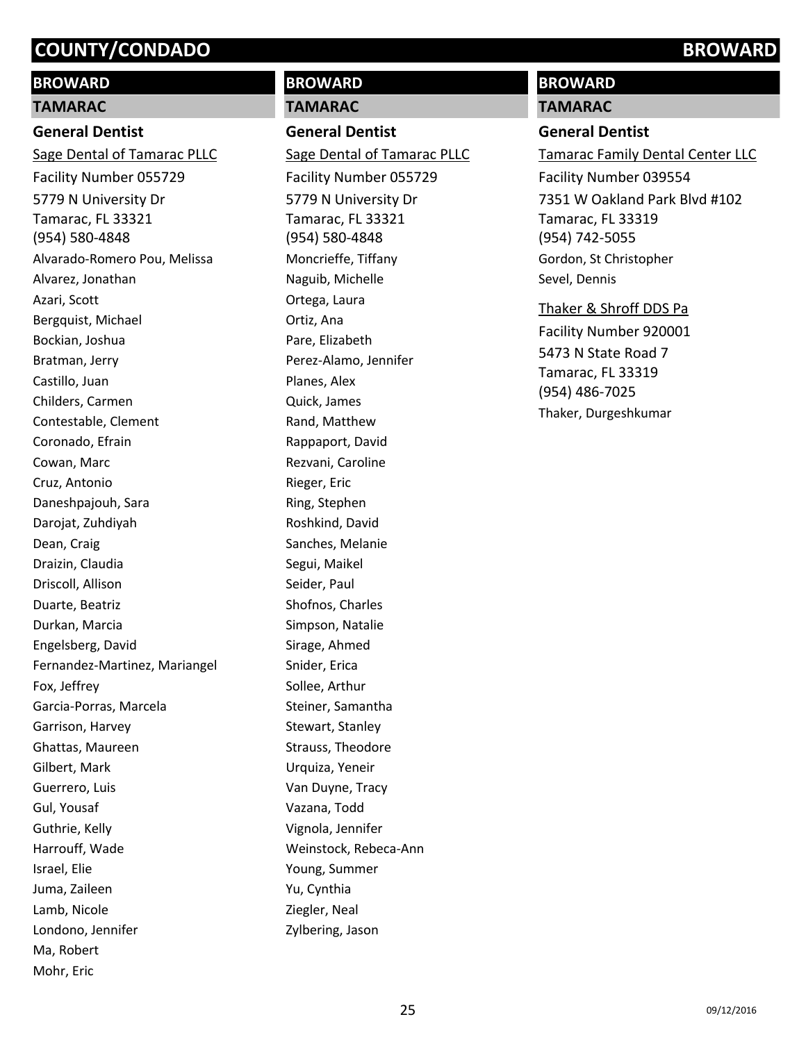# COUNTY/CONDADO — BROWARD

## BROWARD

### TAMARAC

#### General Dentist

Sage Dental of Tamarac PLLC

Facility Number 055729

5779 N University Dr
Tamarac, FL 33321
(954) 580-4848

Alvarado-Romero Pou, Melissa
Alvarez, Jonathan
Azari, Scott
Bergquist, Michael
Bockian, Joshua
Bratman, Jerry
Castillo, Juan
Childers, Carmen
Contestable, Clement
Coronado, Efrain
Cowan, Marc
Cruz, Antonio
Daneshpajouh, Sara
Darojat, Zuhdiyah
Dean, Craig
Draizin, Claudia
Driscoll, Allison
Duarte, Beatriz
Durkan, Marcia
Engelsberg, David
Fernandez-Martinez, Mariangel
Fox, Jeffrey
Garcia-Porras, Marcela
Garrison, Harvey
Ghattas, Maureen
Gilbert, Mark
Guerrero, Luis
Gul, Yousaf
Guthrie, Kelly
Harrouff, Wade
Israel, Elie
Juma, Zaileen
Lamb, Nicole
Londono, Jennifer
Ma, Robert
Mohr, Eric

## BROWARD

### TAMARAC

#### General Dentist

Sage Dental of Tamarac PLLC

Facility Number 055729

5779 N University Dr
Tamarac, FL 33321
(954) 580-4848

Moncrieffe, Tiffany
Naguib, Michelle
Ortega, Laura
Ortiz, Ana
Pare, Elizabeth
Perez-Alamo, Jennifer
Planes, Alex
Quick, James
Rand, Matthew
Rappaport, David
Rezvani, Caroline
Rieger, Eric
Ring, Stephen
Roshkind, David
Sanches, Melanie
Segui, Maikel
Seider, Paul
Shofnos, Charles
Simpson, Natalie
Sirage, Ahmed
Snider, Erica
Sollee, Arthur
Steiner, Samantha
Stewart, Stanley
Strauss, Theodore
Urquiza, Yeneir
Van Duyne, Tracy
Vazana, Todd
Vignola, Jennifer
Weinstock, Rebeca-Ann
Young, Summer
Yu, Cynthia
Ziegler, Neal
Zylbering, Jason

## BROWARD

### TAMARAC

#### General Dentist

Tamarac Family Dental Center LLC

Facility Number 039554

7351 W Oakland Park Blvd #102
Tamarac, FL 33319
(954) 742-5055

Gordon, St Christopher
Sevel, Dennis

Thaker & Shroff DDS Pa

Facility Number 920001

5473 N State Road 7
Tamarac, FL 33319
(954) 486-7025

Thaker, Durgeshkumar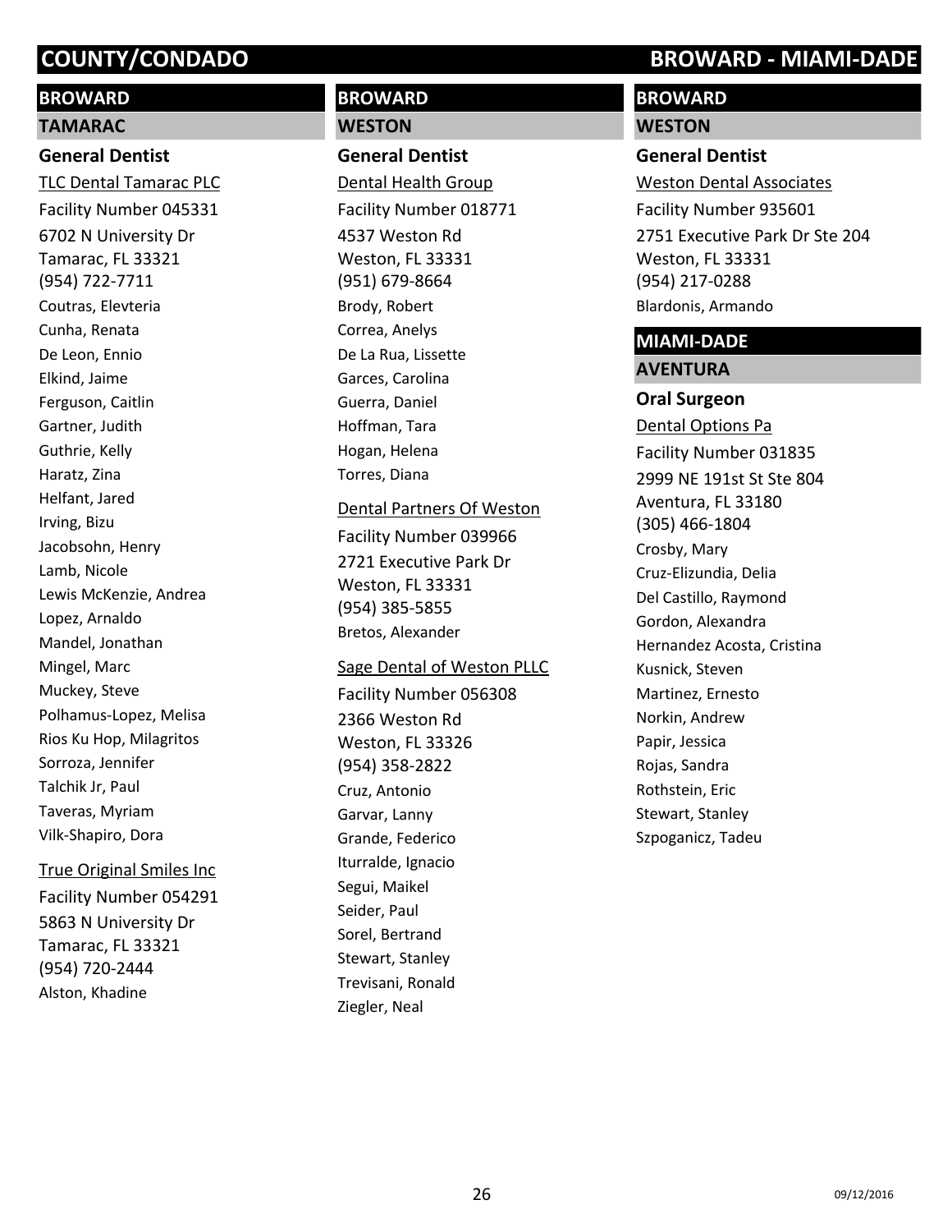# COUNTY/CONDADO — BROWARD - MIAMI-DADE

## BROWARD

### TAMARAC

#### General Dentist

TLC Dental Tamarac PLC

Facility Number 045331

6702 N University Dr
Tamarac, FL 33321
(954) 722-7711

Coutras, Elevteria
Cunha, Renata
De Leon, Ennio
Elkind, Jaime
Ferguson, Caitlin
Gartner, Judith
Guthrie, Kelly
Haratz, Zina
Helfant, Jared
Irving, Bizu
Jacobsohn, Henry
Lamb, Nicole
Lewis McKenzie, Andrea
Lopez, Arnaldo
Mandel, Jonathan
Mingel, Marc
Muckey, Steve
Polhamus-Lopez, Melisa
Rios Ku Hop, Milagritos
Sorroza, Jennifer
Talchik Jr, Paul
Taveras, Myriam
Vilk-Shapiro, Dora

True Original Smiles Inc

Facility Number 054291

5863 N University Dr
Tamarac, FL 33321
(954) 720-2444

Alston, Khadine

## BROWARD

### WESTON

#### General Dentist

Dental Health Group

Facility Number 018771

4537 Weston Rd
Weston, FL 33331
(951) 679-8664

Brody, Robert
Correa, Anelys
De La Rua, Lissette
Garces, Carolina
Guerra, Daniel
Hoffman, Tara
Hogan, Helena
Torres, Diana

Dental Partners Of Weston

Facility Number 039966

2721 Executive Park Dr
Weston, FL 33331
(954) 385-5855

Bretos, Alexander

Sage Dental of Weston PLLC

Facility Number 056308

2366 Weston Rd
Weston, FL 33326
(954) 358-2822

Cruz, Antonio
Garvar, Lanny
Grande, Federico
Iturralde, Ignacio
Segui, Maikel
Seider, Paul
Sorel, Bertrand
Stewart, Stanley
Trevisani, Ronald
Ziegler, Neal

## BROWARD

### WESTON

#### General Dentist

Weston Dental Associates

Facility Number 935601

2751 Executive Park Dr Ste 204
Weston, FL 33331
(954) 217-0288

Blardonis, Armando

## MIAMI-DADE

### AVENTURA

#### Oral Surgeon

Dental Options Pa

Facility Number 031835

2999 NE 191st St Ste 804
Aventura, FL 33180
(305) 466-1804

Crosby, Mary
Cruz-Elizundia, Delia
Del Castillo, Raymond
Gordon, Alexandra
Hernandez Acosta, Cristina
Kusnick, Steven
Martinez, Ernesto
Norkin, Andrew
Papir, Jessica
Rojas, Sandra
Rothstein, Eric
Stewart, Stanley
Szpoganicz, Tadeu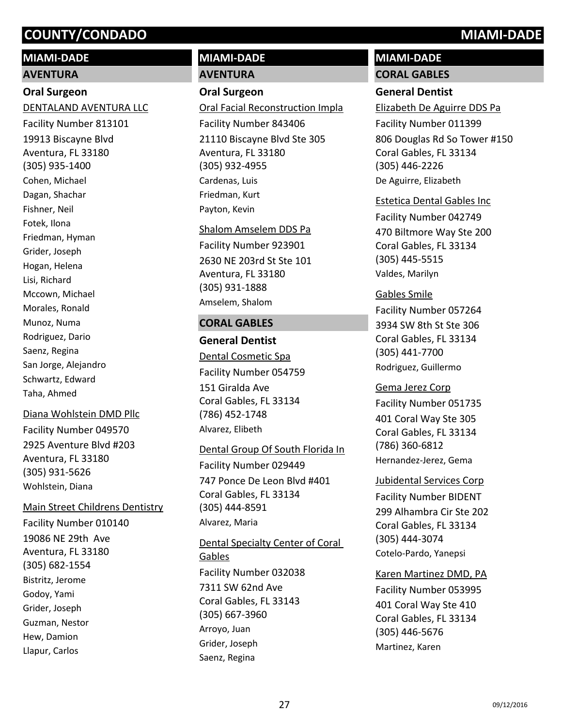# COUNTY/CONDADO MIAMI-DADE

## MIAMI-DADE

### AVENTURA

#### Oral Surgeon

DENTALAND AVENTURA LLC

Facility Number 813101

19913 Biscayne Blvd
Aventura, FL 33180
(305) 935-1400

Cohen, Michael
Dagan, Shachar
Fishner, Neil
Fotek, Ilona
Friedman, Hyman
Grider, Joseph
Hogan, Helena
Lisi, Richard
Mccown, Michael
Morales, Ronald
Munoz, Numa
Rodriguez, Dario
Saenz, Regina
San Jorge, Alejandro
Schwartz, Edward
Taha, Ahmed

Diana Wohlstein DMD Pllc

Facility Number 049570

2925 Aventure Blvd #203
Aventura, FL 33180
(305) 931-5626

Wohlstein, Diana

Main Street Childrens Dentistry

Facility Number 010140

19086 NE 29th Ave
Aventura, FL 33180
(305) 682-1554

Bistritz, Jerome
Godoy, Yami
Grider, Joseph
Guzman, Nestor
Hew, Damion
Llapur, Carlos

## MIAMI-DADE

### AVENTURA

#### Oral Surgeon

Oral Facial Reconstruction Impla

Facility Number 843406

21110 Biscayne Blvd Ste 305
Aventura, FL 33180
(305) 932-4955

Cardenas, Luis
Friedman, Kurt
Payton, Kevin

Shalom Amselem DDS Pa

Facility Number 923901

2630 NE 203rd St Ste 101
Aventura, FL 33180
(305) 931-1888

Amselem, Shalom

### CORAL GABLES

#### General Dentist

Dental Cosmetic Spa

Facility Number 054759

151 Giralda Ave
Coral Gables, FL 33134
(786) 452-1748

Alvarez, Elibeth

Dental Group Of South Florida In

Facility Number 029449

747 Ponce De Leon Blvd #401
Coral Gables, FL 33134
(305) 444-8591

Alvarez, Maria

Dental Specialty Center of Coral Gables

Facility Number 032038

7311 SW 62nd Ave
Coral Gables, FL 33143
(305) 667-3960

Arroyo, Juan
Grider, Joseph
Saenz, Regina

## MIAMI-DADE

### CORAL GABLES

#### General Dentist

Elizabeth De Aguirre DDS Pa

Facility Number 011399

806 Douglas Rd So Tower #150
Coral Gables, FL 33134
(305) 446-2226

De Aguirre, Elizabeth

Estetica Dental Gables Inc

Facility Number 042749

470 Biltmore Way Ste 200
Coral Gables, FL 33134
(305) 445-5515

Valdes, Marilyn

Gables Smile

Facility Number 057264

3934 SW 8th St Ste 306
Coral Gables, FL 33134
(305) 441-7700

Rodriguez, Guillermo

Gema Jerez Corp

Facility Number 051735

401 Coral Way Ste 305
Coral Gables, FL 33134
(786) 360-6812

Hernandez-Jerez, Gema

Jubidental Services Corp

Facility Number BIDENT

299 Alhambra Cir Ste 202
Coral Gables, FL 33134
(305) 444-3074

Cotelo-Pardo, Yanepsi

Karen Martinez DMD, PA

Facility Number 053995

401 Coral Way Ste 410
Coral Gables, FL 33134
(305) 446-5676

Martinez, Karen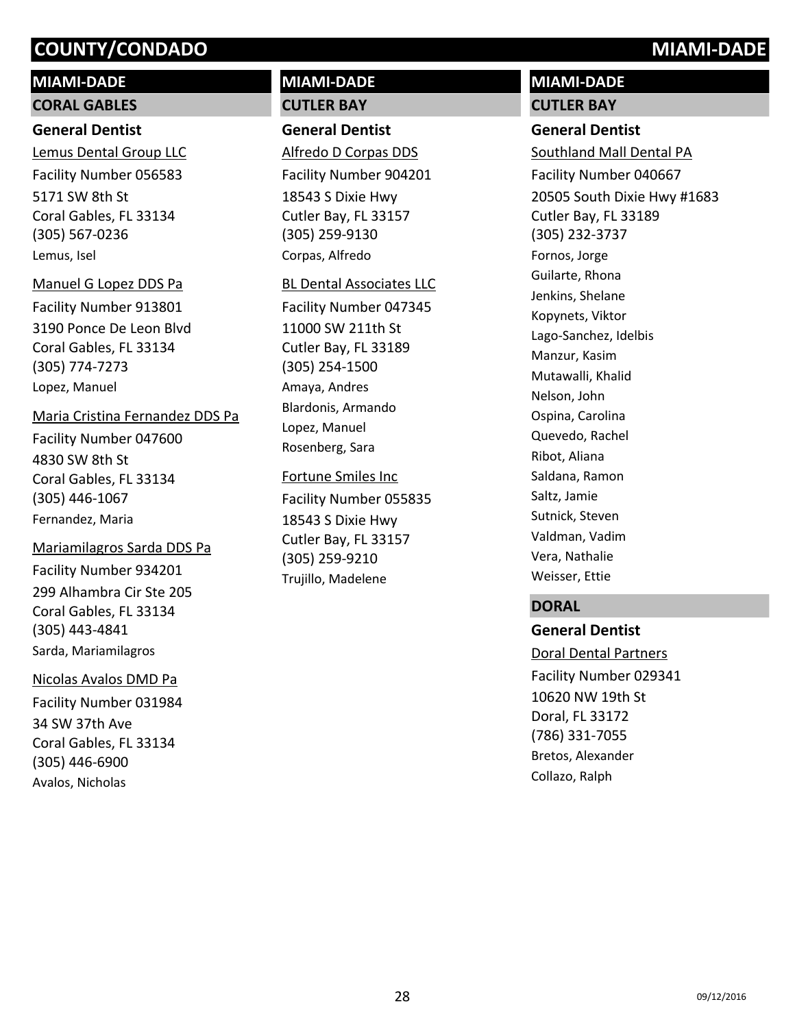# COUNTY/CONDADO — MIAMI-DADE

## MIAMI-DADE

### CORAL GABLES

#### General Dentist

Lemus Dental Group LLC
Facility Number 056583
5171 SW 8th St
Coral Gables, FL 33134
(305) 567-0236
Lemus, Isel

Manuel G Lopez DDS Pa
Facility Number 913801
3190 Ponce De Leon Blvd
Coral Gables, FL 33134
(305) 774-7273
Lopez, Manuel

Maria Cristina Fernandez DDS Pa
Facility Number 047600
4830 SW 8th St
Coral Gables, FL 33134
(305) 446-1067
Fernandez, Maria

Mariamilagros Sarda DDS Pa
Facility Number 934201
299 Alhambra Cir Ste 205
Coral Gables, FL 33134
(305) 443-4841
Sarda, Mariamilagros

Nicolas Avalos DMD Pa
Facility Number 031984
34 SW 37th Ave
Coral Gables, FL 33134
(305) 446-6900
Avalos, Nicholas

## MIAMI-DADE

### CUTLER BAY

#### General Dentist

Alfredo D Corpas DDS
Facility Number 904201
18543 S Dixie Hwy
Cutler Bay, FL 33157
(305) 259-9130
Corpas, Alfredo

BL Dental Associates LLC
Facility Number 047345
11000 SW 211th St
Cutler Bay, FL 33189
(305) 254-1500
Amaya, Andres
Blardonis, Armando
Lopez, Manuel
Rosenberg, Sara

Fortune Smiles Inc
Facility Number 055835
18543 S Dixie Hwy
Cutler Bay, FL 33157
(305) 259-9210
Trujillo, Madelene

## MIAMI-DADE

### CUTLER BAY

#### General Dentist

Southland Mall Dental PA
Facility Number 040667
20505 South Dixie Hwy #1683
Cutler Bay, FL 33189
(305) 232-3737
Fornos, Jorge
Guilarte, Rhona
Jenkins, Shelane
Kopynets, Viktor
Lago-Sanchez, Idelbis
Manzur, Kasim
Mutawalli, Khalid
Nelson, John
Ospina, Carolina
Quevedo, Rachel
Ribot, Aliana
Saldana, Ramon
Saltz, Jamie
Sutnick, Steven
Valdman, Vadim
Vera, Nathalie
Weisser, Ettie

### DORAL

#### General Dentist

Doral Dental Partners
Facility Number 029341
10620 NW 19th St
Doral, FL 33172
(786) 331-7055
Bretos, Alexander
Collazo, Ralph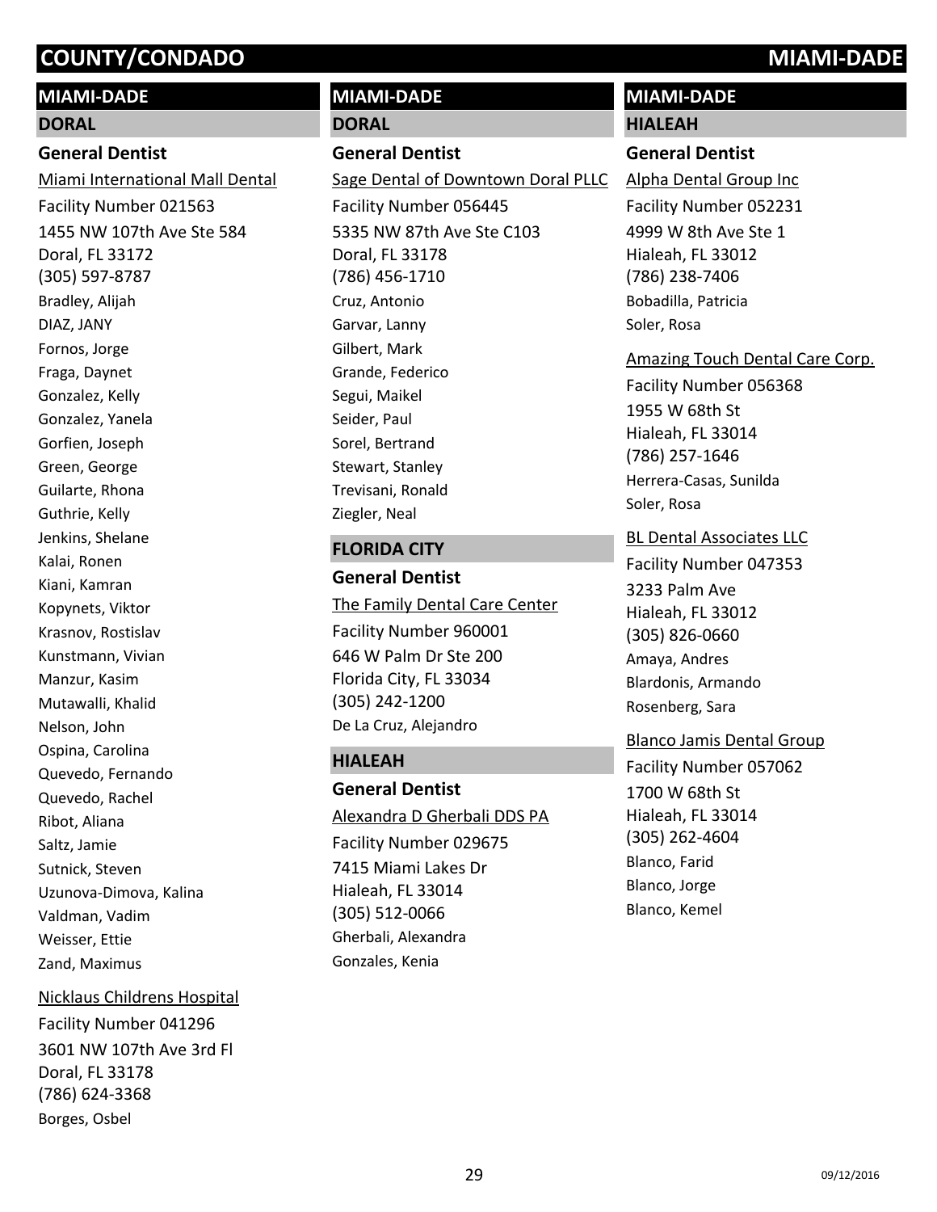# COUNTY/CONDADO — MIAMI-DADE

## MIAMI-DADE

### DORAL

#### General Dentist

Miami International Mall Dental

Facility Number 021563

1455 NW 107th Ave Ste 584
Doral, FL 33172
(305) 597-8787

Bradley, Alijah
DIAZ, JANY
Fornos, Jorge
Fraga, Daynet
Gonzalez, Kelly
Gonzalez, Yanela
Gorfien, Joseph
Green, George
Guilarte, Rhona
Guthrie, Kelly
Jenkins, Shelane
Kalai, Ronen
Kiani, Kamran
Kopynets, Viktor
Krasnov, Rostislav
Kunstmann, Vivian
Manzur, Kasim
Mutawalli, Khalid
Nelson, John
Ospina, Carolina
Quevedo, Fernando
Quevedo, Rachel
Ribot, Aliana
Saltz, Jamie
Sutnick, Steven
Uzunova-Dimova, Kalina
Valdman, Vadim
Weisser, Ettie
Zand, Maximus

Nicklaus Childrens Hospital

Facility Number 041296

3601 NW 107th Ave 3rd Fl
Doral, FL 33178
(786) 624-3368

Borges, Osbel

## MIAMI-DADE

### DORAL

#### General Dentist

Sage Dental of Downtown Doral PLLC

Facility Number 056445

5335 NW 87th Ave Ste C103
Doral, FL 33178
(786) 456-1710

Cruz, Antonio
Garvar, Lanny
Gilbert, Mark
Grande, Federico
Segui, Maikel
Seider, Paul
Sorel, Bertrand
Stewart, Stanley
Trevisani, Ronald
Ziegler, Neal

### FLORIDA CITY

#### General Dentist

The Family Dental Care Center

Facility Number 960001

646 W Palm Dr Ste 200
Florida City, FL 33034
(305) 242-1200

De La Cruz, Alejandro

### HIALEAH

#### General Dentist

Alexandra D Gherbali DDS PA

Facility Number 029675

7415 Miami Lakes Dr
Hialeah, FL 33014
(305) 512-0066

Gherbali, Alexandra
Gonzales, Kenia

## MIAMI-DADE

### HIALEAH

#### General Dentist

Alpha Dental Group Inc

Facility Number 052231

4999 W 8th Ave Ste 1
Hialeah, FL 33012
(786) 238-7406

Bobadilla, Patricia
Soler, Rosa

Amazing Touch Dental Care Corp.

Facility Number 056368

1955 W 68th St
Hialeah, FL 33014
(786) 257-1646

Herrera-Casas, Sunilda
Soler, Rosa

BL Dental Associates LLC

Facility Number 047353

3233 Palm Ave
Hialeah, FL 33012
(305) 826-0660

Amaya, Andres
Blardonis, Armando
Rosenberg, Sara

Blanco Jamis Dental Group

Facility Number 057062

1700 W 68th St
Hialeah, FL 33014
(305) 262-4604

Blanco, Farid
Blanco, Jorge
Blanco, Kemel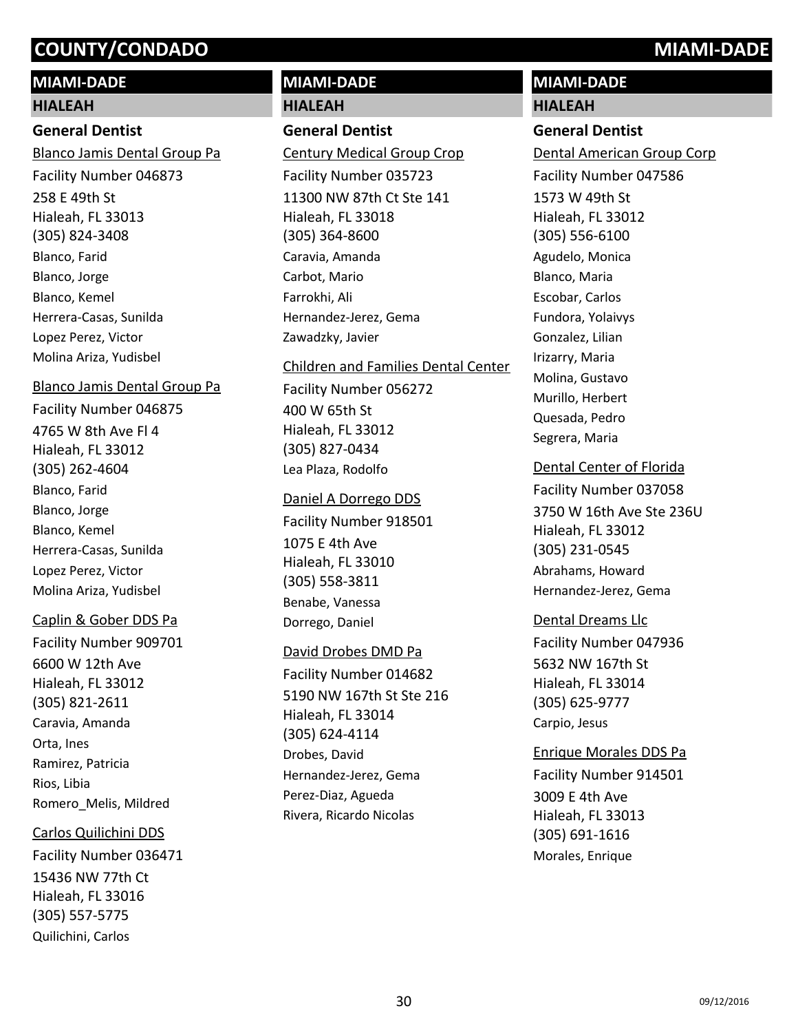# COUNTY/CONDADO MIAMI-DADE

## MIAMI-DADE

### HIALEAH

#### General Dentist

Blanco Jamis Dental Group Pa
Facility Number 046873
258 E 49th St
Hialeah, FL 33013
(305) 824-3408
Blanco, Farid
Blanco, Jorge
Blanco, Kemel
Herrera-Casas, Sunilda
Lopez Perez, Victor
Molina Ariza, Yudisbel

Blanco Jamis Dental Group Pa
Facility Number 046875
4765 W 8th Ave Fl 4
Hialeah, FL 33012
(305) 262-4604
Blanco, Farid
Blanco, Jorge
Blanco, Kemel
Herrera-Casas, Sunilda
Lopez Perez, Victor
Molina Ariza, Yudisbel

Caplin & Gober DDS Pa
Facility Number 909701
6600 W 12th Ave
Hialeah, FL 33012
(305) 821-2611
Caravia, Amanda
Orta, Ines
Ramirez, Patricia
Rios, Libia
Romero_Melis, Mildred

Carlos Quilichini DDS
Facility Number 036471
15436 NW 77th Ct
Hialeah, FL 33016
(305) 557-5775
Quilichini, Carlos

Century Medical Group Crop
Facility Number 035723
11300 NW 87th Ct Ste 141
Hialeah, FL 33018
(305) 364-8600
Caravia, Amanda
Carbot, Mario
Farrokhi, Ali
Hernandez-Jerez, Gema
Zawadzky, Javier

Children and Families Dental Center
Facility Number 056272
400 W 65th St
Hialeah, FL 33012
(305) 827-0434
Lea Plaza, Rodolfo

Daniel A Dorrego DDS
Facility Number 918501
1075 E 4th Ave
Hialeah, FL 33010
(305) 558-3811
Benabe, Vanessa
Dorrego, Daniel

David Drobes DMD Pa
Facility Number 014682
5190 NW 167th St Ste 216
Hialeah, FL 33014
(305) 624-4114
Drobes, David
Hernandez-Jerez, Gema
Perez-Diaz, Agueda
Rivera, Ricardo Nicolas

Dental American Group Corp
Facility Number 047586
1573 W 49th St
Hialeah, FL 33012
(305) 556-6100
Agudelo, Monica
Blanco, Maria
Escobar, Carlos
Fundora, Yolaivys
Gonzalez, Lilian
Irizarry, Maria
Molina, Gustavo
Murillo, Herbert
Quesada, Pedro
Segrera, Maria

Dental Center of Florida
Facility Number 037058
3750 W 16th Ave Ste 236U
Hialeah, FL 33012
(305) 231-0545
Abrahams, Howard
Hernandez-Jerez, Gema

Dental Dreams Llc
Facility Number 047936
5632 NW 167th St
Hialeah, FL 33014
(305) 625-9777
Carpio, Jesus

Enrique Morales DDS Pa
Facility Number 914501
3009 E 4th Ave
Hialeah, FL 33013
(305) 691-1616
Morales, Enrique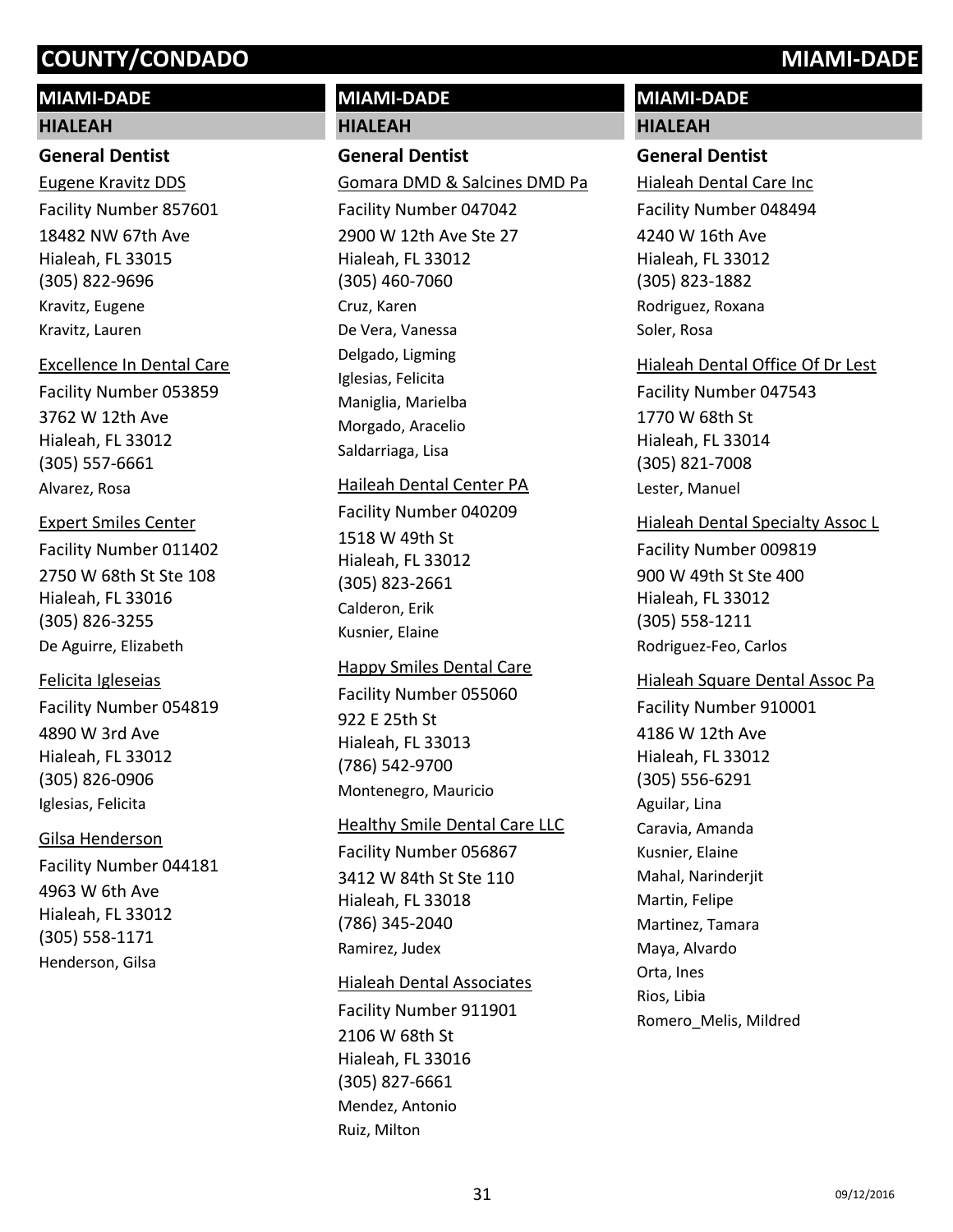# COUNTY/CONDADO MIAMI-DADE

## MIAMI-DADE

### HIALEAH

#### General Dentist

Eugene Kravitz DDS
Facility Number 857601
18482 NW 67th Ave
Hialeah, FL 33015
(305) 822-9696
Kravitz, Eugene
Kravitz, Lauren

Excellence In Dental Care
Facility Number 053859
3762 W 12th Ave
Hialeah, FL 33012
(305) 557-6661
Alvarez, Rosa

Expert Smiles Center
Facility Number 011402
2750 W 68th St Ste 108
Hialeah, FL 33016
(305) 826-3255
De Aguirre, Elizabeth

Felicita Igleseias
Facility Number 054819
4890 W 3rd Ave
Hialeah, FL 33012
(305) 826-0906
Iglesias, Felicita

Gilsa Henderson
Facility Number 044181
4963 W 6th Ave
Hialeah, FL 33012
(305) 558-1171
Henderson, Gilsa

Gomara DMD & Salcines DMD Pa
Facility Number 047042
2900 W 12th Ave Ste 27
Hialeah, FL 33012
(305) 460-7060
Cruz, Karen
De Vera, Vanessa
Delgado, Ligming
Iglesias, Felicita
Maniglia, Marielba
Morgado, Aracelio
Saldarriaga, Lisa

Haileah Dental Center PA
Facility Number 040209
1518 W 49th St
Hialeah, FL 33012
(305) 823-2661
Calderon, Erik
Kusnier, Elaine

Happy Smiles Dental Care
Facility Number 055060
922 E 25th St
Hialeah, FL 33013
(786) 542-9700
Montenegro, Mauricio

Healthy Smile Dental Care LLC
Facility Number 056867
3412 W 84th St Ste 110
Hialeah, FL 33018
(786) 345-2040
Ramirez, Judex

Hialeah Dental Associates
Facility Number 911901
2106 W 68th St
Hialeah, FL 33016
(305) 827-6661
Mendez, Antonio
Ruiz, Milton

Hialeah Dental Care Inc
Facility Number 048494
4240 W 16th Ave
Hialeah, FL 33012
(305) 823-1882
Rodriguez, Roxana
Soler, Rosa

Hialeah Dental Office Of Dr Lest
Facility Number 047543
1770 W 68th St
Hialeah, FL 33014
(305) 821-7008
Lester, Manuel

Hialeah Dental Specialty Assoc L
Facility Number 009819
900 W 49th St Ste 400
Hialeah, FL 33012
(305) 558-1211
Rodriguez-Feo, Carlos

Hialeah Square Dental Assoc Pa
Facility Number 910001
4186 W 12th Ave
Hialeah, FL 33012
(305) 556-6291
Aguilar, Lina
Caravia, Amanda
Kusnier, Elaine
Mahal, Narinderjit
Martin, Felipe
Martinez, Tamara
Maya, Alvardo
Orta, Ines
Rios, Libia
Romero_Melis, Mildred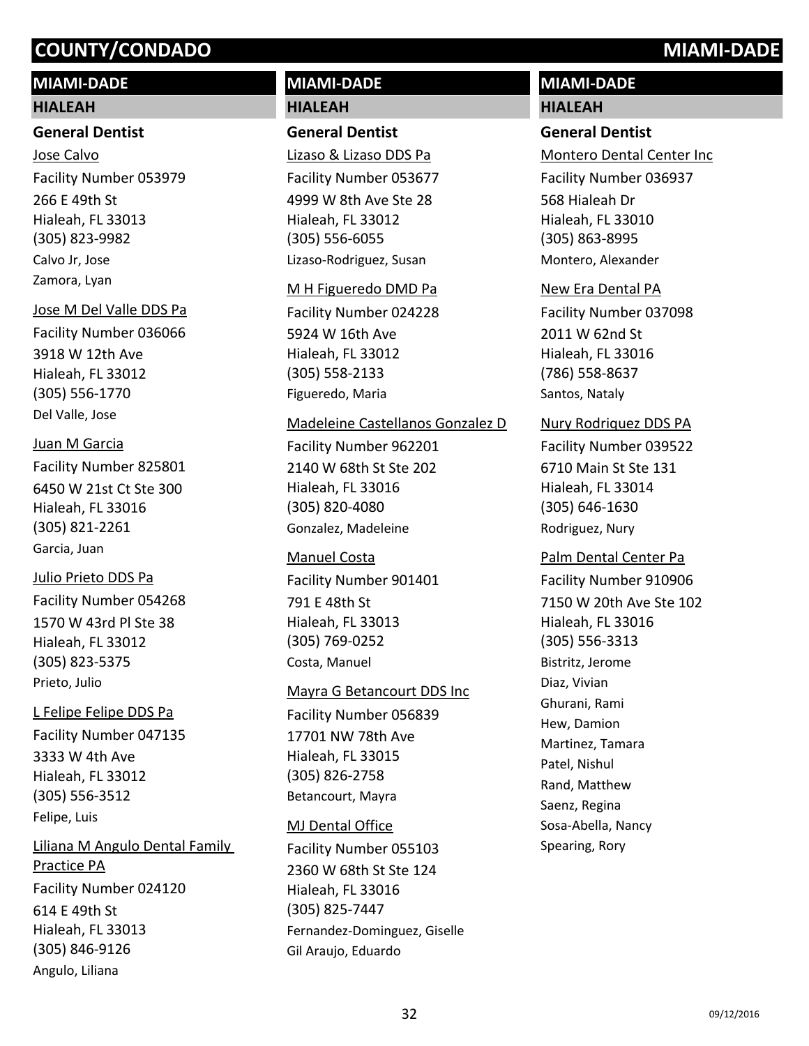# COUNTY/CONDADO MIAMI-DADE

## MIAMI-DADE

### HIALEAH

**General Dentist**

Jose Calvo
Facility Number 053979
266 E 49th St
Hialeah, FL 33013
(305) 823-9982
Calvo Jr, Jose
Zamora, Lyan

Jose M Del Valle DDS Pa
Facility Number 036066
3918 W 12th Ave
Hialeah, FL 33012
(305) 556-1770
Del Valle, Jose

Juan M Garcia
Facility Number 825801
6450 W 21st Ct Ste 300
Hialeah, FL 33016
(305) 821-2261
Garcia, Juan

Julio Prieto DDS Pa
Facility Number 054268
1570 W 43rd Pl Ste 38
Hialeah, FL 33012
(305) 823-5375
Prieto, Julio

L Felipe Felipe DDS Pa
Facility Number 047135
3333 W 4th Ave
Hialeah, FL 33012
(305) 556-3512
Felipe, Luis

Liliana M Angulo Dental Family Practice PA
Facility Number 024120
614 E 49th St
Hialeah, FL 33013
(305) 846-9126
Angulo, Liliana

Lizaso & Lizaso DDS Pa
Facility Number 053677
4999 W 8th Ave Ste 28
Hialeah, FL 33012
(305) 556-6055
Lizaso-Rodriguez, Susan

M H Figueredo DMD Pa
Facility Number 024228
5924 W 16th Ave
Hialeah, FL 33012
(305) 558-2133
Figueredo, Maria

Madeleine Castellanos Gonzalez D
Facility Number 962201
2140 W 68th St Ste 202
Hialeah, FL 33016
(305) 820-4080
Gonzalez, Madeleine

Manuel Costa
Facility Number 901401
791 E 48th St
Hialeah, FL 33013
(305) 769-0252
Costa, Manuel

Mayra G Betancourt DDS Inc
Facility Number 056839
17701 NW 78th Ave
Hialeah, FL 33015
(305) 826-2758
Betancourt, Mayra

MJ Dental Office
Facility Number 055103
2360 W 68th St Ste 124
Hialeah, FL 33016
(305) 825-7447
Fernandez-Dominguez, Giselle
Gil Araujo, Eduardo

Montero Dental Center Inc
Facility Number 036937
568 Hialeah Dr
Hialeah, FL 33010
(305) 863-8995
Montero, Alexander

New Era Dental PA
Facility Number 037098
2011 W 62nd St
Hialeah, FL 33016
(786) 558-8637
Santos, Nataly

Nury Rodriquez DDS PA
Facility Number 039522
6710 Main St Ste 131
Hialeah, FL 33014
(305) 646-1630
Rodriguez, Nury

Palm Dental Center Pa
Facility Number 910906
7150 W 20th Ave Ste 102
Hialeah, FL 33016
(305) 556-3313
Bistritz, Jerome
Diaz, Vivian
Ghurani, Rami
Hew, Damion
Martinez, Tamara
Patel, Nishul
Rand, Matthew
Saenz, Regina
Sosa-Abella, Nancy
Spearing, Rory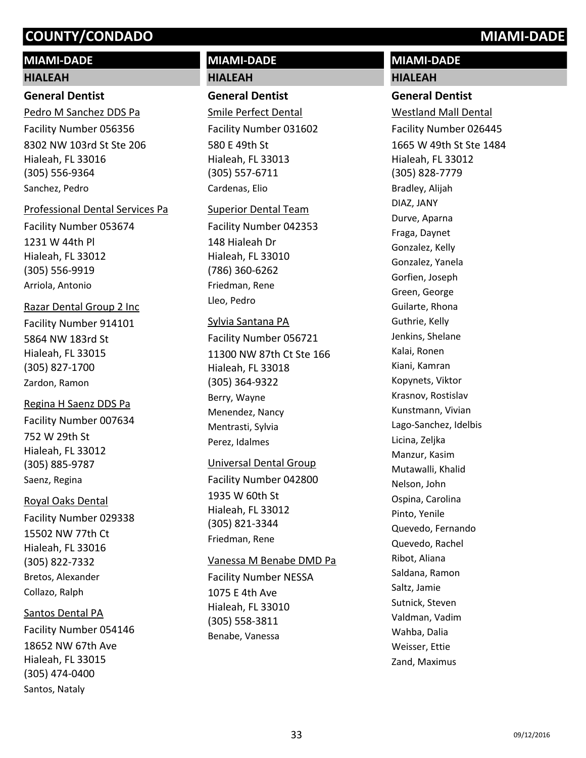## MIAMI-DADE

### HIALEAH

#### General Dentist

Pedro M Sanchez DDS Pa
Facility Number 056356
8302 NW 103rd St Ste 206
Hialeah, FL 33016
(305) 556-9364
Sanchez, Pedro

Professional Dental Services Pa
Facility Number 053674
1231 W 44th Pl
Hialeah, FL 33012
(305) 556-9919
Arriola, Antonio

Razar Dental Group 2 Inc
Facility Number 914101
5864 NW 183rd St
Hialeah, FL 33015
(305) 827-1700
Zardon, Ramon

Regina H Saenz DDS Pa
Facility Number 007634
752 W 29th St
Hialeah, FL 33012
(305) 885-9787
Saenz, Regina

Royal Oaks Dental
Facility Number 029338
15502 NW 77th Ct
Hialeah, FL 33016
(305) 822-7332
Bretos, Alexander
Collazo, Ralph

Santos Dental PA
Facility Number 054146
18652 NW 67th Ave
Hialeah, FL 33015
(305) 474-0400
Santos, Nataly

Smile Perfect Dental
Facility Number 031602
580 E 49th St
Hialeah, FL 33013
(305) 557-6711
Cardenas, Elio

Superior Dental Team
Facility Number 042353
148 Hialeah Dr
Hialeah, FL 33010
(786) 360-6262
Friedman, Rene
Lleo, Pedro

Sylvia Santana PA
Facility Number 056721
11300 NW 87th Ct Ste 166
Hialeah, FL 33018
(305) 364-9322
Berry, Wayne
Menendez, Nancy
Mentrasti, Sylvia
Perez, Idalmes

Universal Dental Group
Facility Number 042800
1935 W 60th St
Hialeah, FL 33012
(305) 821-3344
Friedman, Rene

Vanessa M Benabe DMD Pa
Facility Number NESSA
1075 E 4th Ave
Hialeah, FL 33010
(305) 558-3811
Benabe, Vanessa

Westland Mall Dental
Facility Number 026445
1665 W 49th St Ste 1484
Hialeah, FL 33012
(305) 828-7779
Bradley, Alijah
DIAZ, JANY
Durve, Aparna
Fraga, Daynet
Gonzalez, Kelly
Gonzalez, Yanela
Gorfien, Joseph
Green, George
Guilarte, Rhona
Guthrie, Kelly
Jenkins, Shelane
Kalai, Ronen
Kiani, Kamran
Kopynets, Viktor
Krasnov, Rostislav
Kunstmann, Vivian
Lago-Sanchez, Idelbis
Licina, Zeljka
Manzur, Kasim
Mutawalli, Khalid
Nelson, John
Ospina, Carolina
Pinto, Yenile
Quevedo, Fernando
Quevedo, Rachel
Ribot, Aliana
Saldana, Ramon
Saltz, Jamie
Sutnick, Steven
Valdman, Vadim
Wahba, Dalia
Weisser, Ettie
Zand, Maximus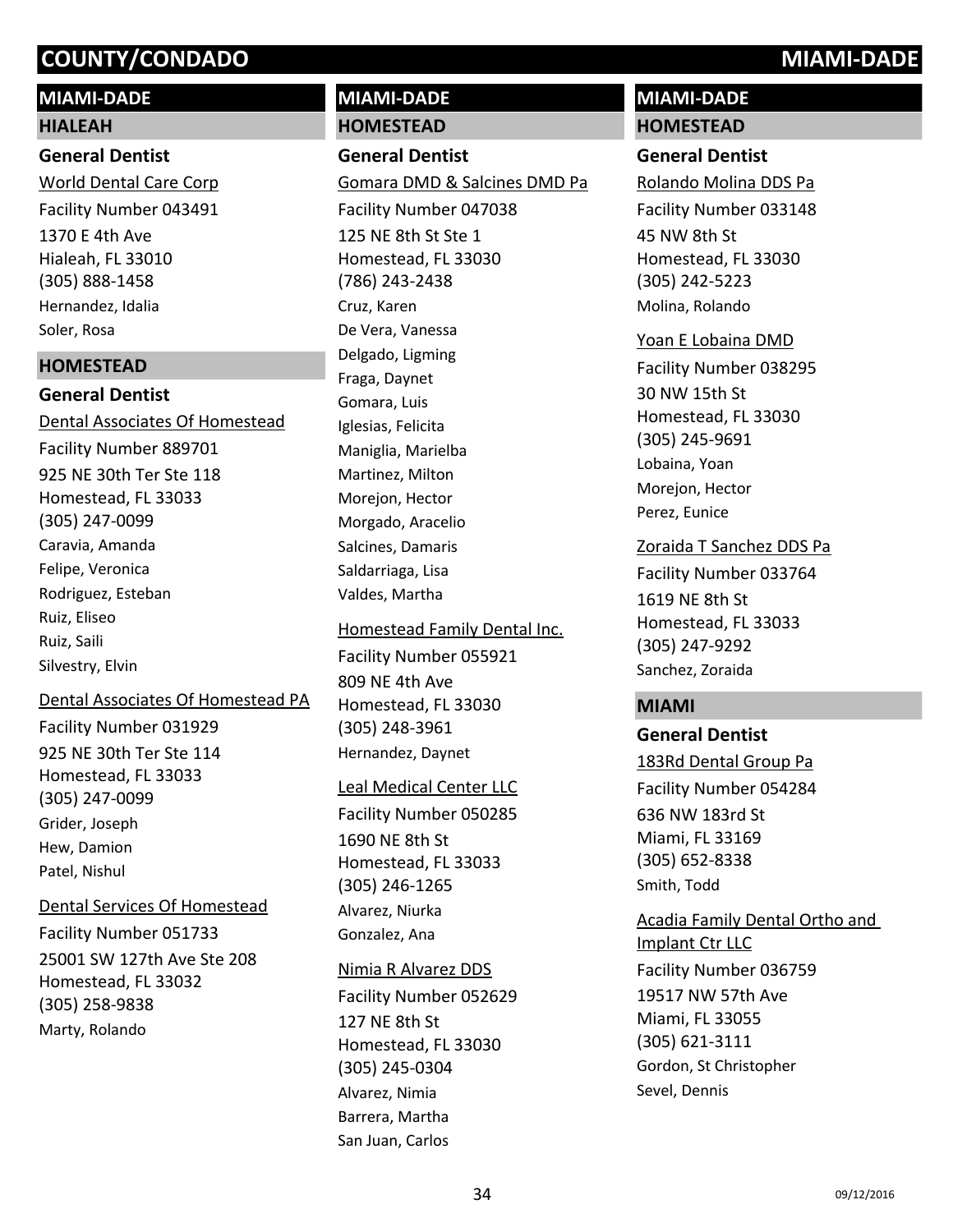# COUNTY/CONDADO MIAMI-DADE

## MIAMI-DADE

### HIALEAH

#### General Dentist

World Dental Care Corp
Facility Number 043491
1370 E 4th Ave
Hialeah, FL 33010
(305) 888-1458
Hernandez, Idalia
Soler, Rosa

### HOMESTEAD

#### General Dentist

Dental Associates Of Homestead
Facility Number 889701
925 NE 30th Ter Ste 118
Homestead, FL 33033
(305) 247-0099
Caravia, Amanda
Felipe, Veronica
Rodriguez, Esteban
Ruiz, Eliseo
Ruiz, Saili
Silvestry, Elvin

Dental Associates Of Homestead PA
Facility Number 031929
925 NE 30th Ter Ste 114
Homestead, FL 33033
(305) 247-0099
Grider, Joseph
Hew, Damion
Patel, Nishul

Dental Services Of Homestead
Facility Number 051733
25001 SW 127th Ave Ste 208
Homestead, FL 33032
(305) 258-9838
Marty, Rolando

## MIAMI-DADE

### HOMESTEAD

#### General Dentist

Gomara DMD & Salcines DMD Pa
Facility Number 047038
125 NE 8th St Ste 1
Homestead, FL 33030
(786) 243-2438
Cruz, Karen
De Vera, Vanessa
Delgado, Ligming
Fraga, Daynet
Gomara, Luis
Iglesias, Felicita
Maniglia, Marielba
Martinez, Milton
Morejon, Hector
Morgado, Aracelio
Salcines, Damaris
Saldarriaga, Lisa
Valdes, Martha

Homestead Family Dental Inc.
Facility Number 055921
809 NE 4th Ave
Homestead, FL 33030
(305) 248-3961
Hernandez, Daynet

Leal Medical Center LLC
Facility Number 050285
1690 NE 8th St
Homestead, FL 33033
(305) 246-1265
Alvarez, Niurka
Gonzalez, Ana

Nimia R Alvarez DDS
Facility Number 052629
127 NE 8th St
Homestead, FL 33030
(305) 245-0304
Alvarez, Nimia
Barrera, Martha
San Juan, Carlos

## MIAMI-DADE

### HOMESTEAD

#### General Dentist

Rolando Molina DDS Pa
Facility Number 033148
45 NW 8th St
Homestead, FL 33030
(305) 242-5223
Molina, Rolando

Yoan E Lobaina DMD
Facility Number 038295
30 NW 15th St
Homestead, FL 33030
(305) 245-9691
Lobaina, Yoan
Morejon, Hector
Perez, Eunice

Zoraida T Sanchez DDS Pa
Facility Number 033764
1619 NE 8th St
Homestead, FL 33033
(305) 247-9292
Sanchez, Zoraida

### MIAMI

#### General Dentist

183Rd Dental Group Pa
Facility Number 054284
636 NW 183rd St
Miami, FL 33169
(305) 652-8338
Smith, Todd

Acadia Family Dental Ortho and Implant Ctr LLC
Facility Number 036759
19517 NW 57th Ave
Miami, FL 33055
(305) 621-3111
Gordon, St Christopher
Sevel, Dennis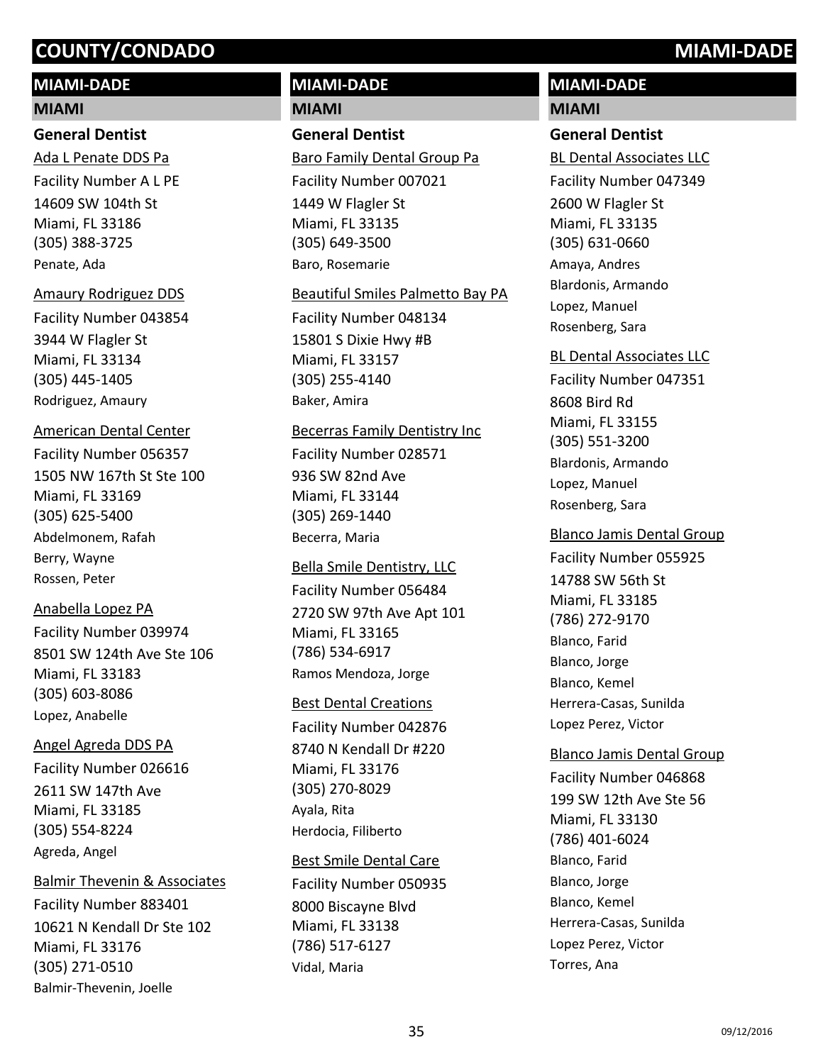# COUNTY/CONDADO MIAMI-DADE

## MIAMI-DADE

### MIAMI

#### General Dentist

Ada L Penate DDS Pa
Facility Number A L PE
14609 SW 104th St
Miami, FL 33186
(305) 388-3725
Penate, Ada

Amaury Rodriguez DDS
Facility Number 043854
3944 W Flagler St
Miami, FL 33134
(305) 445-1405
Rodriguez, Amaury

American Dental Center
Facility Number 056357
1505 NW 167th St Ste 100
Miami, FL 33169
(305) 625-5400
Abdelmonem, Rafah
Berry, Wayne
Rossen, Peter

Anabella Lopez PA
Facility Number 039974
8501 SW 124th Ave Ste 106
Miami, FL 33183
(305) 603-8086
Lopez, Anabelle

Angel Agreda DDS PA
Facility Number 026616
2611 SW 147th Ave
Miami, FL 33185
(305) 554-8224
Agreda, Angel

Balmir Thevenin & Associates
Facility Number 883401
10621 N Kendall Dr Ste 102
Miami, FL 33176
(305) 271-0510
Balmir-Thevenin, Joelle

Baro Family Dental Group Pa
Facility Number 007021
1449 W Flagler St
Miami, FL 33135
(305) 649-3500
Baro, Rosemarie

Beautiful Smiles Palmetto Bay PA
Facility Number 048134
15801 S Dixie Hwy #B
Miami, FL 33157
(305) 255-4140
Baker, Amira

Becerras Family Dentistry Inc
Facility Number 028571
936 SW 82nd Ave
Miami, FL 33144
(305) 269-1440
Becerra, Maria

Bella Smile Dentistry, LLC
Facility Number 056484
2720 SW 97th Ave Apt 101
Miami, FL 33165
(786) 534-6917
Ramos Mendoza, Jorge

Best Dental Creations
Facility Number 042876
8740 N Kendall Dr #220
Miami, FL 33176
(305) 270-8029
Ayala, Rita
Herdocia, Filiberto

Best Smile Dental Care
Facility Number 050935
8000 Biscayne Blvd
Miami, FL 33138
(786) 517-6127
Vidal, Maria

BL Dental Associates LLC
Facility Number 047349
2600 W Flagler St
Miami, FL 33135
(305) 631-0660
Amaya, Andres
Blardonis, Armando
Lopez, Manuel
Rosenberg, Sara

BL Dental Associates LLC
Facility Number 047351
8608 Bird Rd
Miami, FL 33155
(305) 551-3200
Blardonis, Armando
Lopez, Manuel
Rosenberg, Sara

Blanco Jamis Dental Group
Facility Number 055925
14788 SW 56th St
Miami, FL 33185
(786) 272-9170
Blanco, Farid
Blanco, Jorge
Blanco, Kemel
Herrera-Casas, Sunilda
Lopez Perez, Victor

Blanco Jamis Dental Group
Facility Number 046868
199 SW 12th Ave Ste 56
Miami, FL 33130
(786) 401-6024
Blanco, Farid
Blanco, Jorge
Blanco, Kemel
Herrera-Casas, Sunilda
Lopez Perez, Victor
Torres, Ana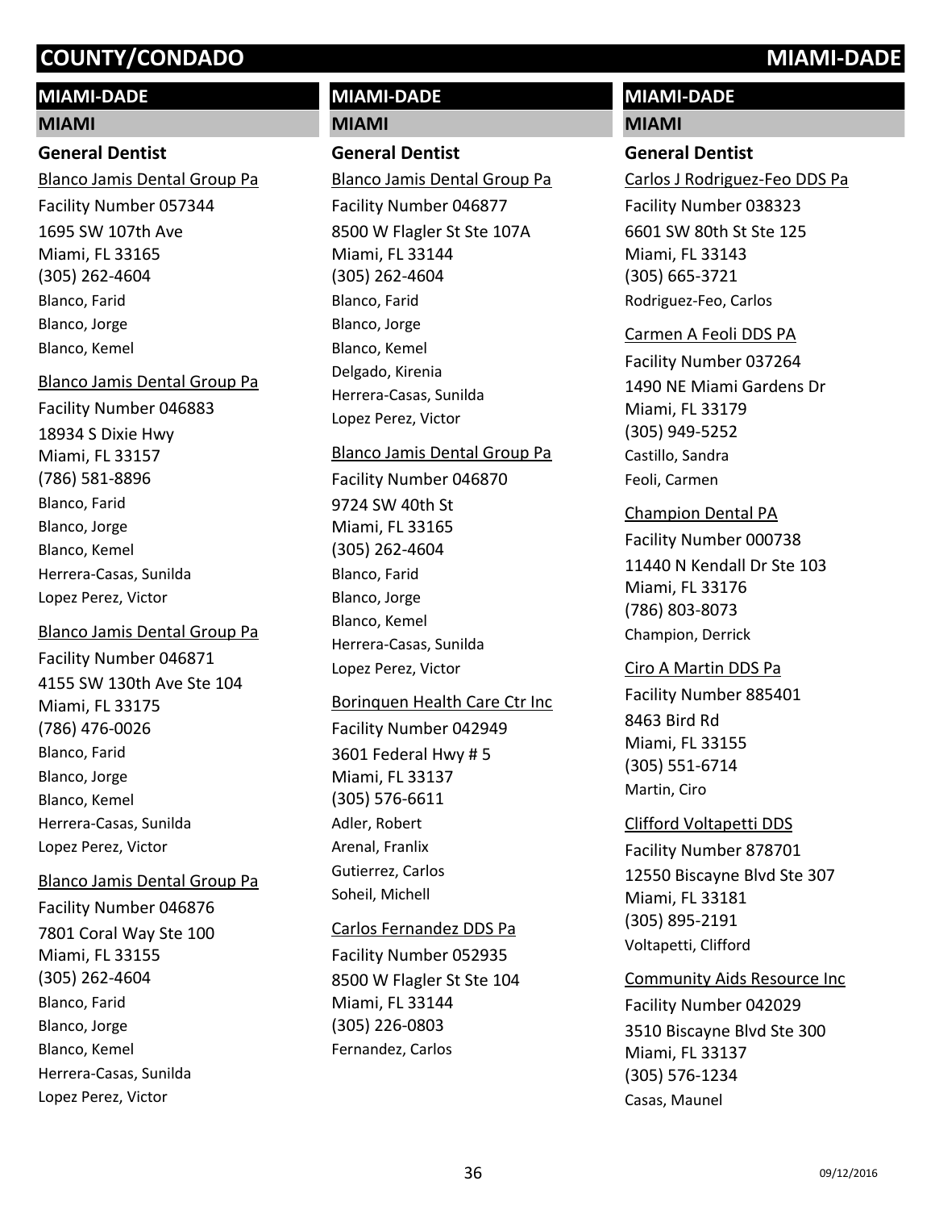# COUNTY/CONDADO MIAMI-DADE

## MIAMI-DADE

### MIAMI

#### General Dentist

Blanco Jamis Dental Group Pa
Facility Number 057344
1695 SW 107th Ave
Miami, FL 33165
(305) 262-4604
Blanco, Farid
Blanco, Jorge
Blanco, Kemel

Blanco Jamis Dental Group Pa
Facility Number 046883
18934 S Dixie Hwy
Miami, FL 33157
(786) 581-8896
Blanco, Farid
Blanco, Jorge
Blanco, Kemel
Herrera-Casas, Sunilda
Lopez Perez, Victor

Blanco Jamis Dental Group Pa
Facility Number 046871
4155 SW 130th Ave Ste 104
Miami, FL 33175
(786) 476-0026
Blanco, Farid
Blanco, Jorge
Blanco, Kemel
Herrera-Casas, Sunilda
Lopez Perez, Victor

Blanco Jamis Dental Group Pa
Facility Number 046876
7801 Coral Way Ste 100
Miami, FL 33155
(305) 262-4604
Blanco, Farid
Blanco, Jorge
Blanco, Kemel
Herrera-Casas, Sunilda
Lopez Perez, Victor

Blanco Jamis Dental Group Pa
Facility Number 046877
8500 W Flagler St Ste 107A
Miami, FL 33144
(305) 262-4604
Blanco, Farid
Blanco, Jorge
Blanco, Kemel
Delgado, Kirenia
Herrera-Casas, Sunilda
Lopez Perez, Victor

Blanco Jamis Dental Group Pa
Facility Number 046870
9724 SW 40th St
Miami, FL 33165
(305) 262-4604
Blanco, Farid
Blanco, Jorge
Blanco, Kemel
Herrera-Casas, Sunilda
Lopez Perez, Victor

Borinquen Health Care Ctr Inc
Facility Number 042949
3601 Federal Hwy # 5
Miami, FL 33137
(305) 576-6611
Adler, Robert
Arenal, Franlix
Gutierrez, Carlos
Soheil, Michell

Carlos Fernandez DDS Pa
Facility Number 052935
8500 W Flagler St Ste 104
Miami, FL 33144
(305) 226-0803
Fernandez, Carlos

Carlos J Rodriguez-Feo DDS Pa
Facility Number 038323
6601 SW 80th St Ste 125
Miami, FL 33143
(305) 665-3721
Rodriguez-Feo, Carlos

Carmen A Feoli DDS PA
Facility Number 037264
1490 NE Miami Gardens Dr
Miami, FL 33179
(305) 949-5252
Castillo, Sandra
Feoli, Carmen

Champion Dental PA
Facility Number 000738
11440 N Kendall Dr Ste 103
Miami, FL 33176
(786) 803-8073
Champion, Derrick

Ciro A Martin DDS Pa
Facility Number 885401
8463 Bird Rd
Miami, FL 33155
(305) 551-6714
Martin, Ciro

Clifford Voltapetti DDS
Facility Number 878701
12550 Biscayne Blvd Ste 307
Miami, FL 33181
(305) 895-2191
Voltapetti, Clifford

Community Aids Resource Inc
Facility Number 042029
3510 Biscayne Blvd Ste 300
Miami, FL 33137
(305) 576-1234
Casas, Maunel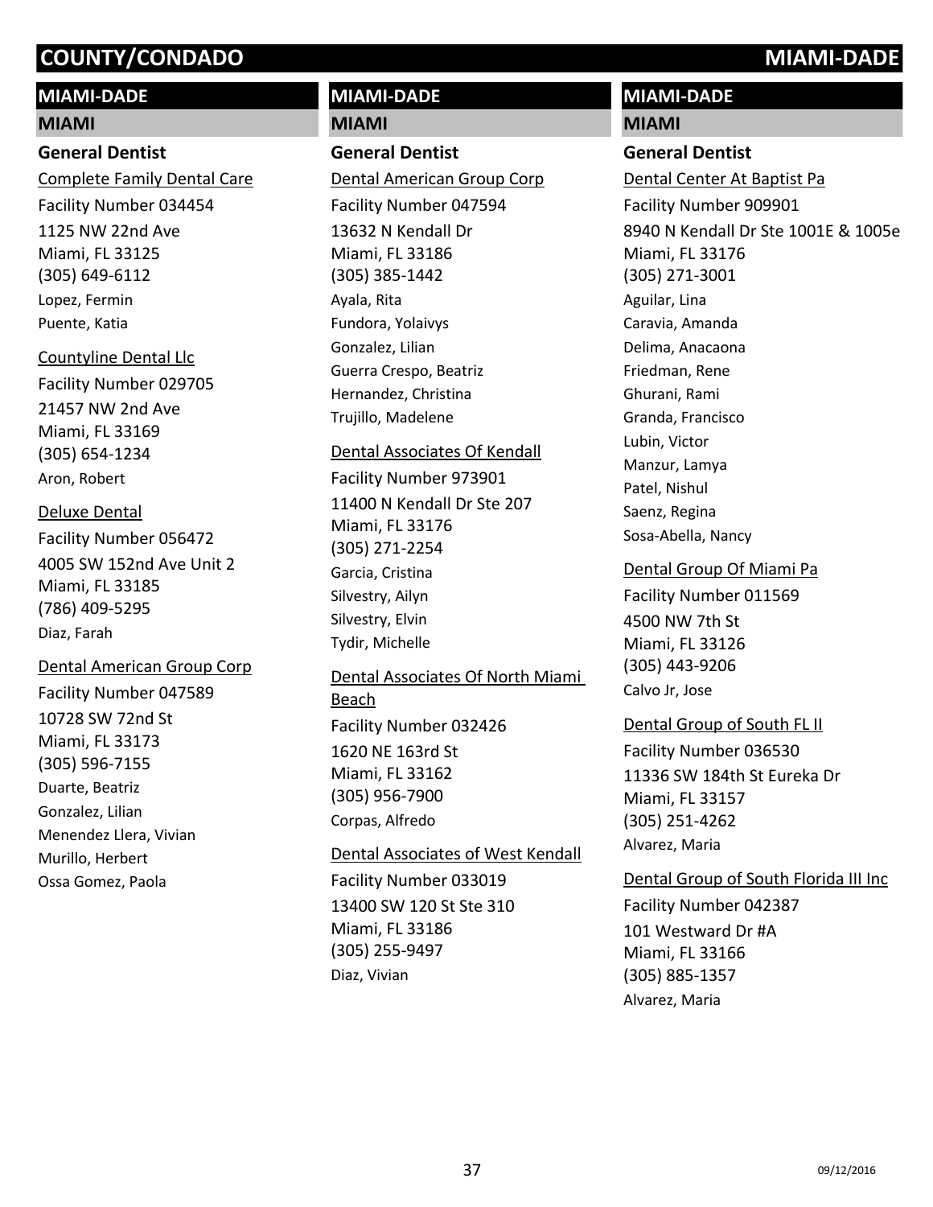## MIAMI-DADE

### MIAMI

#### General Dentist

Complete Family Dental Care
Facility Number 034454
1125 NW 22nd Ave
Miami, FL 33125
(305) 649-6112
Lopez, Fermin
Puente, Katia

Countyline Dental Llc
Facility Number 029705
21457 NW 2nd Ave
Miami, FL 33169
(305) 654-1234
Aron, Robert

Deluxe Dental
Facility Number 056472
4005 SW 152nd Ave Unit 2
Miami, FL 33185
(786) 409-5295
Diaz, Farah

Dental American Group Corp
Facility Number 047589
10728 SW 72nd St
Miami, FL 33173
(305) 596-7155
Duarte, Beatriz
Gonzalez, Lilian
Menendez Llera, Vivian
Murillo, Herbert
Ossa Gomez, Paola

Dental American Group Corp
Facility Number 047594
13632 N Kendall Dr
Miami, FL 33186
(305) 385-1442
Ayala, Rita
Fundora, Yolaivys
Gonzalez, Lilian
Guerra Crespo, Beatriz
Hernandez, Christina
Trujillo, Madelene

Dental Associates Of Kendall
Facility Number 973901
11400 N Kendall Dr Ste 207
Miami, FL 33176
(305) 271-2254
Garcia, Cristina
Silvestry, Ailyn
Silvestry, Elvin
Tydir, Michelle

Dental Associates Of North Miami Beach
Facility Number 032426
1620 NE 163rd St
Miami, FL 33162
(305) 956-7900
Corpas, Alfredo

Dental Associates of West Kendall
Facility Number 033019
13400 SW 120 St Ste 310
Miami, FL 33186
(305) 255-9497
Diaz, Vivian

Dental Center At Baptist Pa
Facility Number 909901
8940 N Kendall Dr Ste 1001E & 1005e
Miami, FL 33176
(305) 271-3001
Aguilar, Lina
Caravia, Amanda
Delima, Anacaona
Friedman, Rene
Ghurani, Rami
Granda, Francisco
Lubin, Victor
Manzur, Lamya
Patel, Nishul
Saenz, Regina
Sosa-Abella, Nancy

Dental Group Of Miami Pa
Facility Number 011569
4500 NW 7th St
Miami, FL 33126
(305) 443-9206
Calvo Jr, Jose

Dental Group of South FL II
Facility Number 036530
11336 SW 184th St Eureka Dr
Miami, FL 33157
(305) 251-4262
Alvarez, Maria

Dental Group of South Florida III Inc
Facility Number 042387
101 Westward Dr #A
Miami, FL 33166
(305) 885-1357
Alvarez, Maria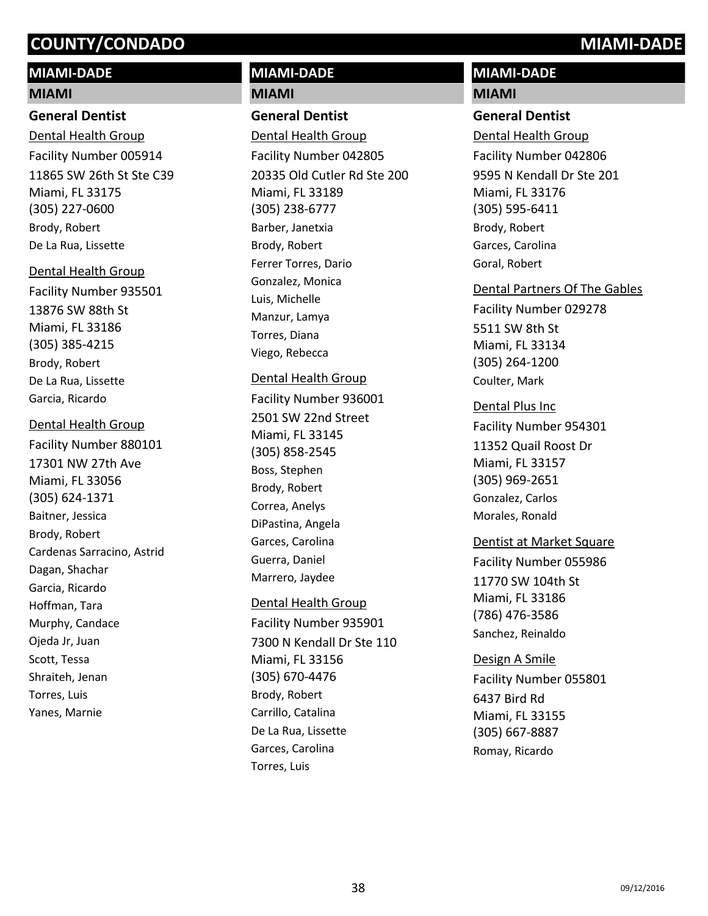## MIAMI-DADE

### MIAMI

#### General Dentist

Dental Health Group
Facility Number 005914
11865 SW 26th St Ste C39
Miami, FL 33175
(305) 227-0600
Brody, Robert
De La Rua, Lissette

Dental Health Group
Facility Number 935501
13876 SW 88th St
Miami, FL 33186
(305) 385-4215
Brody, Robert
De La Rua, Lissette
Garcia, Ricardo

Dental Health Group
Facility Number 880101
17301 NW 27th Ave
Miami, FL 33056
(305) 624-1371
Baitner, Jessica
Brody, Robert
Cardenas Sarracino, Astrid
Dagan, Shachar
Garcia, Ricardo
Hoffman, Tara
Murphy, Candace
Ojeda Jr, Juan
Scott, Tessa
Shraiteh, Jenan
Torres, Luis
Yanes, Marnie

## MIAMI-DADE

### MIAMI

#### General Dentist

Dental Health Group
Facility Number 042805
20335 Old Cutler Rd Ste 200
Miami, FL 33189
(305) 238-6777
Barber, Janetxia
Brody, Robert
Ferrer Torres, Dario
Gonzalez, Monica
Luis, Michelle
Manzur, Lamya
Torres, Diana
Viego, Rebecca

Dental Health Group
Facility Number 936001
2501 SW 22nd Street
Miami, FL 33145
(305) 858-2545
Boss, Stephen
Brody, Robert
Correa, Anelys
DiPastina, Angela
Garces, Carolina
Guerra, Daniel
Marrero, Jaydee

Dental Health Group
Facility Number 935901
7300 N Kendall Dr Ste 110
Miami, FL 33156
(305) 670-4476
Brody, Robert
Carrillo, Catalina
De La Rua, Lissette
Garces, Carolina
Torres, Luis

## MIAMI-DADE

### MIAMI

#### General Dentist

Dental Health Group
Facility Number 042806
9595 N Kendall Dr Ste 201
Miami, FL 33176
(305) 595-6411
Brody, Robert
Garces, Carolina
Goral, Robert

Dental Partners Of The Gables
Facility Number 029278
5511 SW 8th St
Miami, FL 33134
(305) 264-1200
Coulter, Mark

Dental Plus Inc
Facility Number 954301
11352 Quail Roost Dr
Miami, FL 33157
(305) 969-2651
Gonzalez, Carlos
Morales, Ronald

Dentist at Market Square
Facility Number 055986
11770 SW 104th St
Miami, FL 33186
(786) 476-3586
Sanchez, Reinaldo

Design A Smile
Facility Number 055801
6437 Bird Rd
Miami, FL 33155
(305) 667-8887
Romay, Ricardo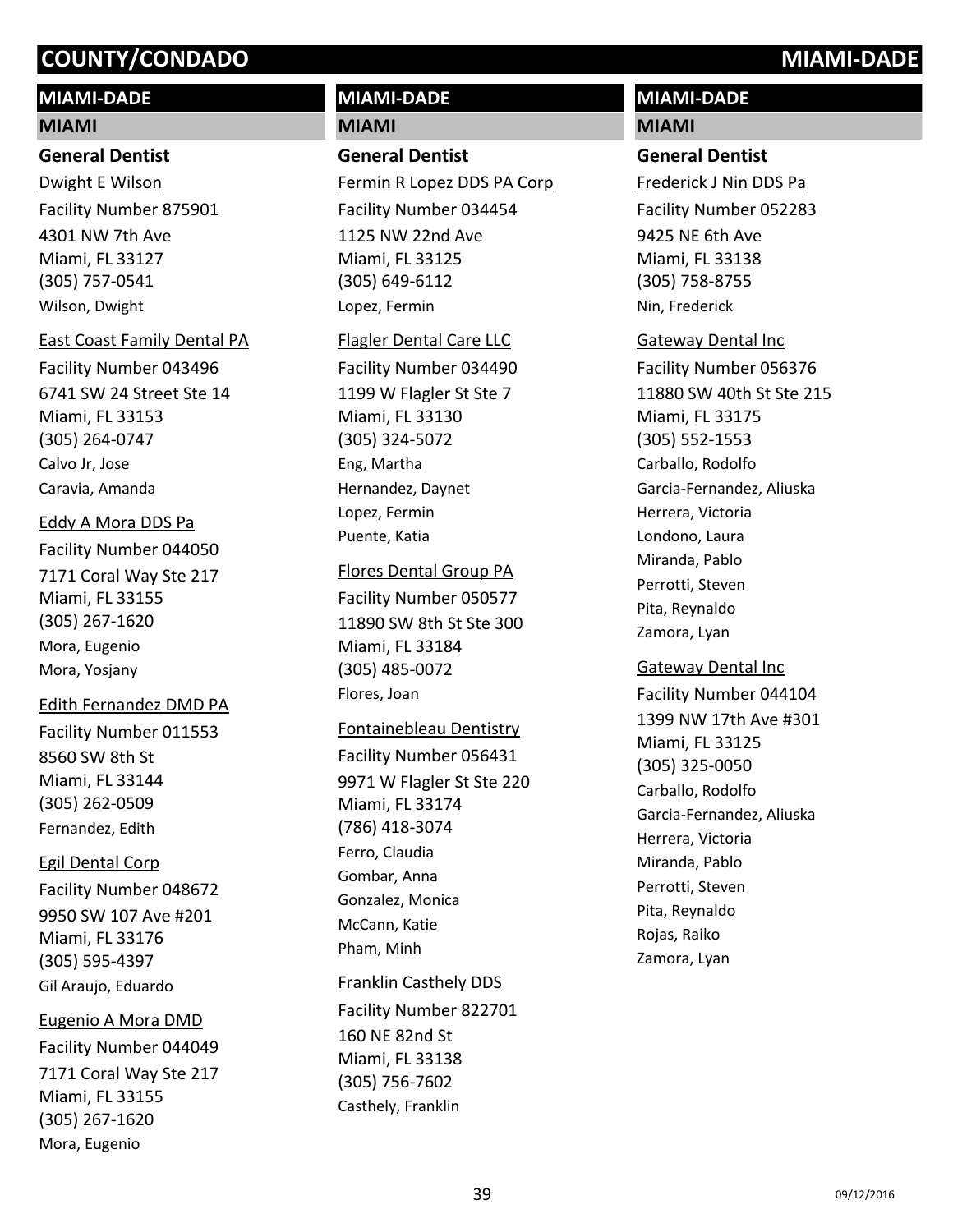# COUNTY/CONDADO MIAMI-DADE

## MIAMI-DADE

### MIAMI

#### General Dentist

Dwight E Wilson
Facility Number 875901
4301 NW 7th Ave
Miami, FL 33127
(305) 757-0541
Wilson, Dwight

East Coast Family Dental PA
Facility Number 043496
6741 SW 24 Street Ste 14
Miami, FL 33153
(305) 264-0747
Calvo Jr, Jose
Caravia, Amanda

Eddy A Mora DDS Pa
Facility Number 044050
7171 Coral Way Ste 217
Miami, FL 33155
(305) 267-1620
Mora, Eugenio
Mora, Yosjany

Edith Fernandez DMD PA
Facility Number 011553
8560 SW 8th St
Miami, FL 33144
(305) 262-0509
Fernandez, Edith

Egil Dental Corp
Facility Number 048672
9950 SW 107 Ave #201
Miami, FL 33176
(305) 595-4397
Gil Araujo, Eduardo

Eugenio A Mora DMD
Facility Number 044049
7171 Coral Way Ste 217
Miami, FL 33155
(305) 267-1620
Mora, Eugenio

Fermin R Lopez DDS PA Corp
Facility Number 034454
1125 NW 22nd Ave
Miami, FL 33125
(305) 649-6112
Lopez, Fermin

Flagler Dental Care LLC
Facility Number 034490
1199 W Flagler St Ste 7
Miami, FL 33130
(305) 324-5072
Eng, Martha
Hernandez, Daynet
Lopez, Fermin
Puente, Katia

Flores Dental Group PA
Facility Number 050577
11890 SW 8th St Ste 300
Miami, FL 33184
(305) 485-0072
Flores, Joan

Fontainebleau Dentistry
Facility Number 056431
9971 W Flagler St Ste 220
Miami, FL 33174
(786) 418-3074
Ferro, Claudia
Gombar, Anna
Gonzalez, Monica
McCann, Katie
Pham, Minh

Franklin Casthely DDS
Facility Number 822701
160 NE 82nd St
Miami, FL 33138
(305) 756-7602
Casthely, Franklin

Frederick J Nin DDS Pa
Facility Number 052283
9425 NE 6th Ave
Miami, FL 33138
(305) 758-8755
Nin, Frederick

Gateway Dental Inc
Facility Number 056376
11880 SW 40th St Ste 215
Miami, FL 33175
(305) 552-1553
Carballo, Rodolfo
Garcia-Fernandez, Aliuska
Herrera, Victoria
Londono, Laura
Miranda, Pablo
Perrotti, Steven
Pita, Reynaldo
Zamora, Lyan

Gateway Dental Inc
Facility Number 044104
1399 NW 17th Ave #301
Miami, FL 33125
(305) 325-0050
Carballo, Rodolfo
Garcia-Fernandez, Aliuska
Herrera, Victoria
Miranda, Pablo
Perrotti, Steven
Pita, Reynaldo
Rojas, Raiko
Zamora, Lyan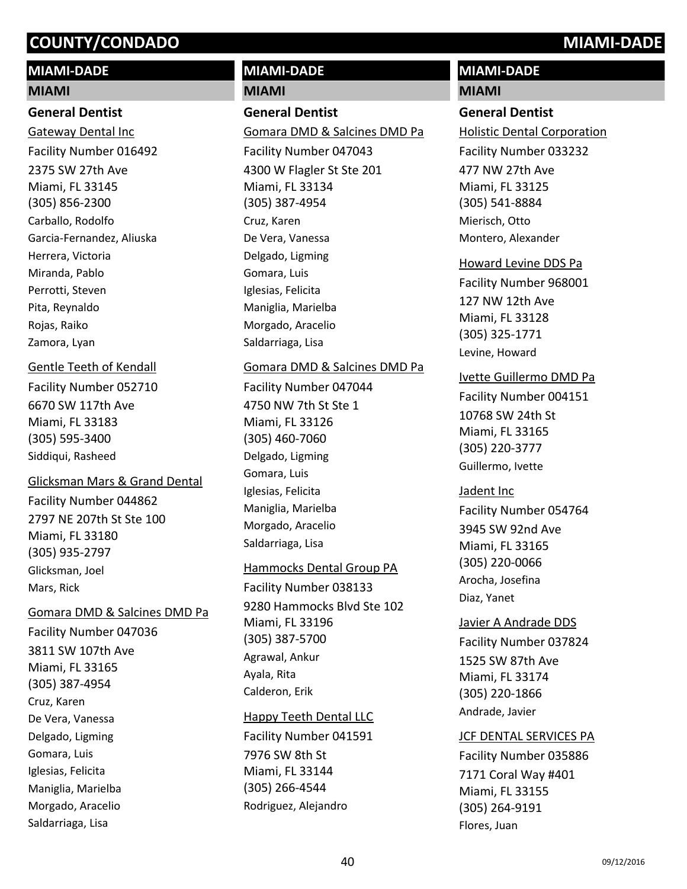# COUNTY/CONDADO MIAMI-DADE

## MIAMI-DADE

### MIAMI

#### General Dentist

Gateway Dental Inc
Facility Number 016492
2375 SW 27th Ave
Miami, FL 33145
(305) 856-2300
Carballo, Rodolfo
Garcia-Fernandez, Aliuska
Herrera, Victoria
Miranda, Pablo
Perrotti, Steven
Pita, Reynaldo
Rojas, Raiko
Zamora, Lyan

Gentle Teeth of Kendall
Facility Number 052710
6670 SW 117th Ave
Miami, FL 33183
(305) 595-3400
Siddiqui, Rasheed

Glicksman Mars & Grand Dental
Facility Number 044862
2797 NE 207th St Ste 100
Miami, FL 33180
(305) 935-2797
Glicksman, Joel
Mars, Rick

Gomara DMD & Salcines DMD Pa
Facility Number 047036
3811 SW 107th Ave
Miami, FL 33165
(305) 387-4954
Cruz, Karen
De Vera, Vanessa
Delgado, Ligming
Gomara, Luis
Iglesias, Felicita
Maniglia, Marielba
Morgado, Aracelio
Saldarriaga, Lisa

Gomara DMD & Salcines DMD Pa
Facility Number 047043
4300 W Flagler St Ste 201
Miami, FL 33134
(305) 387-4954
Cruz, Karen
De Vera, Vanessa
Delgado, Ligming
Gomara, Luis
Iglesias, Felicita
Maniglia, Marielba
Morgado, Aracelio
Saldarriaga, Lisa

Gomara DMD & Salcines DMD Pa
Facility Number 047044
4750 NW 7th St Ste 1
Miami, FL 33126
(305) 460-7060
Delgado, Ligming
Gomara, Luis
Iglesias, Felicita
Maniglia, Marielba
Morgado, Aracelio
Saldarriaga, Lisa

Hammocks Dental Group PA
Facility Number 038133
9280 Hammocks Blvd Ste 102
Miami, FL 33196
(305) 387-5700
Agrawal, Ankur
Ayala, Rita
Calderon, Erik

Happy Teeth Dental LLC
Facility Number 041591
7976 SW 8th St
Miami, FL 33144
(305) 266-4544
Rodriguez, Alejandro

Holistic Dental Corporation
Facility Number 033232
477 NW 27th Ave
Miami, FL 33125
(305) 541-8884
Mierisch, Otto
Montero, Alexander

Howard Levine DDS Pa
Facility Number 968001
127 NW 12th Ave
Miami, FL 33128
(305) 325-1771
Levine, Howard

Ivette Guillermo DMD Pa
Facility Number 004151
10768 SW 24th St
Miami, FL 33165
(305) 220-3777
Guillermo, Ivette

Jadent Inc
Facility Number 054764
3945 SW 92nd Ave
Miami, FL 33165
(305) 220-0066
Arocha, Josefina
Diaz, Yanet

Javier A Andrade DDS
Facility Number 037824
1525 SW 87th Ave
Miami, FL 33174
(305) 220-1866
Andrade, Javier

JCF DENTAL SERVICES PA
Facility Number 035886
7171 Coral Way #401
Miami, FL 33155
(305) 264-9191
Flores, Juan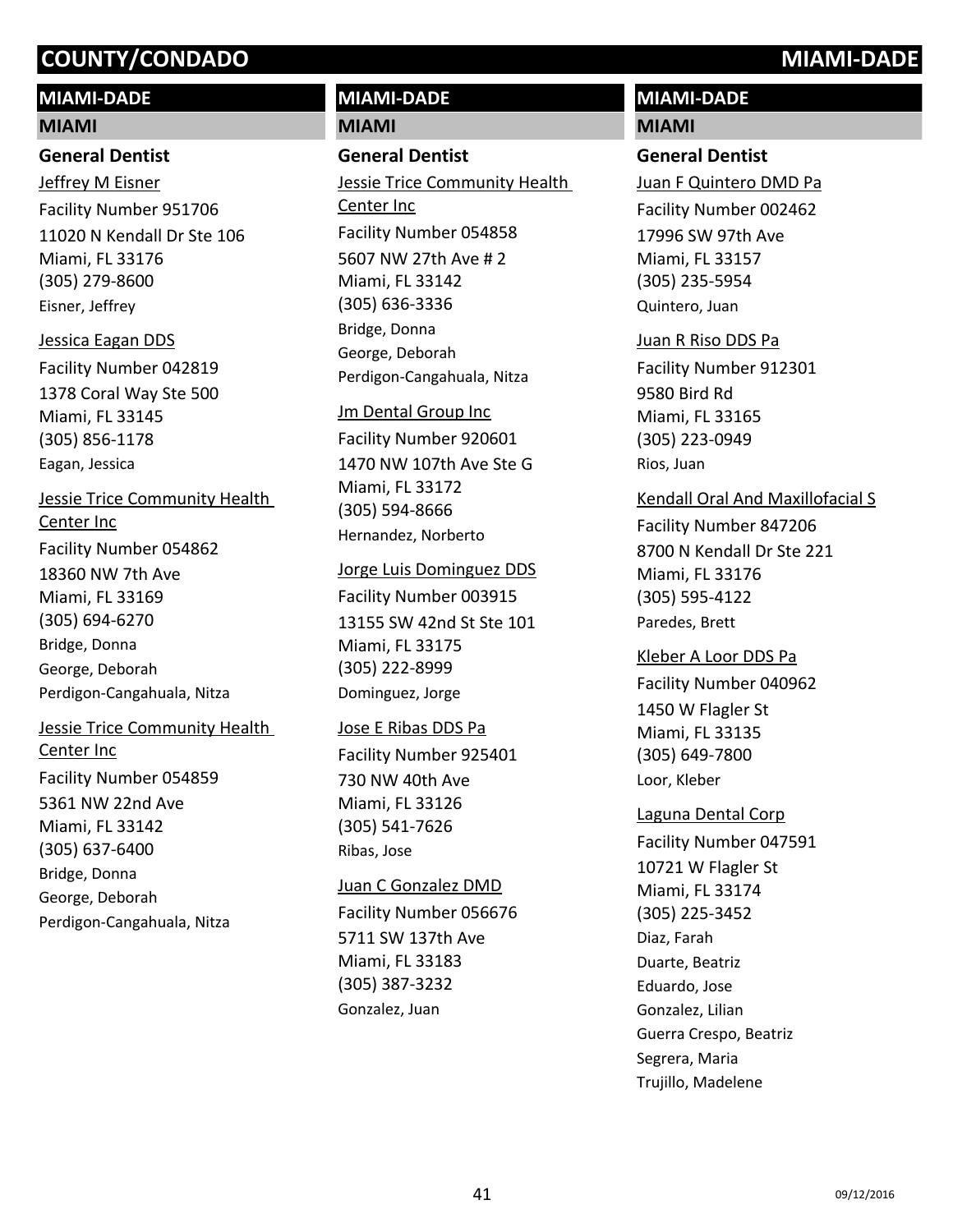# COUNTY/CONDADO MIAMI-DADE

## MIAMI-DADE

### MIAMI

#### General Dentist

Jeffrey M Eisner
Facility Number 951706
11020 N Kendall Dr Ste 106
Miami, FL 33176
(305) 279-8600
Eisner, Jeffrey

Jessica Eagan DDS
Facility Number 042819
1378 Coral Way Ste 500
Miami, FL 33145
(305) 856-1178
Eagan, Jessica

Jessie Trice Community Health Center Inc
Facility Number 054862
18360 NW 7th Ave
Miami, FL 33169
(305) 694-6270
Bridge, Donna
George, Deborah
Perdigon-Cangahuala, Nitza

Jessie Trice Community Health Center Inc
Facility Number 054859
5361 NW 22nd Ave
Miami, FL 33142
(305) 637-6400
Bridge, Donna
George, Deborah
Perdigon-Cangahuala, Nitza

## MIAMI-DADE

### MIAMI

#### General Dentist

Jessie Trice Community Health Center Inc
Facility Number 054858
5607 NW 27th Ave # 2
Miami, FL 33142
(305) 636-3336
Bridge, Donna
George, Deborah
Perdigon-Cangahuala, Nitza

Jm Dental Group Inc
Facility Number 920601
1470 NW 107th Ave Ste G
Miami, FL 33172
(305) 594-8666
Hernandez, Norberto

Jorge Luis Dominguez DDS
Facility Number 003915
13155 SW 42nd St Ste 101
Miami, FL 33175
(305) 222-8999
Dominguez, Jorge

Jose E Ribas DDS Pa
Facility Number 925401
730 NW 40th Ave
Miami, FL 33126
(305) 541-7626
Ribas, Jose

Juan C Gonzalez DMD
Facility Number 056676
5711 SW 137th Ave
Miami, FL 33183
(305) 387-3232
Gonzalez, Juan

## MIAMI-DADE

### MIAMI

#### General Dentist

Juan F Quintero DMD Pa
Facility Number 002462
17996 SW 97th Ave
Miami, FL 33157
(305) 235-5954
Quintero, Juan

Juan R Riso DDS Pa
Facility Number 912301
9580 Bird Rd
Miami, FL 33165
(305) 223-0949
Rios, Juan

Kendall Oral And Maxillofacial S
Facility Number 847206
8700 N Kendall Dr Ste 221
Miami, FL 33176
(305) 595-4122
Paredes, Brett

Kleber A Loor DDS Pa
Facility Number 040962
1450 W Flagler St
Miami, FL 33135
(305) 649-7800
Loor, Kleber

Laguna Dental Corp
Facility Number 047591
10721 W Flagler St
Miami, FL 33174
(305) 225-3452
Diaz, Farah
Duarte, Beatriz
Eduardo, Jose
Gonzalez, Lilian
Guerra Crespo, Beatriz
Segrera, Maria
Trujillo, Madelene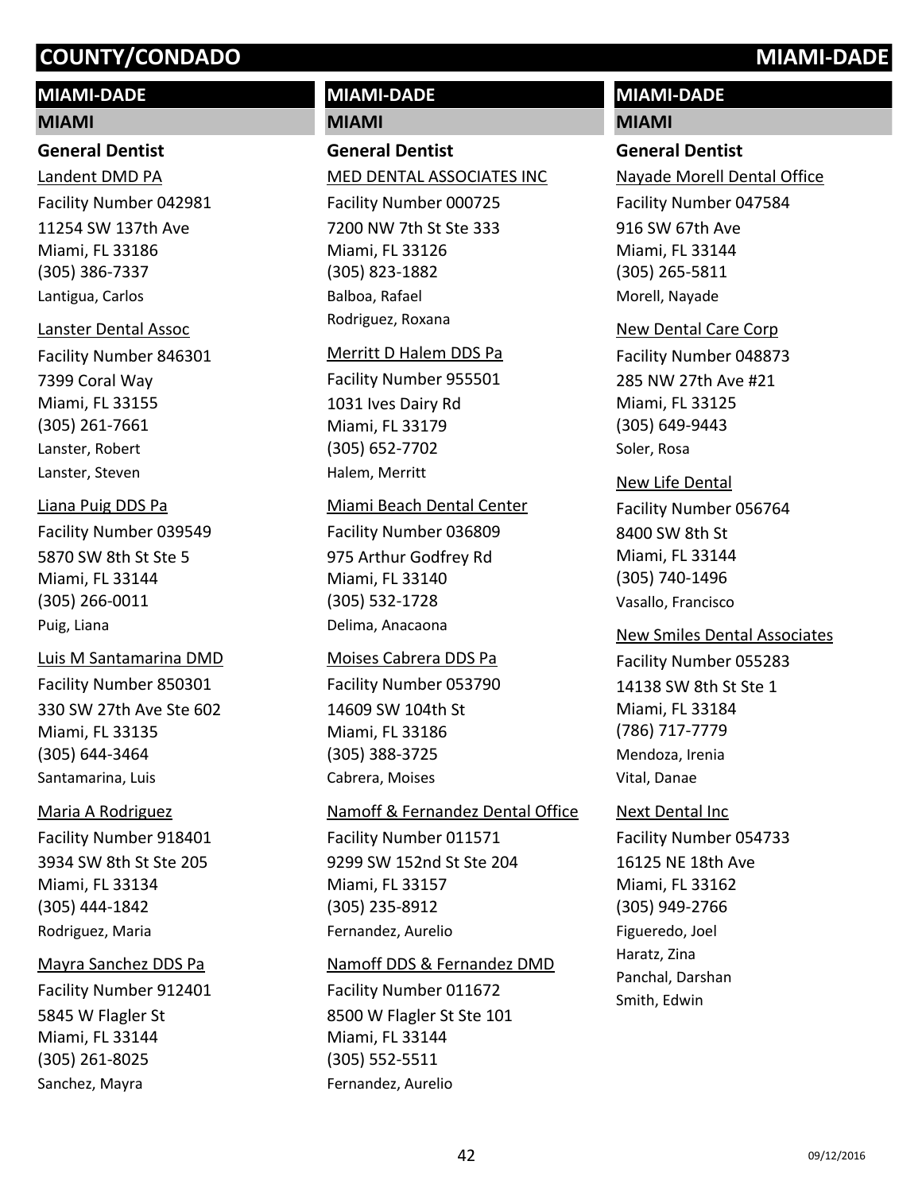## MIAMI-DADE

### MIAMI

#### General Dentist

Landent DMD PA
Facility Number 042981
11254 SW 137th Ave
Miami, FL 33186
(305) 386-7337
Lantigua, Carlos

Lanster Dental Assoc
Facility Number 846301
7399 Coral Way
Miami, FL 33155
(305) 261-7661
Lanster, Robert
Lanster, Steven

Liana Puig DDS Pa
Facility Number 039549
5870 SW 8th St Ste 5
Miami, FL 33144
(305) 266-0011
Puig, Liana

Luis M Santamarina DMD
Facility Number 850301
330 SW 27th Ave Ste 602
Miami, FL 33135
(305) 644-3464
Santamarina, Luis

Maria A Rodriguez
Facility Number 918401
3934 SW 8th St Ste 205
Miami, FL 33134
(305) 444-1842
Rodriguez, Maria

Mayra Sanchez DDS Pa
Facility Number 912401
5845 W Flagler St
Miami, FL 33144
(305) 261-8025
Sanchez, Mayra

MED DENTAL ASSOCIATES INC
Facility Number 000725
7200 NW 7th St Ste 333
Miami, FL 33126
(305) 823-1882
Balboa, Rafael
Rodriguez, Roxana

Merritt D Halem DDS Pa
Facility Number 955501
1031 Ives Dairy Rd
Miami, FL 33179
(305) 652-7702
Halem, Merritt

Miami Beach Dental Center
Facility Number 036809
975 Arthur Godfrey Rd
Miami, FL 33140
(305) 532-1728
Delima, Anacaona

Moises Cabrera DDS Pa
Facility Number 053790
14609 SW 104th St
Miami, FL 33186
(305) 388-3725
Cabrera, Moises

Namoff & Fernandez Dental Office
Facility Number 011571
9299 SW 152nd St Ste 204
Miami, FL 33157
(305) 235-8912
Fernandez, Aurelio

Namoff DDS & Fernandez DMD
Facility Number 011672
8500 W Flagler St Ste 101
Miami, FL 33144
(305) 552-5511
Fernandez, Aurelio

Nayade Morell Dental Office
Facility Number 047584
916 SW 67th Ave
Miami, FL 33144
(305) 265-5811
Morell, Nayade

New Dental Care Corp
Facility Number 048873
285 NW 27th Ave #21
Miami, FL 33125
(305) 649-9443
Soler, Rosa

New Life Dental
Facility Number 056764
8400 SW 8th St
Miami, FL 33144
(305) 740-1496
Vasallo, Francisco

New Smiles Dental Associates
Facility Number 055283
14138 SW 8th St Ste 1
Miami, FL 33184
(786) 717-7779
Mendoza, Irenia
Vital, Danae

Next Dental Inc
Facility Number 054733
16125 NE 18th Ave
Miami, FL 33162
(305) 949-2766
Figueredo, Joel
Haratz, Zina
Panchal, Darshan
Smith, Edwin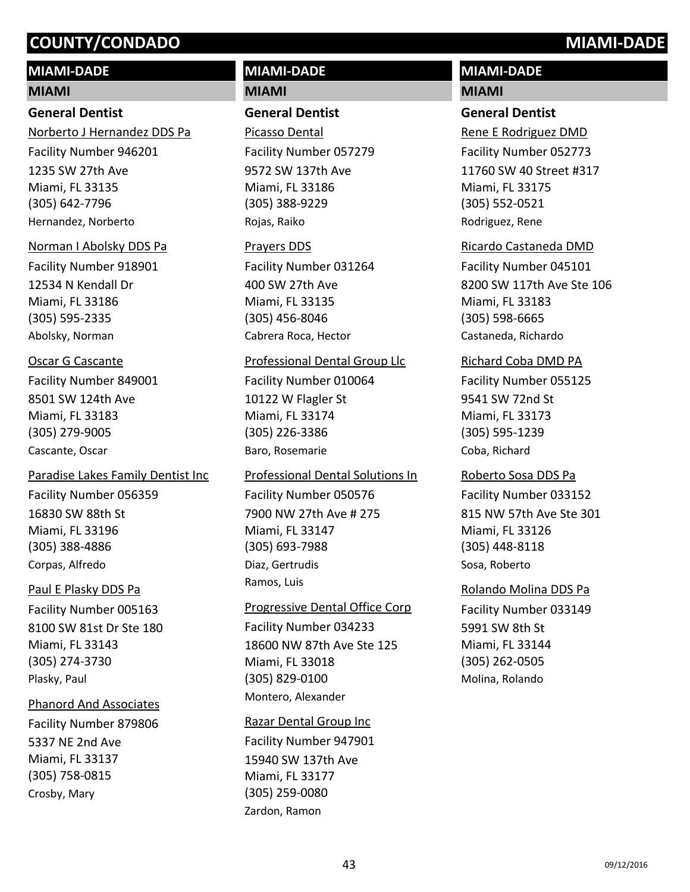# COUNTY/CONDADO MIAMI-DADE

## MIAMI-DADE

### MIAMI

#### General Dentist

Norberto J Hernandez DDS Pa
Facility Number 946201
1235 SW 27th Ave
Miami, FL 33135
(305) 642-7796
Hernandez, Norberto

Norman I Abolsky DDS Pa
Facility Number 918901
12534 N Kendall Dr
Miami, FL 33186
(305) 595-2335
Abolsky, Norman

Oscar G Cascante
Facility Number 849001
8501 SW 124th Ave
Miami, FL 33183
(305) 279-9005
Cascante, Oscar

Paradise Lakes Family Dentist Inc
Facility Number 056359
16830 SW 88th St
Miami, FL 33196
(305) 388-4886
Corpas, Alfredo

Paul E Plasky DDS Pa
Facility Number 005163
8100 SW 81st Dr Ste 180
Miami, FL 33143
(305) 274-3730
Plasky, Paul

Phanord And Associates
Facility Number 879806
5337 NE 2nd Ave
Miami, FL 33137
(305) 758-0815
Crosby, Mary

## MIAMI-DADE

### MIAMI

#### General Dentist

Picasso Dental
Facility Number 057279
9572 SW 137th Ave
Miami, FL 33186
(305) 388-9229
Rojas, Raiko

Prayers DDS
Facility Number 031264
400 SW 27th Ave
Miami, FL 33135
(305) 456-8046
Cabrera Roca, Hector

Professional Dental Group Llc
Facility Number 010064
10122 W Flagler St
Miami, FL 33174
(305) 226-3386
Baro, Rosemarie

Professional Dental Solutions In
Facility Number 050576
7900 NW 27th Ave # 275
Miami, FL 33147
(305) 693-7988
Diaz, Gertrudis
Ramos, Luis

Progressive Dental Office Corp
Facility Number 034233
18600 NW 87th Ave Ste 125
Miami, FL 33018
(305) 829-0100
Montero, Alexander

Razar Dental Group Inc
Facility Number 947901
15940 SW 137th Ave
Miami, FL 33177
(305) 259-0080
Zardon, Ramon

## MIAMI-DADE

### MIAMI

#### General Dentist

Rene E Rodriguez DMD
Facility Number 052773
11760 SW 40 Street #317
Miami, FL 33175
(305) 552-0521
Rodriguez, Rene

Ricardo Castaneda DMD
Facility Number 045101
8200 SW 117th Ave Ste 106
Miami, FL 33183
(305) 598-6665
Castaneda, Richardo

Richard Coba DMD PA
Facility Number 055125
9541 SW 72nd St
Miami, FL 33173
(305) 595-1239
Coba, Richard

Roberto Sosa DDS Pa
Facility Number 033152
815 NW 57th Ave Ste 301
Miami, FL 33126
(305) 448-8118
Sosa, Roberto

Rolando Molina DDS Pa
Facility Number 033149
5991 SW 8th St
Miami, FL 33144
(305) 262-0505
Molina, Rolando

09/12/2016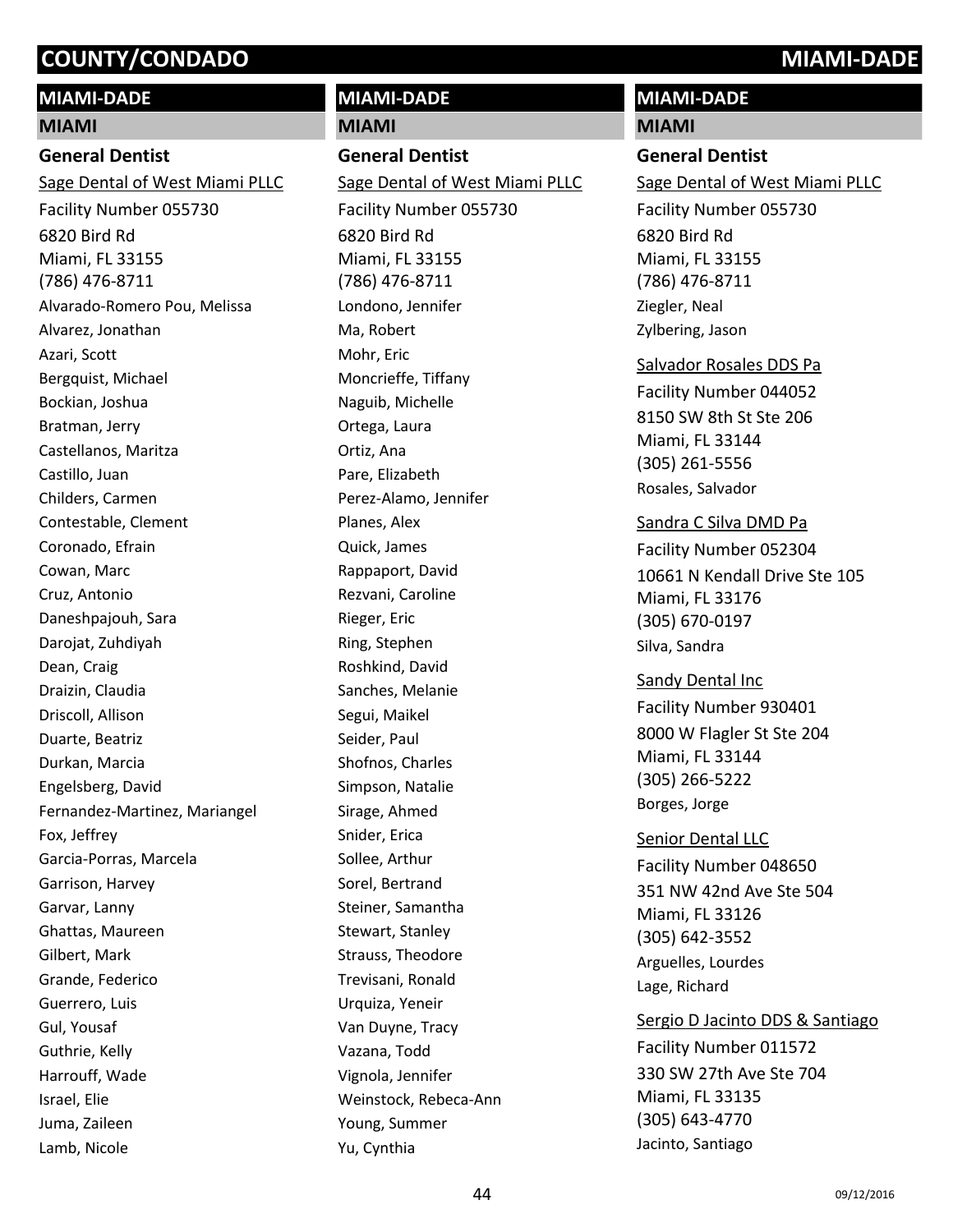## MIAMI-DADE

### MIAMI

#### General Dentist

Sage Dental of West Miami PLLC
Facility Number 055730
6820 Bird Rd
Miami, FL 33155
(786) 476-8711

Alvarado-Romero Pou, Melissa
Alvarez, Jonathan
Azari, Scott
Bergquist, Michael
Bockian, Joshua
Bratman, Jerry
Castellanos, Maritza
Castillo, Juan
Childers, Carmen
Contestable, Clement
Coronado, Efrain
Cowan, Marc
Cruz, Antonio
Daneshpajouh, Sara
Darojat, Zuhdiyah
Dean, Craig
Draizin, Claudia
Driscoll, Allison
Duarte, Beatriz
Durkan, Marcia
Engelsberg, David
Fernandez-Martinez, Mariangel
Fox, Jeffrey
Garcia-Porras, Marcela
Garrison, Harvey
Garvar, Lanny
Ghattas, Maureen
Gilbert, Mark
Grande, Federico
Guerrero, Luis
Gul, Yousaf
Guthrie, Kelly
Harrouff, Wade
Israel, Elie
Juma, Zaileen
Lamb, Nicole

## MIAMI-DADE

### MIAMI

#### General Dentist

Sage Dental of West Miami PLLC
Facility Number 055730
6820 Bird Rd
Miami, FL 33155
(786) 476-8711

Londono, Jennifer
Ma, Robert
Mohr, Eric
Moncrieffe, Tiffany
Naguib, Michelle
Ortega, Laura
Ortiz, Ana
Pare, Elizabeth
Perez-Alamo, Jennifer
Planes, Alex
Quick, James
Rappaport, David
Rezvani, Caroline
Rieger, Eric
Ring, Stephen
Roshkind, David
Sanches, Melanie
Segui, Maikel
Seider, Paul
Shofnos, Charles
Simpson, Natalie
Sirage, Ahmed
Snider, Erica
Sollee, Arthur
Sorel, Bertrand
Steiner, Samantha
Stewart, Stanley
Strauss, Theodore
Trevisani, Ronald
Urquiza, Yeneir
Van Duyne, Tracy
Vazana, Todd
Vignola, Jennifer
Weinstock, Rebeca-Ann
Young, Summer
Yu, Cynthia

## MIAMI-DADE

### MIAMI

#### General Dentist

Sage Dental of West Miami PLLC
Facility Number 055730
6820 Bird Rd
Miami, FL 33155
(786) 476-8711

Ziegler, Neal
Zylbering, Jason

Salvador Rosales DDS Pa
Facility Number 044052
8150 SW 8th St Ste 206
Miami, FL 33144
(305) 261-5556

Rosales, Salvador

Sandra C Silva DMD Pa
Facility Number 052304
10661 N Kendall Drive Ste 105
Miami, FL 33176
(305) 670-0197

Silva, Sandra

Sandy Dental Inc
Facility Number 930401
8000 W Flagler St Ste 204
Miami, FL 33144
(305) 266-5222

Borges, Jorge

Senior Dental LLC
Facility Number 048650
351 NW 42nd Ave Ste 504
Miami, FL 33126
(305) 642-3552

Arguelles, Lourdes
Lage, Richard

Sergio D Jacinto DDS & Santiago
Facility Number 011572
330 SW 27th Ave Ste 704
Miami, FL 33135
(305) 643-4770

Jacinto, Santiago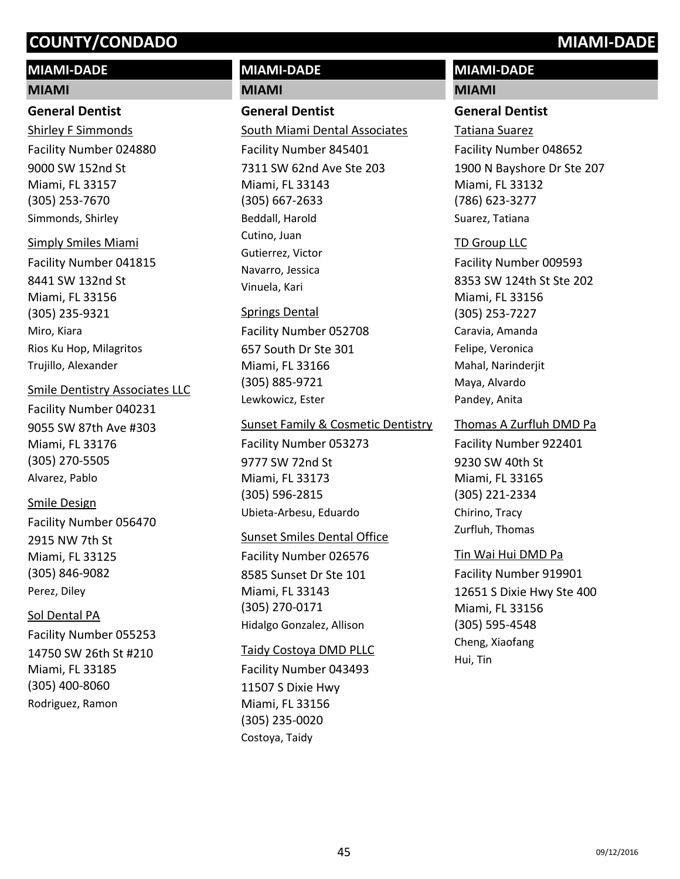# COUNTY/CONDADO — MIAMI-DADE

## MIAMI-DADE

### MIAMI

#### General Dentist

Shirley F Simmonds
Facility Number 024880
9000 SW 152nd St
Miami, FL 33157
(305) 253-7670
Simmonds, Shirley

Simply Smiles Miami
Facility Number 041815
8441 SW 132nd St
Miami, FL 33156
(305) 235-9321
Miro, Kiara
Rios Ku Hop, Milagritos
Trujillo, Alexander

Smile Dentistry Associates LLC
Facility Number 040231
9055 SW 87th Ave #303
Miami, FL 33176
(305) 270-5505
Alvarez, Pablo

Smile Design
Facility Number 056470
2915 NW 7th St
Miami, FL 33125
(305) 846-9082
Perez, Diley

Sol Dental PA
Facility Number 055253
14750 SW 26th St #210
Miami, FL 33185
(305) 400-8060
Rodriguez, Ramon

## MIAMI-DADE

### MIAMI

#### General Dentist

South Miami Dental Associates
Facility Number 845401
7311 SW 62nd Ave Ste 203
Miami, FL 33143
(305) 667-2633
Beddall, Harold
Cutino, Juan
Gutierrez, Victor
Navarro, Jessica
Vinuela, Kari

Springs Dental
Facility Number 052708
657 South Dr Ste 301
Miami, FL 33166
(305) 885-9721
Lewkowicz, Ester

Sunset Family & Cosmetic Dentistry
Facility Number 053273
9777 SW 72nd St
Miami, FL 33173
(305) 596-2815
Ubieta-Arbesu, Eduardo

Sunset Smiles Dental Office
Facility Number 026576
8585 Sunset Dr Ste 101
Miami, FL 33143
(305) 270-0171
Hidalgo Gonzalez, Allison

Taidy Costoya DMD PLLC
Facility Number 043493
11507 S Dixie Hwy
Miami, FL 33156
(305) 235-0020
Costoya, Taidy

## MIAMI-DADE

### MIAMI

#### General Dentist

Tatiana Suarez
Facility Number 048652
1900 N Bayshore Dr Ste 207
Miami, FL 33132
(786) 623-3277
Suarez, Tatiana

TD Group LLC
Facility Number 009593
8353 SW 124th St Ste 202
Miami, FL 33156
(305) 253-7227
Caravia, Amanda
Felipe, Veronica
Mahal, Narinderjit
Maya, Alvardo
Pandey, Anita

Thomas A Zurfluh DMD Pa
Facility Number 922401
9230 SW 40th St
Miami, FL 33165
(305) 221-2334
Chirino, Tracy
Zurfluh, Thomas

Tin Wai Hui DMD Pa
Facility Number 919901
12651 S Dixie Hwy Ste 400
Miami, FL 33156
(305) 595-4548
Cheng, Xiaofang
Hui, Tin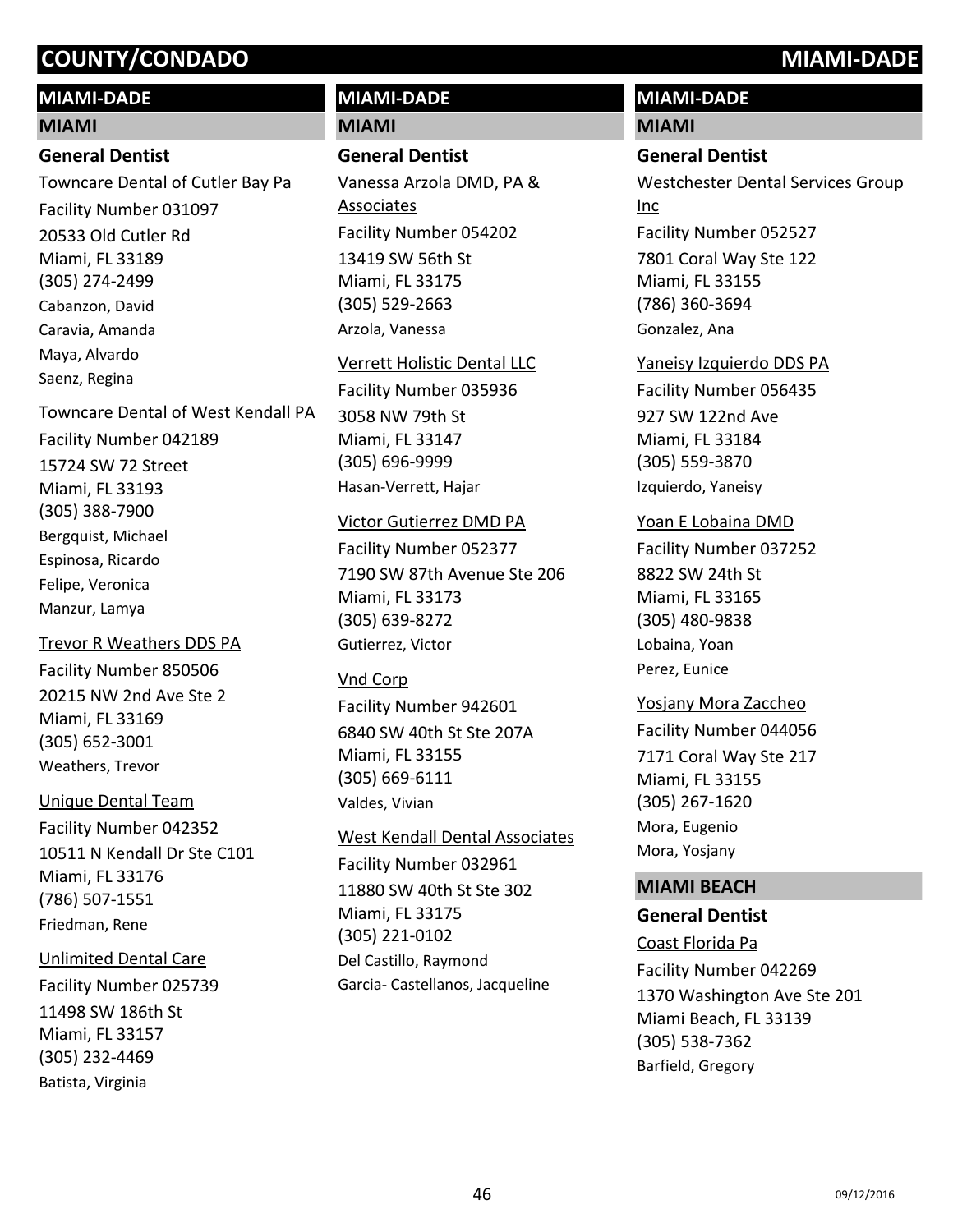# COUNTY/CONDADO MIAMI-DADE

## MIAMI-DADE

### MIAMI

#### General Dentist

Towncare Dental of Cutler Bay Pa
Facility Number 031097
20533 Old Cutler Rd
Miami, FL 33189
(305) 274-2499
Cabanzon, David
Caravia, Amanda
Maya, Alvardo
Saenz, Regina

Towncare Dental of West Kendall PA
Facility Number 042189
15724 SW 72 Street
Miami, FL 33193
(305) 388-7900
Bergquist, Michael
Espinosa, Ricardo
Felipe, Veronica
Manzur, Lamya

Trevor R Weathers DDS PA
Facility Number 850506
20215 NW 2nd Ave Ste 2
Miami, FL 33169
(305) 652-3001
Weathers, Trevor

Unique Dental Team
Facility Number 042352
10511 N Kendall Dr Ste C101
Miami, FL 33176
(786) 507-1551
Friedman, Rene

Unlimited Dental Care
Facility Number 025739
11498 SW 186th St
Miami, FL 33157
(305) 232-4469
Batista, Virginia

Vanessa Arzola DMD, PA & Associates
Facility Number 054202
13419 SW 56th St
Miami, FL 33175
(305) 529-2663
Arzola, Vanessa

Verrett Holistic Dental LLC
Facility Number 035936
3058 NW 79th St
Miami, FL 33147
(305) 696-9999
Hasan-Verrett, Hajar

Victor Gutierrez DMD PA
Facility Number 052377
7190 SW 87th Avenue Ste 206
Miami, FL 33173
(305) 639-8272
Gutierrez, Victor

Vnd Corp
Facility Number 942601
6840 SW 40th St Ste 207A
Miami, FL 33155
(305) 669-6111
Valdes, Vivian

West Kendall Dental Associates
Facility Number 032961
11880 SW 40th St Ste 302
Miami, FL 33175
(305) 221-0102
Del Castillo, Raymond
Garcia- Castellanos, Jacqueline

Westchester Dental Services Group Inc
Facility Number 052527
7801 Coral Way Ste 122
Miami, FL 33155
(786) 360-3694
Gonzalez, Ana

Yaneisy Izquierdo DDS PA
Facility Number 056435
927 SW 122nd Ave
Miami, FL 33184
(305) 559-3870
Izquierdo, Yaneisy

Yoan E Lobaina DMD
Facility Number 037252
8822 SW 24th St
Miami, FL 33165
(305) 480-9838
Lobaina, Yoan
Perez, Eunice

Yosjany Mora Zaccheo
Facility Number 044056
7171 Coral Way Ste 217
Miami, FL 33155
(305) 267-1620
Mora, Eugenio
Mora, Yosjany

### MIAMI BEACH

#### General Dentist

Coast Florida Pa
Facility Number 042269
1370 Washington Ave Ste 201
Miami Beach, FL 33139
(305) 538-7362
Barfield, Gregory

09/12/2016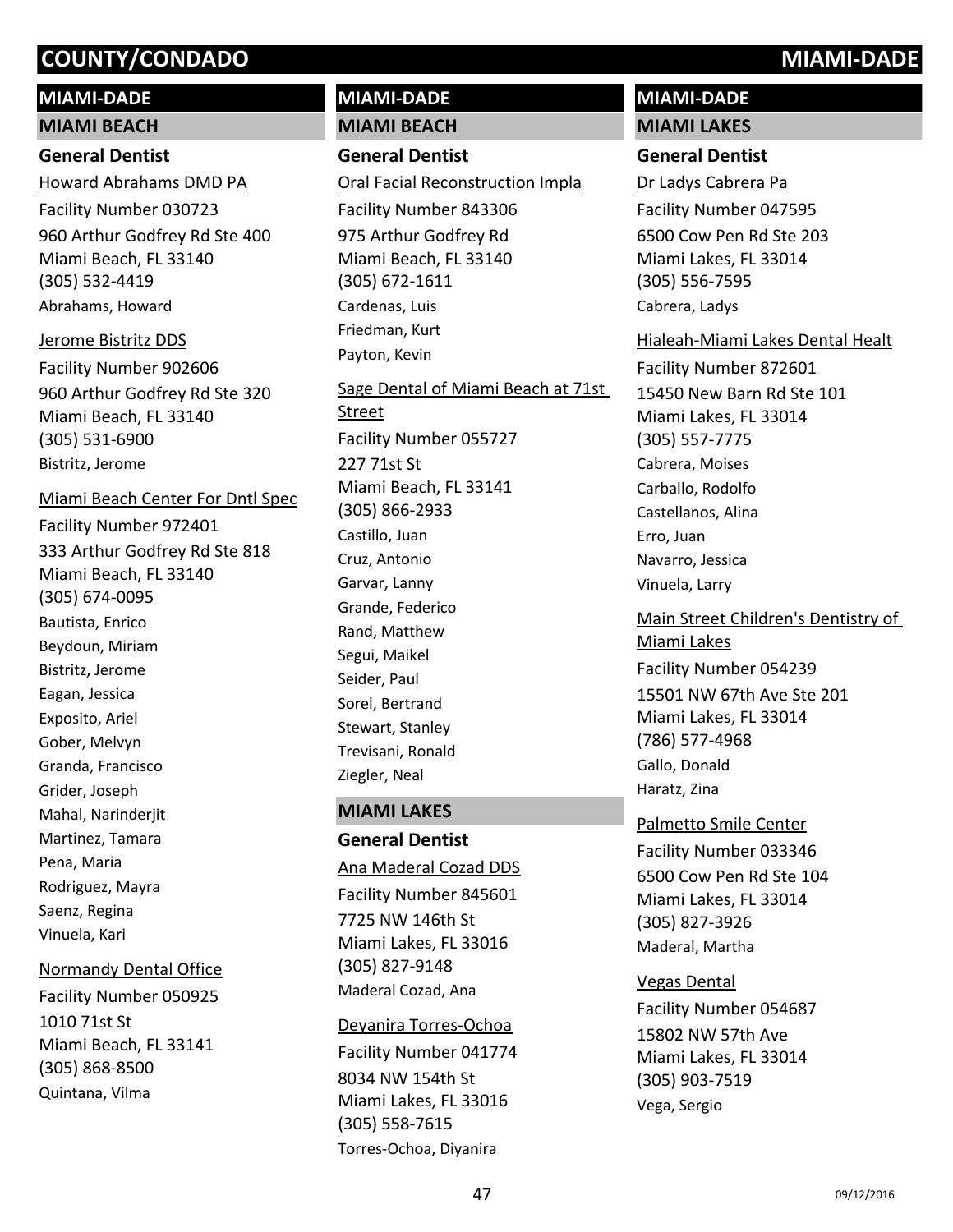## MIAMI-DADE

### MIAMI BEACH

#### General Dentist

Howard Abrahams DMD PA
Facility Number 030723
960 Arthur Godfrey Rd Ste 400
Miami Beach, FL 33140
(305) 532-4419
Abrahams, Howard

Jerome Bistritz DDS
Facility Number 902606
960 Arthur Godfrey Rd Ste 320
Miami Beach, FL 33140
(305) 531-6900
Bistritz, Jerome

Miami Beach Center For Dntl Spec
Facility Number 972401
333 Arthur Godfrey Rd Ste 818
Miami Beach, FL 33140
(305) 674-0095
Bautista, Enrico
Beydoun, Miriam
Bistritz, Jerome
Eagan, Jessica
Exposito, Ariel
Gober, Melvyn
Granda, Francisco
Grider, Joseph
Mahal, Narinderjit
Martinez, Tamara
Pena, Maria
Rodriguez, Mayra
Saenz, Regina
Vinuela, Kari

Normandy Dental Office
Facility Number 050925
1010 71st St
Miami Beach, FL 33141
(305) 868-8500
Quintana, Vilma

## MIAMI-DADE

### MIAMI BEACH

#### General Dentist

Oral Facial Reconstruction Impla
Facility Number 843306
975 Arthur Godfrey Rd
Miami Beach, FL 33140
(305) 672-1611
Cardenas, Luis
Friedman, Kurt
Payton, Kevin

Sage Dental of Miami Beach at 71st Street
Facility Number 055727
227 71st St
Miami Beach, FL 33141
(305) 866-2933
Castillo, Juan
Cruz, Antonio
Garvar, Lanny
Grande, Federico
Rand, Matthew
Segui, Maikel
Seider, Paul
Sorel, Bertrand
Stewart, Stanley
Trevisani, Ronald
Ziegler, Neal

### MIAMI LAKES

#### General Dentist

Ana Maderal Cozad DDS
Facility Number 845601
7725 NW 146th St
Miami Lakes, FL 33016
(305) 827-9148
Maderal Cozad, Ana

Deyanira Torres-Ochoa
Facility Number 041774
8034 NW 154th St
Miami Lakes, FL 33016
(305) 558-7615
Torres-Ochoa, Diyanira

## MIAMI-DADE

### MIAMI LAKES

#### General Dentist

Dr Ladys Cabrera Pa
Facility Number 047595
6500 Cow Pen Rd Ste 203
Miami Lakes, FL 33014
(305) 556-7595
Cabrera, Ladys

Hialeah-Miami Lakes Dental Healt
Facility Number 872601
15450 New Barn Rd Ste 101
Miami Lakes, FL 33014
(305) 557-7775
Cabrera, Moises
Carballo, Rodolfo
Castellanos, Alina
Erro, Juan
Navarro, Jessica
Vinuela, Larry

Main Street Children's Dentistry of Miami Lakes
Facility Number 054239
15501 NW 67th Ave Ste 201
Miami Lakes, FL 33014
(786) 577-4968
Gallo, Donald
Haratz, Zina

Palmetto Smile Center
Facility Number 033346
6500 Cow Pen Rd Ste 104
Miami Lakes, FL 33014
(305) 827-3926
Maderal, Martha

Vegas Dental
Facility Number 054687
15802 NW 57th Ave
Miami Lakes, FL 33014
(305) 903-7519
Vega, Sergio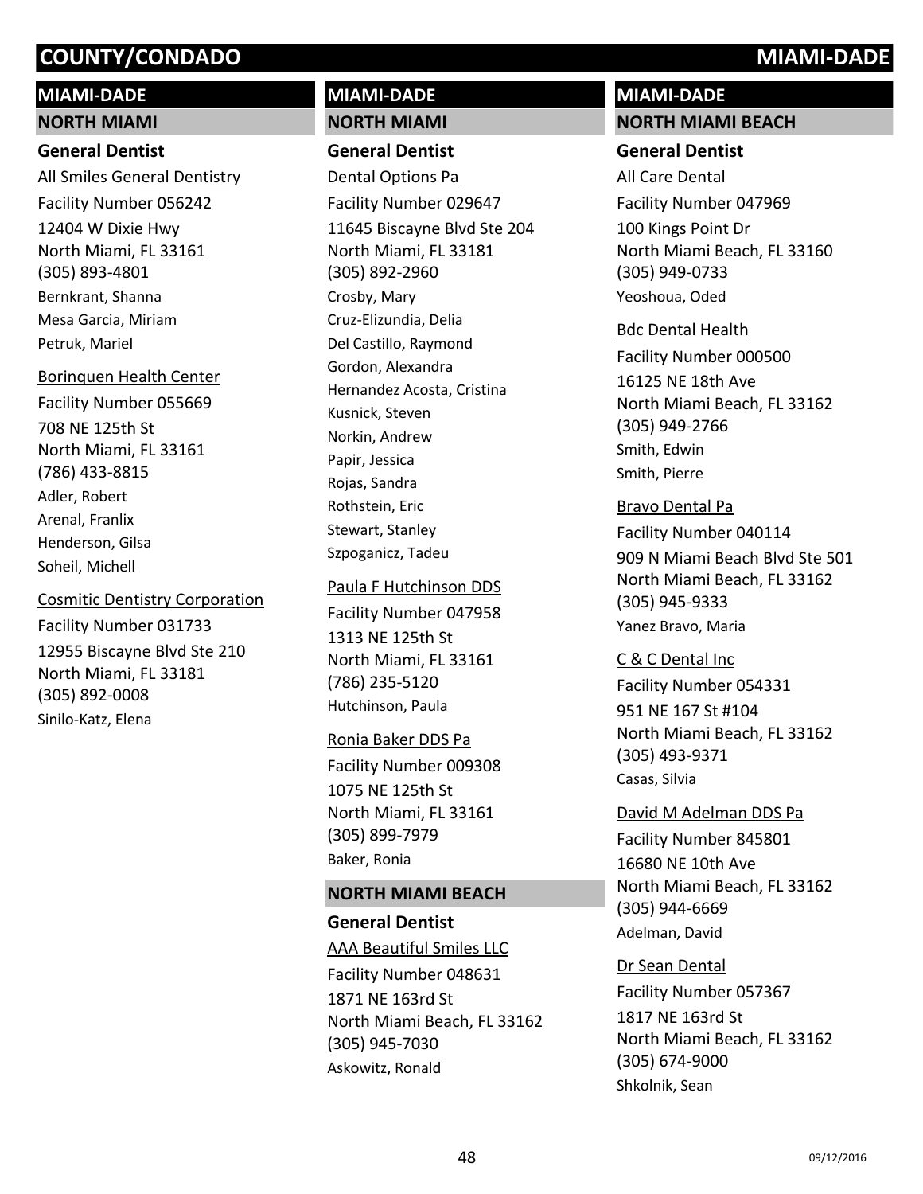# COUNTY/CONDADO MIAMI-DADE

## MIAMI-DADE

### NORTH MIAMI

#### General Dentist

All Smiles General Dentistry
Facility Number 056242
12404 W Dixie Hwy
North Miami, FL 33161
(305) 893-4801
Bernkrant, Shanna
Mesa Garcia, Miriam
Petruk, Mariel

Borinquen Health Center
Facility Number 055669
708 NE 125th St
North Miami, FL 33161
(786) 433-8815
Adler, Robert
Arenal, Franlix
Henderson, Gilsa
Soheil, Michell

Cosmitic Dentistry Corporation
Facility Number 031733
12955 Biscayne Blvd Ste 210
North Miami, FL 33181
(305) 892-0008
Sinilo-Katz, Elena

## MIAMI-DADE

### NORTH MIAMI

#### General Dentist

Dental Options Pa
Facility Number 029647
11645 Biscayne Blvd Ste 204
North Miami, FL 33181
(305) 892-2960
Crosby, Mary
Cruz-Elizundia, Delia
Del Castillo, Raymond
Gordon, Alexandra
Hernandez Acosta, Cristina
Kusnick, Steven
Norkin, Andrew
Papir, Jessica
Rojas, Sandra
Rothstein, Eric
Stewart, Stanley
Szpoganicz, Tadeu

Paula F Hutchinson DDS
Facility Number 047958
1313 NE 125th St
North Miami, FL 33161
(786) 235-5120
Hutchinson, Paula

Ronia Baker DDS Pa
Facility Number 009308
1075 NE 125th St
North Miami, FL 33161
(305) 899-7979
Baker, Ronia

### NORTH MIAMI BEACH

#### General Dentist

AAA Beautiful Smiles LLC
Facility Number 048631
1871 NE 163rd St
North Miami Beach, FL 33162
(305) 945-7030
Askowitz, Ronald

## MIAMI-DADE

### NORTH MIAMI BEACH

#### General Dentist

All Care Dental
Facility Number 047969
100 Kings Point Dr
North Miami Beach, FL 33160
(305) 949-0733
Yeoshoua, Oded

Bdc Dental Health
Facility Number 000500
16125 NE 18th Ave
North Miami Beach, FL 33162
(305) 949-2766
Smith, Edwin
Smith, Pierre

Bravo Dental Pa
Facility Number 040114
909 N Miami Beach Blvd Ste 501
North Miami Beach, FL 33162
(305) 945-9333
Yanez Bravo, Maria

C & C Dental Inc
Facility Number 054331
951 NE 167 St #104
North Miami Beach, FL 33162
(305) 493-9371
Casas, Silvia

David M Adelman DDS Pa
Facility Number 845801
16680 NE 10th Ave
North Miami Beach, FL 33162
(305) 944-6669
Adelman, David

Dr Sean Dental
Facility Number 057367
1817 NE 163rd St
North Miami Beach, FL 33162
(305) 674-9000
Shkolnik, Sean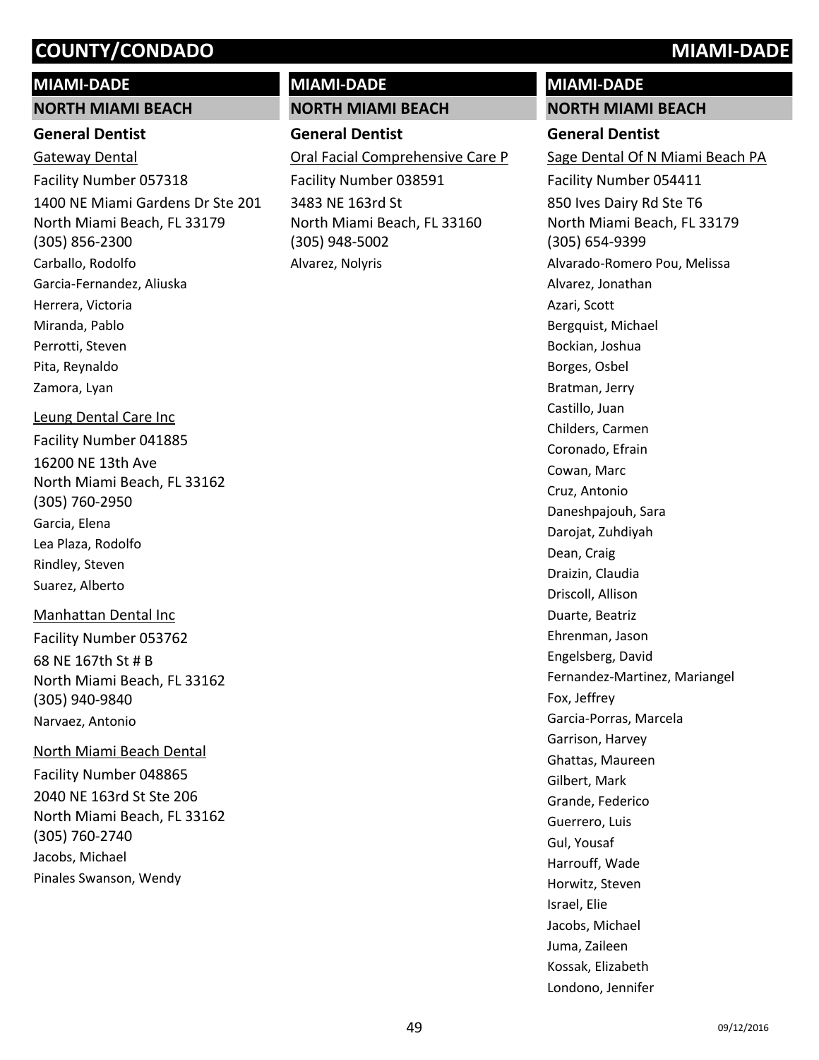# COUNTY/CONDADO MIAMI-DADE

## MIAMI-DADE

### NORTH MIAMI BEACH

#### General Dentist

Gateway Dental

Facility Number 057318

1400 NE Miami Gardens Dr Ste 201
North Miami Beach, FL 33179
(305) 856-2300

Carballo, Rodolfo
Garcia-Fernandez, Aliuska
Herrera, Victoria
Miranda, Pablo
Perrotti, Steven
Pita, Reynaldo
Zamora, Lyan

Leung Dental Care Inc

Facility Number 041885

16200 NE 13th Ave
North Miami Beach, FL 33162
(305) 760-2950

Garcia, Elena
Lea Plaza, Rodolfo
Rindley, Steven
Suarez, Alberto

Manhattan Dental Inc

Facility Number 053762

68 NE 167th St # B
North Miami Beach, FL 33162
(305) 940-9840

Narvaez, Antonio

North Miami Beach Dental

Facility Number 048865

2040 NE 163rd St Ste 206
North Miami Beach, FL 33162
(305) 760-2740

Jacobs, Michael
Pinales Swanson, Wendy

## MIAMI-DADE

### NORTH MIAMI BEACH

#### General Dentist

Oral Facial Comprehensive Care P

Facility Number 038591

3483 NE 163rd St
North Miami Beach, FL 33160
(305) 948-5002

Alvarez, Nolyris

## MIAMI-DADE

### NORTH MIAMI BEACH

#### General Dentist

Sage Dental Of N Miami Beach PA

Facility Number 054411

850 Ives Dairy Rd Ste T6
North Miami Beach, FL 33179
(305) 654-9399

Alvarado-Romero Pou, Melissa
Alvarez, Jonathan
Azari, Scott
Bergquist, Michael
Bockian, Joshua
Borges, Osbel
Bratman, Jerry
Castillo, Juan
Childers, Carmen
Coronado, Efrain
Cowan, Marc
Cruz, Antonio
Daneshpajouh, Sara
Darojat, Zuhdiyah
Dean, Craig
Draizin, Claudia
Driscoll, Allison
Duarte, Beatriz
Ehrenman, Jason
Engelsberg, David
Fernandez-Martinez, Mariangel
Fox, Jeffrey
Garcia-Porras, Marcela
Garrison, Harvey
Ghattas, Maureen
Gilbert, Mark
Grande, Federico
Guerrero, Luis
Gul, Yousaf
Harrouff, Wade
Horwitz, Steven
Israel, Elie
Jacobs, Michael
Juma, Zaileen
Kossak, Elizabeth
Londono, Jennifer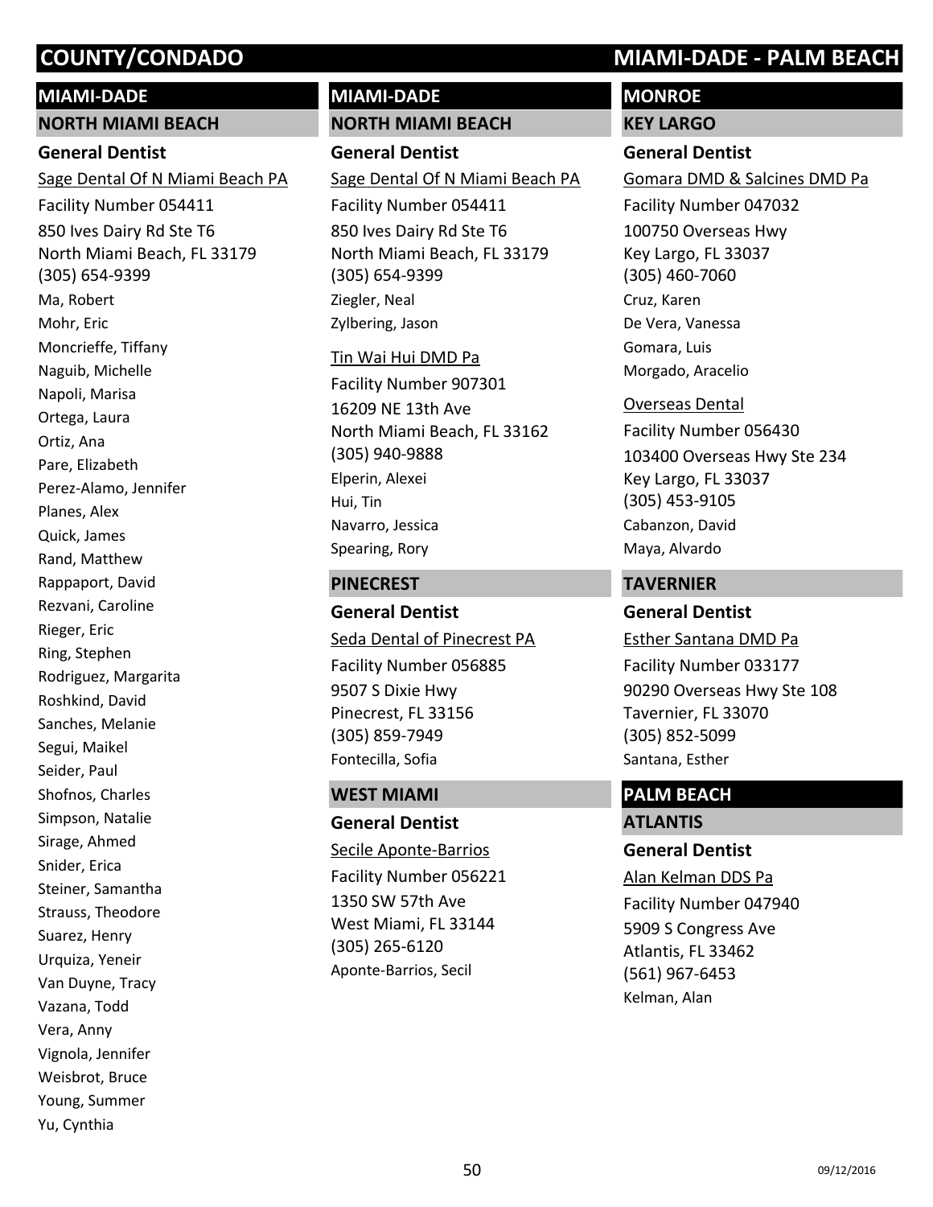# COUNTY/CONDADO MIAMI-DADE - PALM BEACH

## MIAMI-DADE

### NORTH MIAMI BEACH

#### General Dentist

Sage Dental Of N Miami Beach PA
Facility Number 054411
850 Ives Dairy Rd Ste T6
North Miami Beach, FL 33179
(305) 654-9399
Ma, Robert
Mohr, Eric
Moncrieffe, Tiffany
Naguib, Michelle
Napoli, Marisa
Ortega, Laura
Ortiz, Ana
Pare, Elizabeth
Perez-Alamo, Jennifer
Planes, Alex
Quick, James
Rand, Matthew
Rappaport, David
Rezvani, Caroline
Rieger, Eric
Ring, Stephen
Rodriguez, Margarita
Roshkind, David
Sanches, Melanie
Segui, Maikel
Seider, Paul
Shofnos, Charles
Simpson, Natalie
Sirage, Ahmed
Snider, Erica
Steiner, Samantha
Strauss, Theodore
Suarez, Henry
Urquiza, Yeneir
Van Duyne, Tracy
Vazana, Todd
Vera, Anny
Vignola, Jennifer
Weisbrot, Bruce
Young, Summer
Yu, Cynthia

## MIAMI-DADE

### NORTH MIAMI BEACH

#### General Dentist

Sage Dental Of N Miami Beach PA
Facility Number 054411
850 Ives Dairy Rd Ste T6
North Miami Beach, FL 33179
(305) 654-9399
Ziegler, Neal
Zylbering, Jason

Tin Wai Hui DMD Pa
Facility Number 907301
16209 NE 13th Ave
North Miami Beach, FL 33162
(305) 940-9888
Elperin, Alexei
Hui, Tin
Navarro, Jessica
Spearing, Rory

### PINECREST

#### General Dentist

Seda Dental of Pinecrest PA
Facility Number 056885
9507 S Dixie Hwy
Pinecrest, FL 33156
(305) 859-7949
Fontecilla, Sofia

### WEST MIAMI

#### General Dentist

Secile Aponte-Barrios
Facility Number 056221
1350 SW 57th Ave
West Miami, FL 33144
(305) 265-6120
Aponte-Barrios, Secil

## MONROE

### KEY LARGO

#### General Dentist

Gomara DMD & Salcines DMD Pa
Facility Number 047032
100750 Overseas Hwy
Key Largo, FL 33037
(305) 460-7060
Cruz, Karen
De Vera, Vanessa
Gomara, Luis
Morgado, Aracelio

Overseas Dental
Facility Number 056430
103400 Overseas Hwy Ste 234
Key Largo, FL 33037
(305) 453-9105
Cabanzon, David
Maya, Alvardo

### TAVERNIER

#### General Dentist

Esther Santana DMD Pa
Facility Number 033177
90290 Overseas Hwy Ste 108
Tavernier, FL 33070
(305) 852-5099
Santana, Esther

## PALM BEACH

### ATLANTIS

#### General Dentist

Alan Kelman DDS Pa
Facility Number 047940
5909 S Congress Ave
Atlantis, FL 33462
(561) 967-6453
Kelman, Alan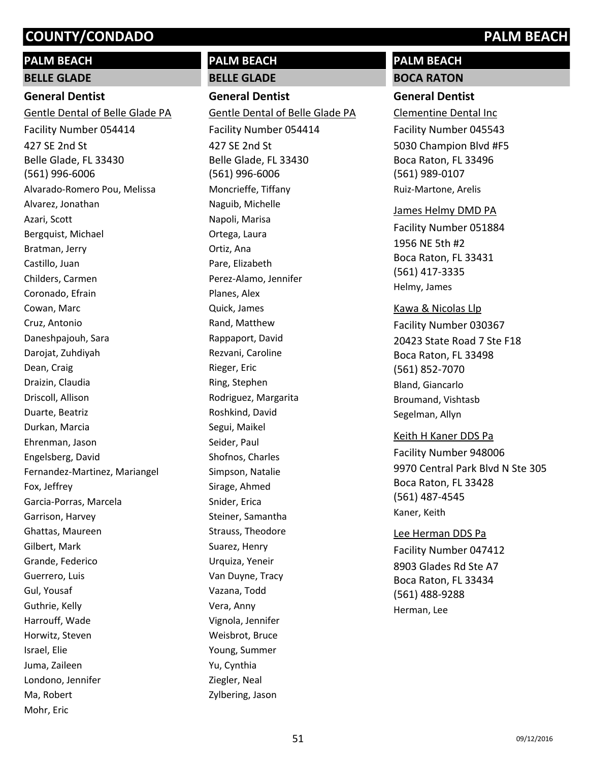# COUNTY/CONDADO PALM BEACH

## PALM BEACH

### BELLE GLADE

#### General Dentist

Gentle Dental of Belle Glade PA

Facility Number 054414

427 SE 2nd St
Belle Glade, FL 33430
(561) 996-6006

Alvarado-Romero Pou, Melissa
Alvarez, Jonathan
Azari, Scott
Bergquist, Michael
Bratman, Jerry
Castillo, Juan
Childers, Carmen
Coronado, Efrain
Cowan, Marc
Cruz, Antonio
Daneshpajouh, Sara
Darojat, Zuhdiyah
Dean, Craig
Draizin, Claudia
Driscoll, Allison
Duarte, Beatriz
Durkan, Marcia
Ehrenman, Jason
Engelsberg, David
Fernandez-Martinez, Mariangel
Fox, Jeffrey
Garcia-Porras, Marcela
Garrison, Harvey
Ghattas, Maureen
Gilbert, Mark
Grande, Federico
Guerrero, Luis
Gul, Yousaf
Guthrie, Kelly
Harrouff, Wade
Horwitz, Steven
Israel, Elie
Juma, Zaileen
Londono, Jennifer
Ma, Robert
Mohr, Eric

## PALM BEACH

### BELLE GLADE

#### General Dentist

Gentle Dental of Belle Glade PA

Facility Number 054414

427 SE 2nd St
Belle Glade, FL 33430
(561) 996-6006

Moncrieffe, Tiffany
Naguib, Michelle
Napoli, Marisa
Ortega, Laura
Ortiz, Ana
Pare, Elizabeth
Perez-Alamo, Jennifer
Planes, Alex
Quick, James
Rand, Matthew
Rappaport, David
Rezvani, Caroline
Rieger, Eric
Ring, Stephen
Rodriguez, Margarita
Roshkind, David
Segui, Maikel
Seider, Paul
Shofnos, Charles
Simpson, Natalie
Sirage, Ahmed
Snider, Erica
Steiner, Samantha
Strauss, Theodore
Suarez, Henry
Urquiza, Yeneir
Van Duyne, Tracy
Vazana, Todd
Vera, Anny
Vignola, Jennifer
Weisbrot, Bruce
Young, Summer
Yu, Cynthia
Ziegler, Neal
Zylbering, Jason

## PALM BEACH

### BOCA RATON

#### General Dentist

Clementine Dental Inc

Facility Number 045543

5030 Champion Blvd #F5
Boca Raton, FL 33496
(561) 989-0107

Ruiz-Martone, Arelis

James Helmy DMD PA

Facility Number 051884

1956 NE 5th #2
Boca Raton, FL 33431
(561) 417-3335

Helmy, James

Kawa & Nicolas Llp

Facility Number 030367

20423 State Road 7 Ste F18
Boca Raton, FL 33498
(561) 852-7070

Bland, Giancarlo
Broumand, Vishtasb
Segelman, Allyn

Keith H Kaner DDS Pa

Facility Number 948006

9970 Central Park Blvd N Ste 305
Boca Raton, FL 33428
(561) 487-4545

Kaner, Keith

Lee Herman DDS Pa

Facility Number 047412

8903 Glades Rd Ste A7
Boca Raton, FL 33434
(561) 488-9288

Herman, Lee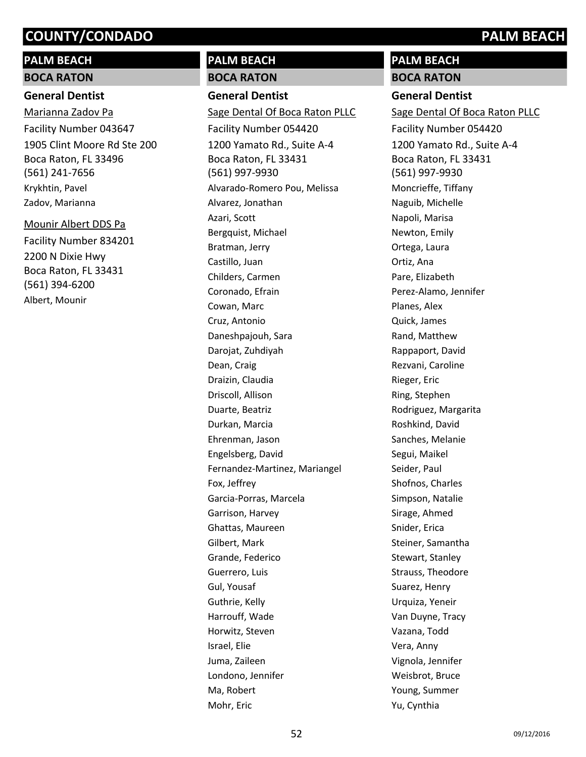## PALM BEACH

### BOCA RATON

#### General Dentist

Marianna Zadov Pa

Facility Number 043647

1905 Clint Moore Rd Ste 200
Boca Raton, FL 33496
(561) 241-7656

Krykhtin, Pavel
Zadov, Marianna

Mounir Albert DDS Pa

Facility Number 834201

2200 N Dixie Hwy
Boca Raton, FL 33431
(561) 394-6200

Albert, Mounir

## PALM BEACH

### BOCA RATON

#### General Dentist

Sage Dental Of Boca Raton PLLC

Facility Number 054420

1200 Yamato Rd., Suite A-4
Boca Raton, FL 33431
(561) 997-9930

Alvarado-Romero Pou, Melissa
Alvarez, Jonathan
Azari, Scott
Bergquist, Michael
Bratman, Jerry
Castillo, Juan
Childers, Carmen
Coronado, Efrain
Cowan, Marc
Cruz, Antonio
Daneshpajouh, Sara
Darojat, Zuhdiyah
Dean, Craig
Draizin, Claudia
Driscoll, Allison
Duarte, Beatriz
Durkan, Marcia
Ehrenman, Jason
Engelsberg, David
Fernandez-Martinez, Mariangel
Fox, Jeffrey
Garcia-Porras, Marcela
Garrison, Harvey
Ghattas, Maureen
Gilbert, Mark
Grande, Federico
Guerrero, Luis
Gul, Yousaf
Guthrie, Kelly
Harrouff, Wade
Horwitz, Steven
Israel, Elie
Juma, Zaileen
Londono, Jennifer
Ma, Robert
Mohr, Eric

## PALM BEACH

### BOCA RATON

#### General Dentist

Sage Dental Of Boca Raton PLLC

Facility Number 054420

1200 Yamato Rd., Suite A-4
Boca Raton, FL 33431
(561) 997-9930

Moncrieffe, Tiffany
Naguib, Michelle
Napoli, Marisa
Newton, Emily
Ortega, Laura
Ortiz, Ana
Pare, Elizabeth
Perez-Alamo, Jennifer
Planes, Alex
Quick, James
Rand, Matthew
Rappaport, David
Rezvani, Caroline
Rieger, Eric
Ring, Stephen
Rodriguez, Margarita
Roshkind, David
Sanches, Melanie
Segui, Maikel
Seider, Paul
Shofnos, Charles
Simpson, Natalie
Sirage, Ahmed
Snider, Erica
Steiner, Samantha
Stewart, Stanley
Strauss, Theodore
Suarez, Henry
Urquiza, Yeneir
Van Duyne, Tracy
Vazana, Todd
Vera, Anny
Vignola, Jennifer
Weisbrot, Bruce
Young, Summer
Yu, Cynthia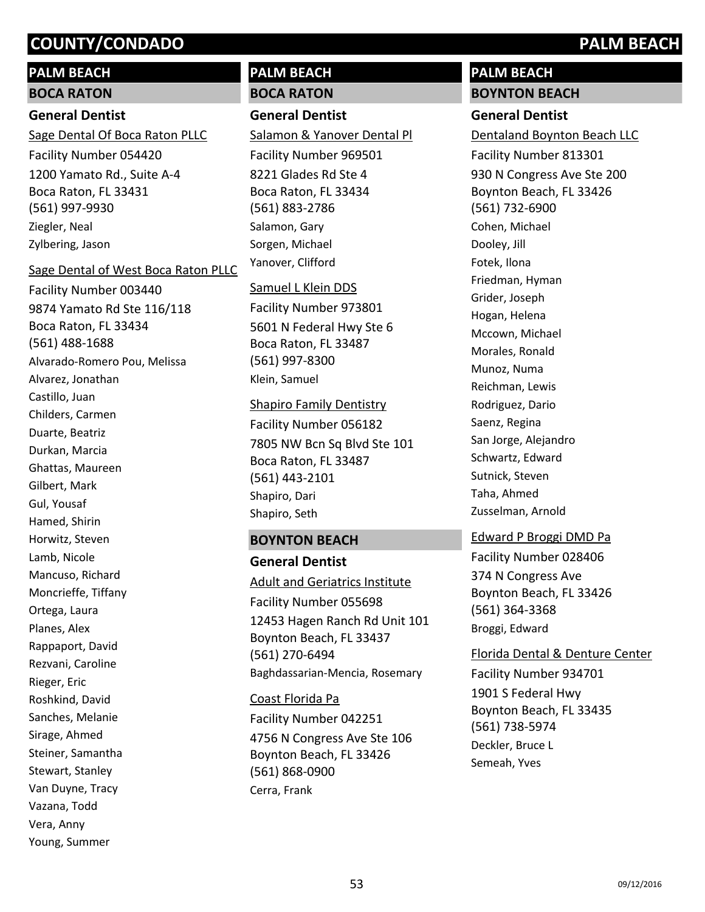## PALM BEACH

### BOCA RATON

#### General Dentist

Sage Dental Of Boca Raton PLLC

Facility Number 054420

1200 Yamato Rd., Suite A-4
Boca Raton, FL 33431
(561) 997-9930

Ziegler, Neal
Zylbering, Jason

Sage Dental of West Boca Raton PLLC

Facility Number 003440

9874 Yamato Rd Ste 116/118
Boca Raton, FL 33434
(561) 488-1688

Alvarado-Romero Pou, Melissa
Alvarez, Jonathan
Castillo, Juan
Childers, Carmen
Duarte, Beatriz
Durkan, Marcia
Ghattas, Maureen
Gilbert, Mark
Gul, Yousaf
Hamed, Shirin
Horwitz, Steven
Lamb, Nicole
Mancuso, Richard
Moncrieffe, Tiffany
Ortega, Laura
Planes, Alex
Rappaport, David
Rezvani, Caroline
Rieger, Eric
Roshkind, David
Sanches, Melanie
Sirage, Ahmed
Steiner, Samantha
Stewart, Stanley
Van Duyne, Tracy
Vazana, Todd
Vera, Anny
Young, Summer

Salamon & Yanover Dental Pl

Facility Number 969501

8221 Glades Rd Ste 4
Boca Raton, FL 33434
(561) 883-2786

Salamon, Gary
Sorgen, Michael
Yanover, Clifford

Samuel L Klein DDS

Facility Number 973801

5601 N Federal Hwy Ste 6
Boca Raton, FL 33487
(561) 997-8300

Klein, Samuel

Shapiro Family Dentistry

Facility Number 056182

7805 NW Bcn Sq Blvd Ste 101
Boca Raton, FL 33487
(561) 443-2101

Shapiro, Dari
Shapiro, Seth

### BOYNTON BEACH

#### General Dentist

Adult and Geriatrics Institute

Facility Number 055698

12453 Hagen Ranch Rd Unit 101
Boynton Beach, FL 33437
(561) 270-6494

Baghdassarian-Mencia, Rosemary

Coast Florida Pa

Facility Number 042251

4756 N Congress Ave Ste 106
Boynton Beach, FL 33426
(561) 868-0900

Cerra, Frank

Dentaland Boynton Beach LLC

Facility Number 813301

930 N Congress Ave Ste 200
Boynton Beach, FL 33426
(561) 732-6900

Cohen, Michael
Dooley, Jill
Fotek, Ilona
Friedman, Hyman
Grider, Joseph
Hogan, Helena
Mccown, Michael
Morales, Ronald
Munoz, Numa
Reichman, Lewis
Rodriguez, Dario
Saenz, Regina
San Jorge, Alejandro
Schwartz, Edward
Sutnick, Steven
Taha, Ahmed
Zusselman, Arnold

Edward P Broggi DMD Pa

Facility Number 028406

374 N Congress Ave
Boynton Beach, FL 33426
(561) 364-3368

Broggi, Edward

Florida Dental & Denture Center

Facility Number 934701

1901 S Federal Hwy
Boynton Beach, FL 33435
(561) 738-5974

Deckler, Bruce L
Semeah, Yves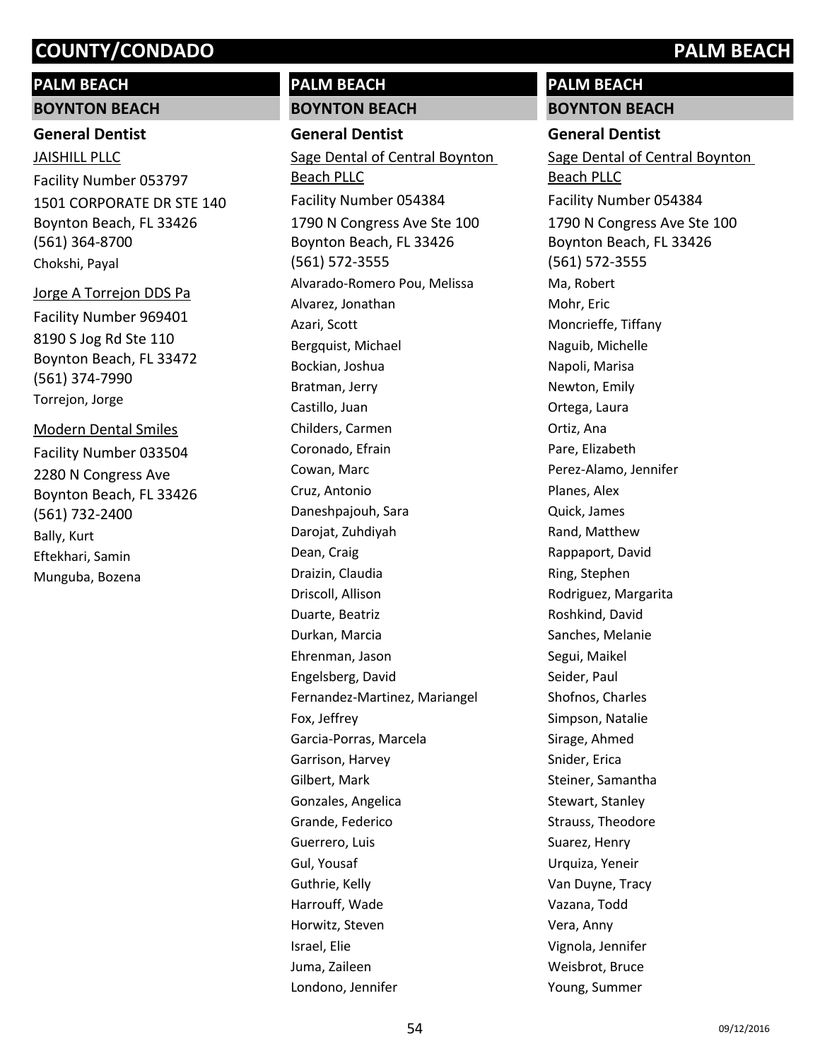## PALM BEACH

### BOYNTON BEACH

#### General Dentist

JAISHILL PLLC

Facility Number 053797

1501 CORPORATE DR STE 140
Boynton Beach, FL 33426
(561) 364-8700

Chokshi, Payal

Jorge A Torrejon DDS Pa

Facility Number 969401

8190 S Jog Rd Ste 110
Boynton Beach, FL 33472
(561) 374-7990

Torrejon, Jorge

Modern Dental Smiles

Facility Number 033504

2280 N Congress Ave
Boynton Beach, FL 33426
(561) 732-2400

Bally, Kurt
Eftekhari, Samin
Munguba, Bozena

## PALM BEACH

### BOYNTON BEACH

#### General Dentist

Sage Dental of Central Boynton Beach PLLC

Facility Number 054384

1790 N Congress Ave Ste 100
Boynton Beach, FL 33426
(561) 572-3555

Alvarado-Romero Pou, Melissa
Alvarez, Jonathan
Azari, Scott
Bergquist, Michael
Bockian, Joshua
Bratman, Jerry
Castillo, Juan
Childers, Carmen
Coronado, Efrain
Cowan, Marc
Cruz, Antonio
Daneshpajouh, Sara
Darojat, Zuhdiyah
Dean, Craig
Draizin, Claudia
Driscoll, Allison
Duarte, Beatriz
Durkan, Marcia
Ehrenman, Jason
Engelsberg, David
Fernandez-Martinez, Mariangel
Fox, Jeffrey
Garcia-Porras, Marcela
Garrison, Harvey
Gilbert, Mark
Gonzales, Angelica
Grande, Federico
Guerrero, Luis
Gul, Yousaf
Guthrie, Kelly
Harrouff, Wade
Horwitz, Steven
Israel, Elie
Juma, Zaileen
Londono, Jennifer

## PALM BEACH

### BOYNTON BEACH

#### General Dentist

Sage Dental of Central Boynton Beach PLLC

Facility Number 054384

1790 N Congress Ave Ste 100
Boynton Beach, FL 33426
(561) 572-3555

Ma, Robert
Mohr, Eric
Moncrieffe, Tiffany
Naguib, Michelle
Napoli, Marisa
Newton, Emily
Ortega, Laura
Ortiz, Ana
Pare, Elizabeth
Perez-Alamo, Jennifer
Planes, Alex
Quick, James
Rand, Matthew
Rappaport, David
Ring, Stephen
Rodriguez, Margarita
Roshkind, David
Sanches, Melanie
Segui, Maikel
Seider, Paul
Shofnos, Charles
Simpson, Natalie
Sirage, Ahmed
Snider, Erica
Steiner, Samantha
Stewart, Stanley
Strauss, Theodore
Suarez, Henry
Urquiza, Yeneir
Van Duyne, Tracy
Vazana, Todd
Vera, Anny
Vignola, Jennifer
Weisbrot, Bruce
Young, Summer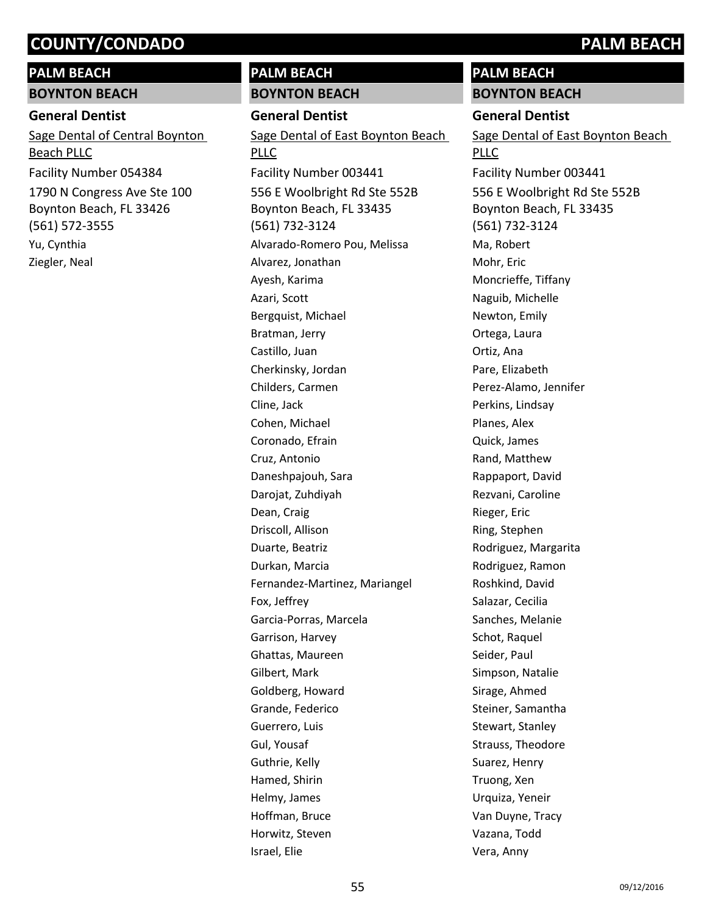## PALM BEACH

### BOYNTON BEACH

**General Dentist**

Sage Dental of Central Boynton Beach PLLC

Facility Number 054384

1790 N Congress Ave Ste 100
Boynton Beach, FL 33426
(561) 572-3555

Yu, Cynthia
Ziegler, Neal

## PALM BEACH

### BOYNTON BEACH

**General Dentist**

Sage Dental of East Boynton Beach PLLC

Facility Number 003441

556 E Woolbright Rd Ste 552B
Boynton Beach, FL 33435
(561) 732-3124

Alvarado-Romero Pou, Melissa
Alvarez, Jonathan
Ayesh, Karima
Azari, Scott
Bergquist, Michael
Bratman, Jerry
Castillo, Juan
Cherkinsky, Jordan
Childers, Carmen
Cline, Jack
Cohen, Michael
Coronado, Efrain
Cruz, Antonio
Daneshpajouh, Sara
Darojat, Zuhdiyah
Dean, Craig
Driscoll, Allison
Duarte, Beatriz
Durkan, Marcia
Fernandez-Martinez, Mariangel
Fox, Jeffrey
Garcia-Porras, Marcela
Garrison, Harvey
Ghattas, Maureen
Gilbert, Mark
Goldberg, Howard
Grande, Federico
Guerrero, Luis
Gul, Yousaf
Guthrie, Kelly
Hamed, Shirin
Helmy, James
Hoffman, Bruce
Horwitz, Steven
Israel, Elie

## PALM BEACH

### BOYNTON BEACH

**General Dentist**

Sage Dental of East Boynton Beach PLLC

Facility Number 003441

556 E Woolbright Rd Ste 552B
Boynton Beach, FL 33435
(561) 732-3124

Ma, Robert
Mohr, Eric
Moncrieffe, Tiffany
Naguib, Michelle
Newton, Emily
Ortega, Laura
Ortiz, Ana
Pare, Elizabeth
Perez-Alamo, Jennifer
Perkins, Lindsay
Planes, Alex
Quick, James
Rand, Matthew
Rappaport, David
Rezvani, Caroline
Rieger, Eric
Ring, Stephen
Rodriguez, Margarita
Rodriguez, Ramon
Roshkind, David
Salazar, Cecilia
Sanches, Melanie
Schot, Raquel
Seider, Paul
Simpson, Natalie
Sirage, Ahmed
Steiner, Samantha
Stewart, Stanley
Strauss, Theodore
Suarez, Henry
Truong, Xen
Urquiza, Yeneir
Van Duyne, Tracy
Vazana, Todd
Vera, Anny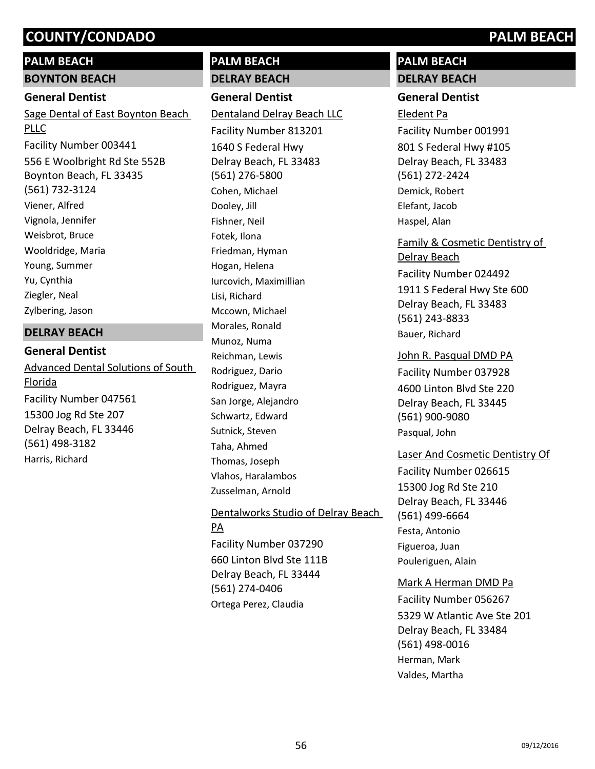## PALM BEACH

### BOYNTON BEACH

**General Dentist**

Sage Dental of East Boynton Beach PLLC
Facility Number 003441
556 E Woolbright Rd Ste 552B
Boynton Beach, FL 33435
(561) 732-3124
Viener, Alfred
Vignola, Jennifer
Weisbrot, Bruce
Wooldridge, Maria
Young, Summer
Yu, Cynthia
Ziegler, Neal
Zylbering, Jason

### DELRAY BEACH

**General Dentist**

Advanced Dental Solutions of South Florida
Facility Number 047561
15300 Jog Rd Ste 207
Delray Beach, FL 33446
(561) 498-3182
Harris, Richard

## PALM BEACH

### DELRAY BEACH

**General Dentist**

Dentaland Delray Beach LLC
Facility Number 813201
1640 S Federal Hwy
Delray Beach, FL 33483
(561) 276-5800
Cohen, Michael
Dooley, Jill
Fishner, Neil
Fotek, Ilona
Friedman, Hyman
Hogan, Helena
Iurcovich, Maximillian
Lisi, Richard
Mccown, Michael
Morales, Ronald
Munoz, Numa
Reichman, Lewis
Rodriguez, Dario
Rodriguez, Mayra
San Jorge, Alejandro
Schwartz, Edward
Sutnick, Steven
Taha, Ahmed
Thomas, Joseph
Vlahos, Haralambos
Zusselman, Arnold

Dentalworks Studio of Delray Beach PA
Facility Number 037290
660 Linton Blvd Ste 111B
Delray Beach, FL 33444
(561) 274-0406
Ortega Perez, Claudia

## PALM BEACH

### DELRAY BEACH

**General Dentist**

Eledent Pa
Facility Number 001991
801 S Federal Hwy #105
Delray Beach, FL 33483
(561) 272-2424
Demick, Robert
Elefant, Jacob
Haspel, Alan

Family & Cosmetic Dentistry of Delray Beach
Facility Number 024492
1911 S Federal Hwy Ste 600
Delray Beach, FL 33483
(561) 243-8833
Bauer, Richard

John R. Pasqual DMD PA
Facility Number 037928
4600 Linton Blvd Ste 220
Delray Beach, FL 33445
(561) 900-9080
Pasqual, John

Laser And Cosmetic Dentistry Of
Facility Number 026615
15300 Jog Rd Ste 210
Delray Beach, FL 33446
(561) 499-6664
Festa, Antonio
Figueroa, Juan
Pouleriguen, Alain

Mark A Herman DMD Pa
Facility Number 056267
5329 W Atlantic Ave Ste 201
Delray Beach, FL 33484
(561) 498-0016
Herman, Mark
Valdes, Martha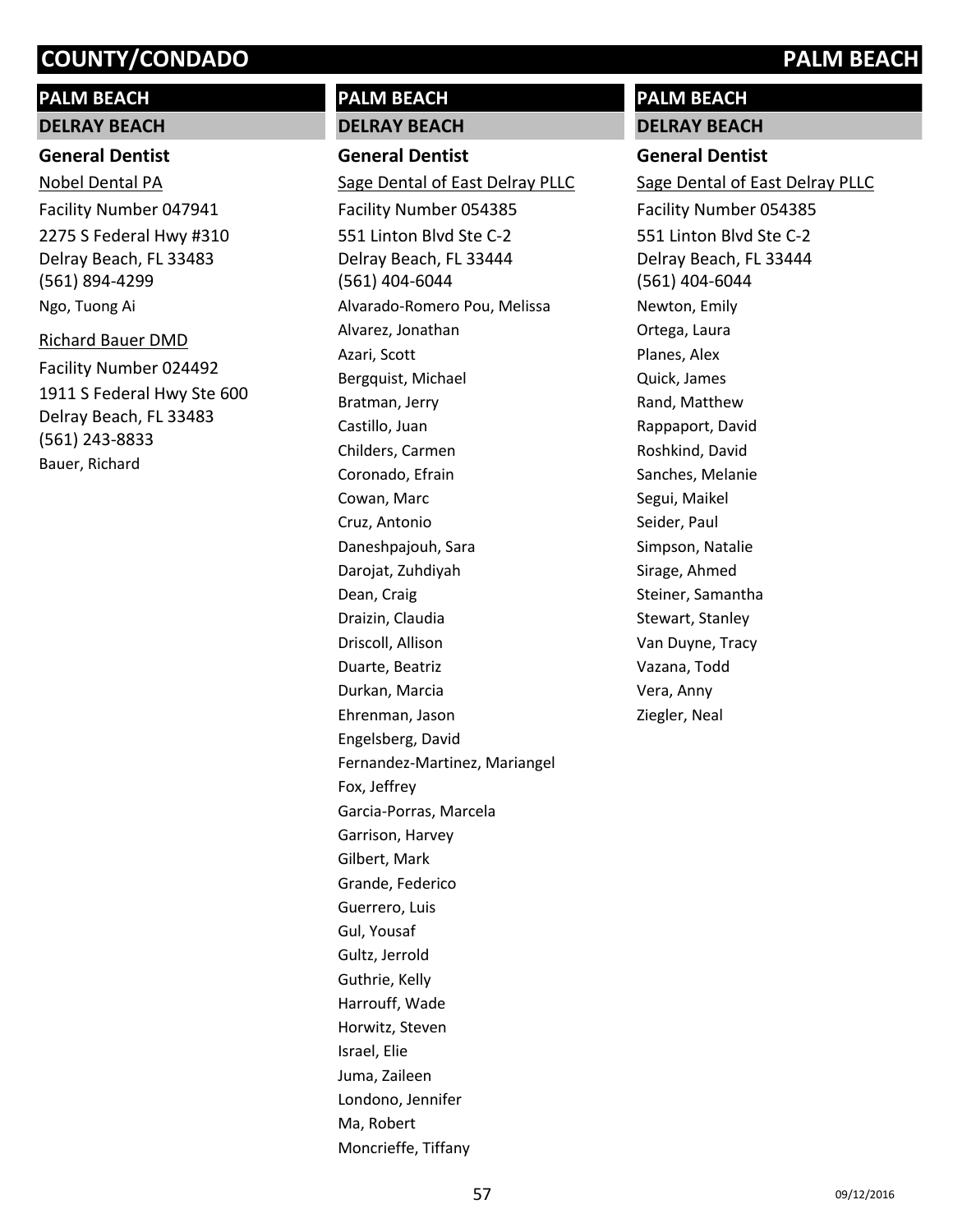# COUNTY/CONDADO PALM BEACH

## PALM BEACH

### DELRAY BEACH

#### General Dentist

Nobel Dental PA

Facility Number 047941

2275 S Federal Hwy #310
Delray Beach, FL 33483
(561) 894-4299

Ngo, Tuong Ai

Richard Bauer DMD

Facility Number 024492

1911 S Federal Hwy Ste 600
Delray Beach, FL 33483
(561) 243-8833

Bauer, Richard

## PALM BEACH

### DELRAY BEACH

#### General Dentist

Sage Dental of East Delray PLLC

Facility Number 054385

551 Linton Blvd Ste C-2
Delray Beach, FL 33444
(561) 404-6044

Alvarado-Romero Pou, Melissa
Alvarez, Jonathan
Azari, Scott
Bergquist, Michael
Bratman, Jerry
Castillo, Juan
Childers, Carmen
Coronado, Efrain
Cowan, Marc
Cruz, Antonio
Daneshpajouh, Sara
Darojat, Zuhdiyah
Dean, Craig
Draizin, Claudia
Driscoll, Allison
Duarte, Beatriz
Durkan, Marcia
Ehrenman, Jason
Engelsberg, David
Fernandez-Martinez, Mariangel
Fox, Jeffrey
Garcia-Porras, Marcela
Garrison, Harvey
Gilbert, Mark
Grande, Federico
Guerrero, Luis
Gul, Yousaf
Gultz, Jerrold
Guthrie, Kelly
Harrouff, Wade
Horwitz, Steven
Israel, Elie
Juma, Zaileen
Londono, Jennifer
Ma, Robert
Moncrieffe, Tiffany

## PALM BEACH

### DELRAY BEACH

#### General Dentist

Sage Dental of East Delray PLLC

Facility Number 054385

551 Linton Blvd Ste C-2
Delray Beach, FL 33444
(561) 404-6044

Newton, Emily
Ortega, Laura
Planes, Alex
Quick, James
Rand, Matthew
Rappaport, David
Roshkind, David
Sanches, Melanie
Segui, Maikel
Seider, Paul
Simpson, Natalie
Sirage, Ahmed
Steiner, Samantha
Stewart, Stanley
Van Duyne, Tracy
Vazana, Todd
Vera, Anny
Ziegler, Neal

09/12/2016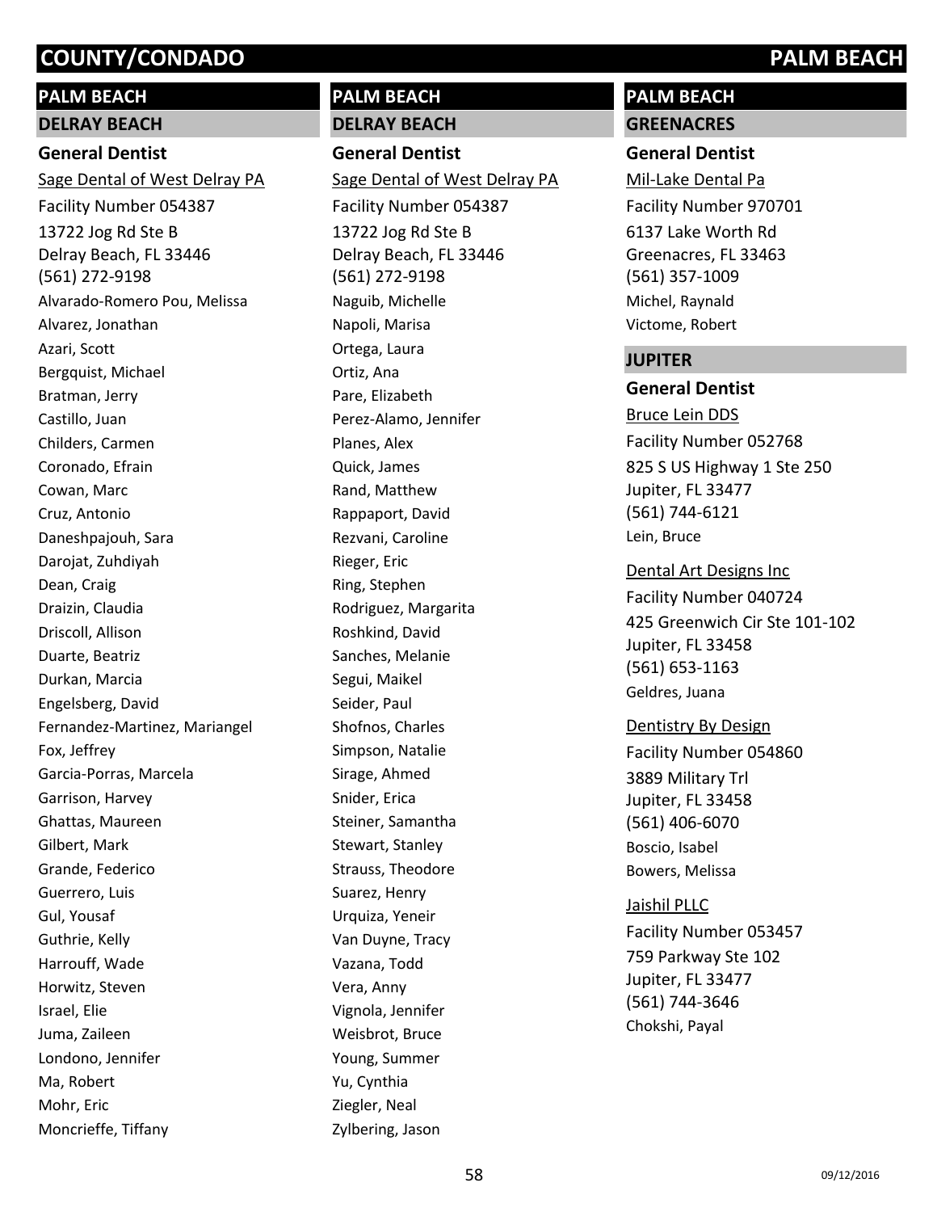# COUNTY/CONDADO — PALM BEACH

## PALM BEACH

### DELRAY BEACH

#### General Dentist

Sage Dental of West Delray PA

Facility Number 054387

13722 Jog Rd Ste B
Delray Beach, FL 33446
(561) 272-9198

Alvarado-Romero Pou, Melissa
Alvarez, Jonathan
Azari, Scott
Bergquist, Michael
Bratman, Jerry
Castillo, Juan
Childers, Carmen
Coronado, Efrain
Cowan, Marc
Cruz, Antonio
Daneshpajouh, Sara
Darojat, Zuhdiyah
Dean, Craig
Draizin, Claudia
Driscoll, Allison
Duarte, Beatriz
Durkan, Marcia
Engelsberg, David
Fernandez-Martinez, Mariangel
Fox, Jeffrey
Garcia-Porras, Marcela
Garrison, Harvey
Ghattas, Maureen
Gilbert, Mark
Grande, Federico
Guerrero, Luis
Gul, Yousaf
Guthrie, Kelly
Harrouff, Wade
Horwitz, Steven
Israel, Elie
Juma, Zaileen
Londono, Jennifer
Ma, Robert
Mohr, Eric
Moncrieffe, Tiffany

## PALM BEACH

### DELRAY BEACH

#### General Dentist

Sage Dental of West Delray PA

Facility Number 054387

13722 Jog Rd Ste B
Delray Beach, FL 33446
(561) 272-9198

Naguib, Michelle
Napoli, Marisa
Ortega, Laura
Ortiz, Ana
Pare, Elizabeth
Perez-Alamo, Jennifer
Planes, Alex
Quick, James
Rand, Matthew
Rappaport, David
Rezvani, Caroline
Rieger, Eric
Ring, Stephen
Rodriguez, Margarita
Roshkind, David
Sanches, Melanie
Segui, Maikel
Seider, Paul
Shofnos, Charles
Simpson, Natalie
Sirage, Ahmed
Snider, Erica
Steiner, Samantha
Stewart, Stanley
Strauss, Theodore
Suarez, Henry
Urquiza, Yeneir
Van Duyne, Tracy
Vazana, Todd
Vera, Anny
Vignola, Jennifer
Weisbrot, Bruce
Young, Summer
Yu, Cynthia
Ziegler, Neal
Zylbering, Jason

## PALM BEACH

### GREENACRES

#### General Dentist

Mil-Lake Dental Pa

Facility Number 970701

6137 Lake Worth Rd
Greenacres, FL 33463
(561) 357-1009

Michel, Raynald
Victome, Robert

### JUPITER

#### General Dentist

Bruce Lein DDS

Facility Number 052768

825 S US Highway 1 Ste 250
Jupiter, FL 33477
(561) 744-6121

Lein, Bruce

Dental Art Designs Inc

Facility Number 040724

425 Greenwich Cir Ste 101-102
Jupiter, FL 33458
(561) 653-1163

Geldres, Juana

Dentistry By Design

Facility Number 054860

3889 Military Trl
Jupiter, FL 33458
(561) 406-6070

Boscio, Isabel
Bowers, Melissa

Jaishil PLLC

Facility Number 053457

759 Parkway Ste 102
Jupiter, FL 33477
(561) 744-3646

Chokshi, Payal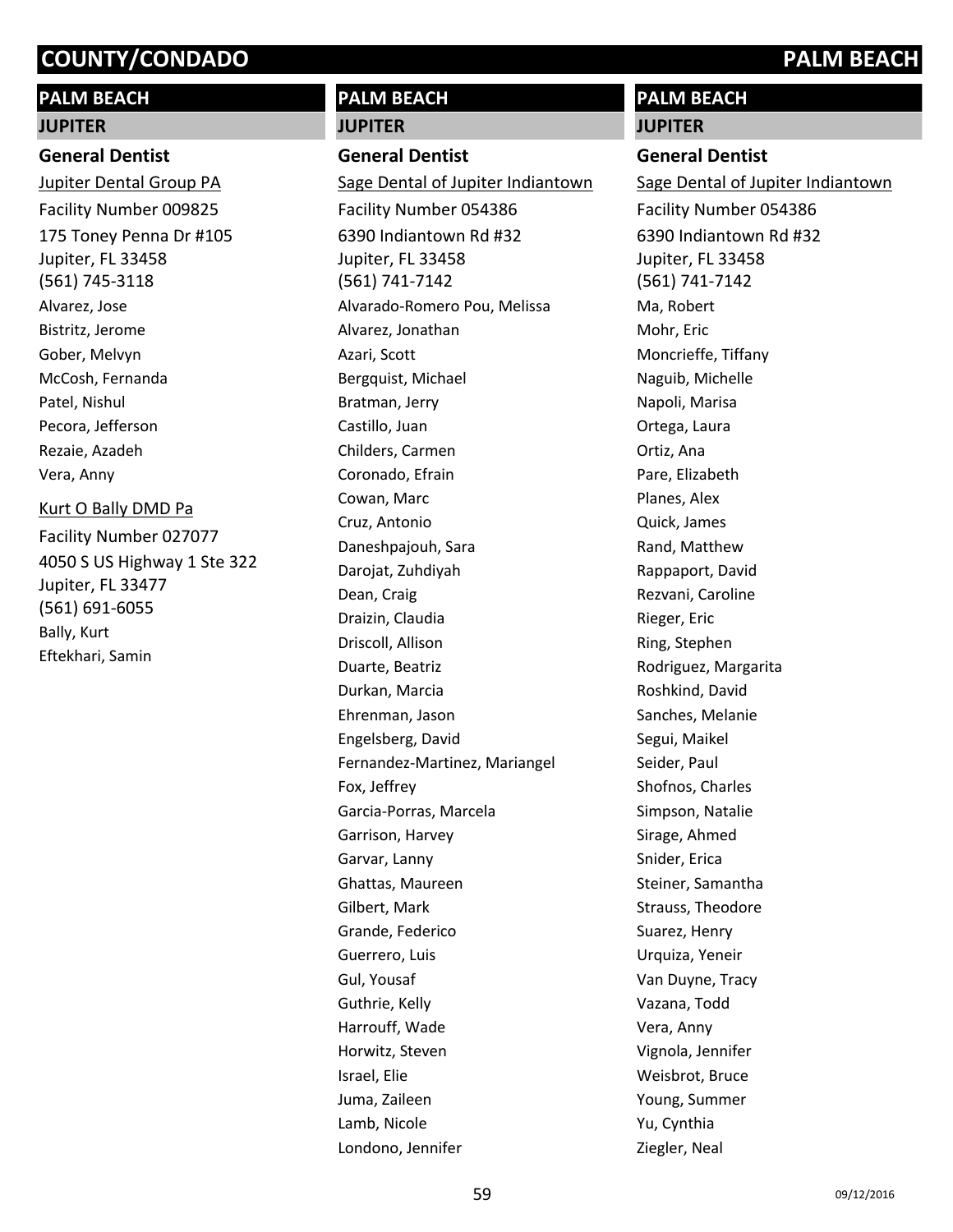## PALM BEACH

### JUPITER

#### General Dentist

Jupiter Dental Group PA

Facility Number 009825

175 Toney Penna Dr #105
Jupiter, FL 33458
(561) 745-3118

Alvarez, Jose
Bistritz, Jerome
Gober, Melvyn
McCosh, Fernanda
Patel, Nishul
Pecora, Jefferson
Rezaie, Azadeh
Vera, Anny

Kurt O Bally DMD Pa

Facility Number 027077

4050 S US Highway 1 Ste 322
Jupiter, FL 33477
(561) 691-6055

Bally, Kurt
Eftekhari, Samin

## PALM BEACH

### JUPITER

#### General Dentist

Sage Dental of Jupiter Indiantown

Facility Number 054386

6390 Indiantown Rd #32
Jupiter, FL 33458
(561) 741-7142

Alvarado-Romero Pou, Melissa
Alvarez, Jonathan
Azari, Scott
Bergquist, Michael
Bratman, Jerry
Castillo, Juan
Childers, Carmen
Coronado, Efrain
Cowan, Marc
Cruz, Antonio
Daneshpajouh, Sara
Darojat, Zuhdiyah
Dean, Craig
Draizin, Claudia
Driscoll, Allison
Duarte, Beatriz
Durkan, Marcia
Ehrenman, Jason
Engelsberg, David
Fernandez-Martinez, Mariangel
Fox, Jeffrey
Garcia-Porras, Marcela
Garrison, Harvey
Garvar, Lanny
Ghattas, Maureen
Gilbert, Mark
Grande, Federico
Guerrero, Luis
Gul, Yousaf
Guthrie, Kelly
Harrouff, Wade
Horwitz, Steven
Israel, Elie
Juma, Zaileen
Lamb, Nicole
Londono, Jennifer

## PALM BEACH

### JUPITER

#### General Dentist

Sage Dental of Jupiter Indiantown

Facility Number 054386

6390 Indiantown Rd #32
Jupiter, FL 33458
(561) 741-7142

Ma, Robert
Mohr, Eric
Moncrieffe, Tiffany
Naguib, Michelle
Napoli, Marisa
Ortega, Laura
Ortiz, Ana
Pare, Elizabeth
Planes, Alex
Quick, James
Rand, Matthew
Rappaport, David
Rezvani, Caroline
Rieger, Eric
Ring, Stephen
Rodriguez, Margarita
Roshkind, David
Sanches, Melanie
Segui, Maikel
Seider, Paul
Shofnos, Charles
Simpson, Natalie
Sirage, Ahmed
Snider, Erica
Steiner, Samantha
Strauss, Theodore
Suarez, Henry
Urquiza, Yeneir
Van Duyne, Tracy
Vazana, Todd
Vera, Anny
Vignola, Jennifer
Weisbrot, Bruce
Young, Summer
Yu, Cynthia
Ziegler, Neal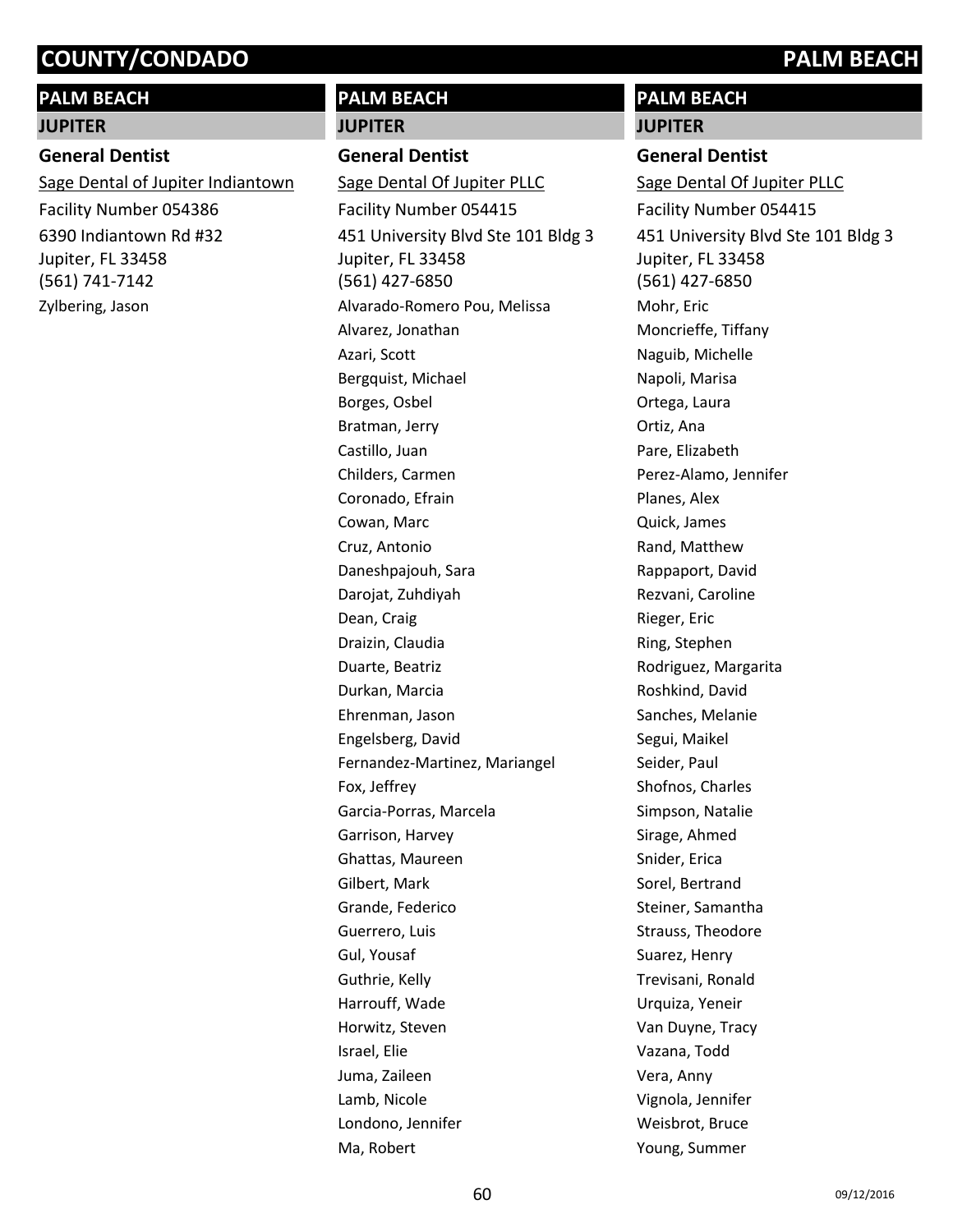## PALM BEACH

### JUPITER

#### General Dentist

Sage Dental of Jupiter Indiantown

Facility Number 054386

6390 Indiantown Rd #32
Jupiter, FL 33458
(561) 741-7142

Zylbering, Jason

## PALM BEACH

### JUPITER

#### General Dentist

Sage Dental Of Jupiter PLLC

Facility Number 054415

451 University Blvd Ste 101 Bldg 3
Jupiter, FL 33458
(561) 427-6850

Alvarado-Romero Pou, Melissa
Alvarez, Jonathan
Azari, Scott
Bergquist, Michael
Borges, Osbel
Bratman, Jerry
Castillo, Juan
Childers, Carmen
Coronado, Efrain
Cowan, Marc
Cruz, Antonio
Daneshpajouh, Sara
Darojat, Zuhdiyah
Dean, Craig
Draizin, Claudia
Duarte, Beatriz
Durkan, Marcia
Ehrenman, Jason
Engelsberg, David
Fernandez-Martinez, Mariangel
Fox, Jeffrey
Garcia-Porras, Marcela
Garrison, Harvey
Ghattas, Maureen
Gilbert, Mark
Grande, Federico
Guerrero, Luis
Gul, Yousaf
Guthrie, Kelly
Harrouff, Wade
Horwitz, Steven
Israel, Elie
Juma, Zaileen
Lamb, Nicole
Londono, Jennifer
Ma, Robert

## PALM BEACH

### JUPITER

#### General Dentist

Sage Dental Of Jupiter PLLC

Facility Number 054415

451 University Blvd Ste 101 Bldg 3
Jupiter, FL 33458
(561) 427-6850

Mohr, Eric
Moncrieffe, Tiffany
Naguib, Michelle
Napoli, Marisa
Ortega, Laura
Ortiz, Ana
Pare, Elizabeth
Perez-Alamo, Jennifer
Planes, Alex
Quick, James
Rand, Matthew
Rappaport, David
Rezvani, Caroline
Rieger, Eric
Ring, Stephen
Rodriguez, Margarita
Roshkind, David
Sanches, Melanie
Segui, Maikel
Seider, Paul
Shofnos, Charles
Simpson, Natalie
Sirage, Ahmed
Snider, Erica
Sorel, Bertrand
Steiner, Samantha
Strauss, Theodore
Suarez, Henry
Trevisani, Ronald
Urquiza, Yeneir
Van Duyne, Tracy
Vazana, Todd
Vera, Anny
Vignola, Jennifer
Weisbrot, Bruce
Young, Summer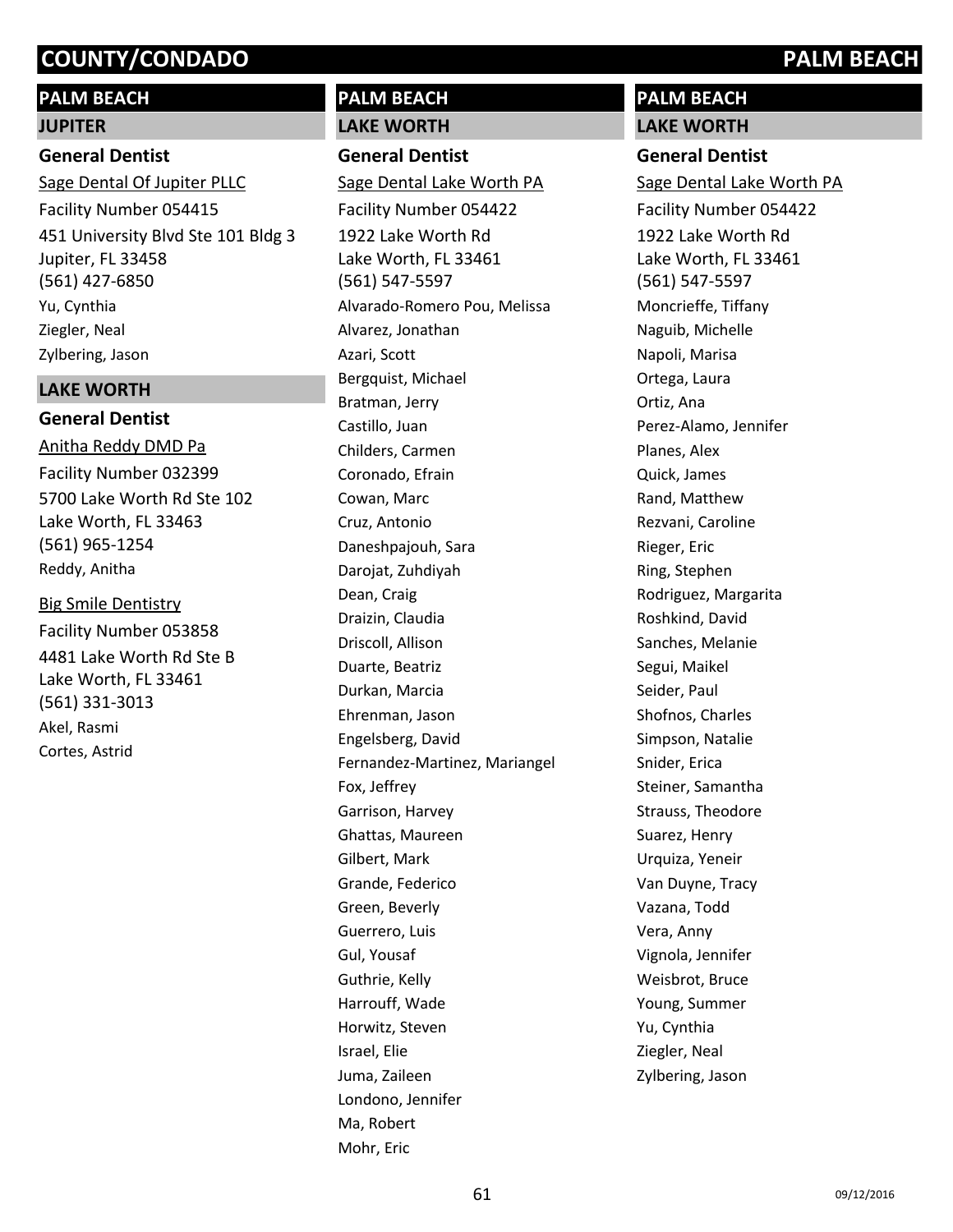## PALM BEACH

### JUPITER

#### General Dentist

Sage Dental Of Jupiter PLLC

Facility Number 054415

451 University Blvd Ste 101 Bldg 3
Jupiter, FL 33458
(561) 427-6850

Yu, Cynthia
Ziegler, Neal
Zylbering, Jason

### LAKE WORTH

#### General Dentist

Anitha Reddy DMD Pa

Facility Number 032399

5700 Lake Worth Rd Ste 102
Lake Worth, FL 33463
(561) 965-1254

Reddy, Anitha

Big Smile Dentistry

Facility Number 053858

4481 Lake Worth Rd Ste B
Lake Worth, FL 33461
(561) 331-3013

Akel, Rasmi
Cortes, Astrid

## PALM BEACH

### LAKE WORTH

#### General Dentist

Sage Dental Lake Worth PA

Facility Number 054422

1922 Lake Worth Rd
Lake Worth, FL 33461
(561) 547-5597

Alvarado-Romero Pou, Melissa
Alvarez, Jonathan
Azari, Scott
Bergquist, Michael
Bratman, Jerry
Castillo, Juan
Childers, Carmen
Coronado, Efrain
Cowan, Marc
Cruz, Antonio
Daneshpajouh, Sara
Darojat, Zuhdiyah
Dean, Craig
Draizin, Claudia
Driscoll, Allison
Duarte, Beatriz
Durkan, Marcia
Ehrenman, Jason
Engelsberg, David
Fernandez-Martinez, Mariangel
Fox, Jeffrey
Garrison, Harvey
Ghattas, Maureen
Gilbert, Mark
Grande, Federico
Green, Beverly
Guerrero, Luis
Gul, Yousaf
Guthrie, Kelly
Harrouff, Wade
Horwitz, Steven
Israel, Elie
Juma, Zaileen
Londono, Jennifer
Ma, Robert
Mohr, Eric

## PALM BEACH

### LAKE WORTH

#### General Dentist

Sage Dental Lake Worth PA

Facility Number 054422

1922 Lake Worth Rd
Lake Worth, FL 33461
(561) 547-5597

Moncrieffe, Tiffany
Naguib, Michelle
Napoli, Marisa
Ortega, Laura
Ortiz, Ana
Perez-Alamo, Jennifer
Planes, Alex
Quick, James
Rand, Matthew
Rezvani, Caroline
Rieger, Eric
Ring, Stephen
Rodriguez, Margarita
Roshkind, David
Sanches, Melanie
Segui, Maikel
Seider, Paul
Shofnos, Charles
Simpson, Natalie
Snider, Erica
Steiner, Samantha
Strauss, Theodore
Suarez, Henry
Urquiza, Yeneir
Van Duyne, Tracy
Vazana, Todd
Vera, Anny
Vignola, Jennifer
Weisbrot, Bruce
Young, Summer
Yu, Cynthia
Ziegler, Neal
Zylbering, Jason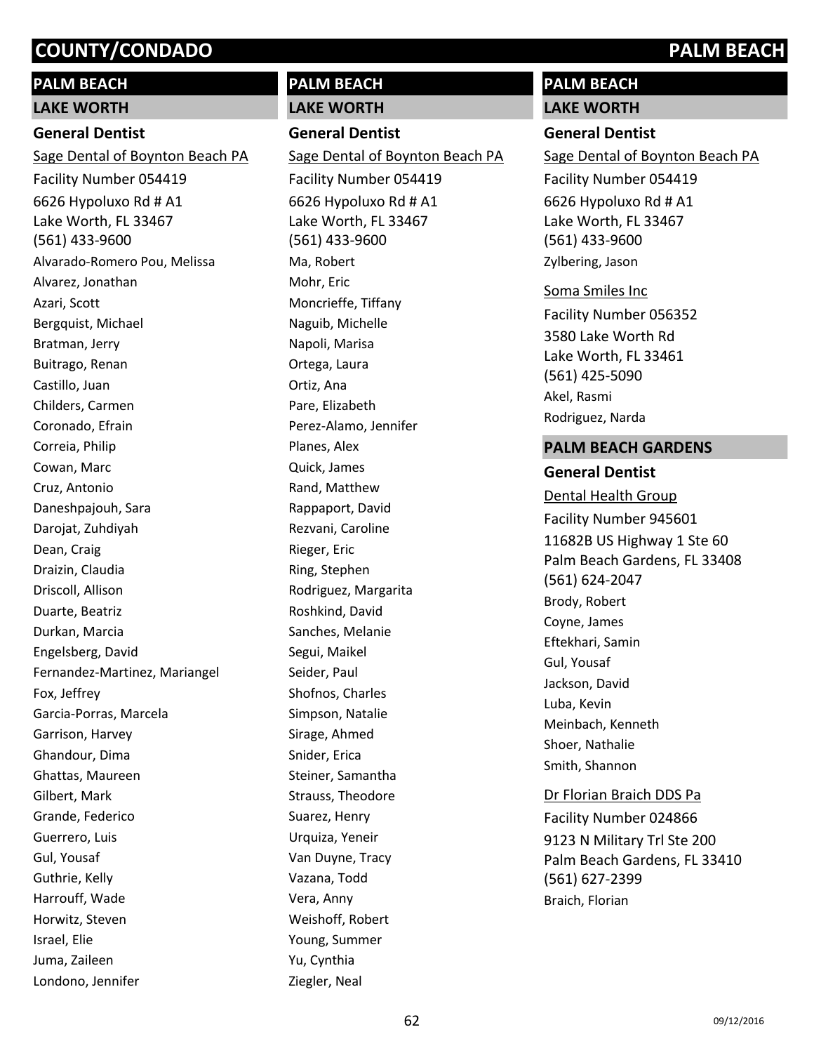## PALM BEACH

### LAKE WORTH

#### General Dentist

Sage Dental of Boynton Beach PA
Facility Number 054419
6626 Hypoluxo Rd # A1
Lake Worth, FL 33467
(561) 433-9600

Alvarado-Romero Pou, Melissa
Alvarez, Jonathan
Azari, Scott
Bergquist, Michael
Bratman, Jerry
Buitrago, Renan
Castillo, Juan
Childers, Carmen
Coronado, Efrain
Correia, Philip
Cowan, Marc
Cruz, Antonio
Daneshpajouh, Sara
Darojat, Zuhdiyah
Dean, Craig
Draizin, Claudia
Driscoll, Allison
Duarte, Beatriz
Durkan, Marcia
Engelsberg, David
Fernandez-Martinez, Mariangel
Fox, Jeffrey
Garcia-Porras, Marcela
Garrison, Harvey
Ghandour, Dima
Ghattas, Maureen
Gilbert, Mark
Grande, Federico
Guerrero, Luis
Gul, Yousaf
Guthrie, Kelly
Harrouff, Wade
Horwitz, Steven
Israel, Elie
Juma, Zaileen
Londono, Jennifer
Ma, Robert
Mohr, Eric
Moncrieffe, Tiffany
Naguib, Michelle
Napoli, Marisa
Ortega, Laura
Ortiz, Ana
Pare, Elizabeth
Perez-Alamo, Jennifer
Planes, Alex
Quick, James
Rand, Matthew
Rappaport, David
Rezvani, Caroline
Rieger, Eric
Ring, Stephen
Rodriguez, Margarita
Roshkind, David
Sanches, Melanie
Segui, Maikel
Seider, Paul
Shofnos, Charles
Simpson, Natalie
Sirage, Ahmed
Snider, Erica
Steiner, Samantha
Strauss, Theodore
Suarez, Henry
Urquiza, Yeneir
Van Duyne, Tracy
Vazana, Todd
Vera, Anny
Weishoff, Robert
Young, Summer
Yu, Cynthia
Ziegler, Neal
Zylbering, Jason

Soma Smiles Inc
Facility Number 056352
3580 Lake Worth Rd
Lake Worth, FL 33461
(561) 425-5090

Akel, Rasmi
Rodriguez, Narda

### PALM BEACH GARDENS

#### General Dentist

Dental Health Group
Facility Number 945601
11682B US Highway 1 Ste 60
Palm Beach Gardens, FL 33408
(561) 624-2047

Brody, Robert
Coyne, James
Eftekhari, Samin
Gul, Yousaf
Jackson, David
Luba, Kevin
Meinbach, Kenneth
Shoer, Nathalie
Smith, Shannon

Dr Florian Braich DDS Pa
Facility Number 024866
9123 N Military Trl Ste 200
Palm Beach Gardens, FL 33410
(561) 627-2399

Braich, Florian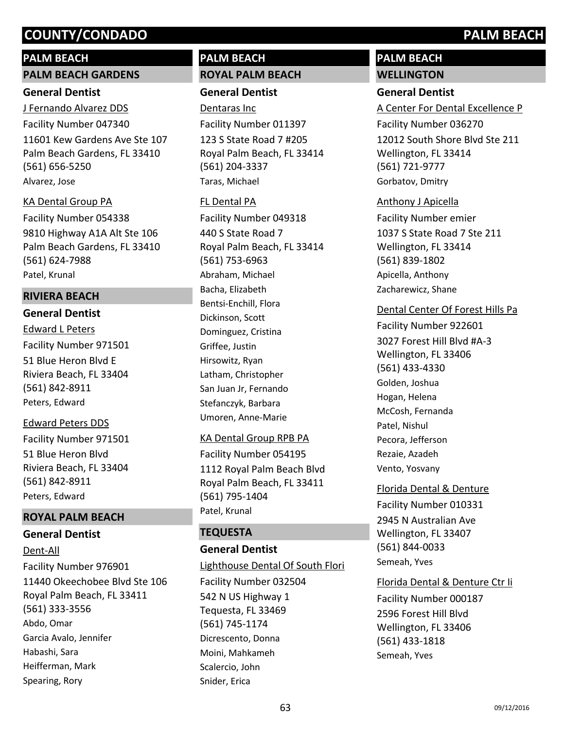# COUNTY/CONDADO PALM BEACH

## PALM BEACH

### PALM BEACH GARDENS

**General Dentist**

J Fernando Alvarez DDS
Facility Number 047340
11601 Kew Gardens Ave Ste 107
Palm Beach Gardens, FL 33410
(561) 656-5250
Alvarez, Jose

KA Dental Group PA
Facility Number 054338
9810 Highway A1A Alt Ste 106
Palm Beach Gardens, FL 33410
(561) 624-7988
Patel, Krunal

### RIVIERA BEACH

**General Dentist**

Edward L Peters
Facility Number 971501
51 Blue Heron Blvd E
Riviera Beach, FL 33404
(561) 842-8911
Peters, Edward

Edward Peters DDS
Facility Number 971501
51 Blue Heron Blvd
Riviera Beach, FL 33404
(561) 842-8911
Peters, Edward

### ROYAL PALM BEACH

**General Dentist**

Dent-All
Facility Number 976901
11440 Okeechobee Blvd Ste 106
Royal Palm Beach, FL 33411
(561) 333-3556
Abdo, Omar
Garcia Avalo, Jennifer
Habashi, Sara
Heifferman, Mark
Spearing, Rory

## PALM BEACH

### ROYAL PALM BEACH

**General Dentist**

Dentaras Inc
Facility Number 011397
123 S State Road 7 #205
Royal Palm Beach, FL 33414
(561) 204-3337
Taras, Michael

FL Dental PA
Facility Number 049318
440 S State Road 7
Royal Palm Beach, FL 33414
(561) 753-6963
Abraham, Michael
Bacha, Elizabeth
Bentsi-Enchill, Flora
Dickinson, Scott
Dominguez, Cristina
Griffee, Justin
Hirsowitz, Ryan
Latham, Christopher
San Juan Jr, Fernando
Stefanczyk, Barbara
Umoren, Anne-Marie

KA Dental Group RPB PA
Facility Number 054195
1112 Royal Palm Beach Blvd
Royal Palm Beach, FL 33411
(561) 795-1404
Patel, Krunal

### TEQUESTA

**General Dentist**

Lighthouse Dental Of South Flori
Facility Number 032504
542 N US Highway 1
Tequesta, FL 33469
(561) 745-1174
Dicrescento, Donna
Moini, Mahkameh
Scalercio, John
Snider, Erica

## PALM BEACH

### WELLINGTON

**General Dentist**

A Center For Dental Excellence P
Facility Number 036270
12012 South Shore Blvd Ste 211
Wellington, FL 33414
(561) 721-9777
Gorbatov, Dmitry

Anthony J Apicella
Facility Number emier
1037 S State Road 7 Ste 211
Wellington, FL 33414
(561) 839-1802
Apicella, Anthony
Zacharewicz, Shane

Dental Center Of Forest Hills Pa
Facility Number 922601
3027 Forest Hill Blvd #A-3
Wellington, FL 33406
(561) 433-4330
Golden, Joshua
Hogan, Helena
McCosh, Fernanda
Patel, Nishul
Pecora, Jefferson
Rezaie, Azadeh
Vento, Yosvany

Florida Dental & Denture
Facility Number 010331
2945 N Australian Ave
Wellington, FL 33407
(561) 844-0033
Semeah, Yves

Florida Dental & Denture Ctr Ii
Facility Number 000187
2596 Forest Hill Blvd
Wellington, FL 33406
(561) 433-1818
Semeah, Yves

09/12/2016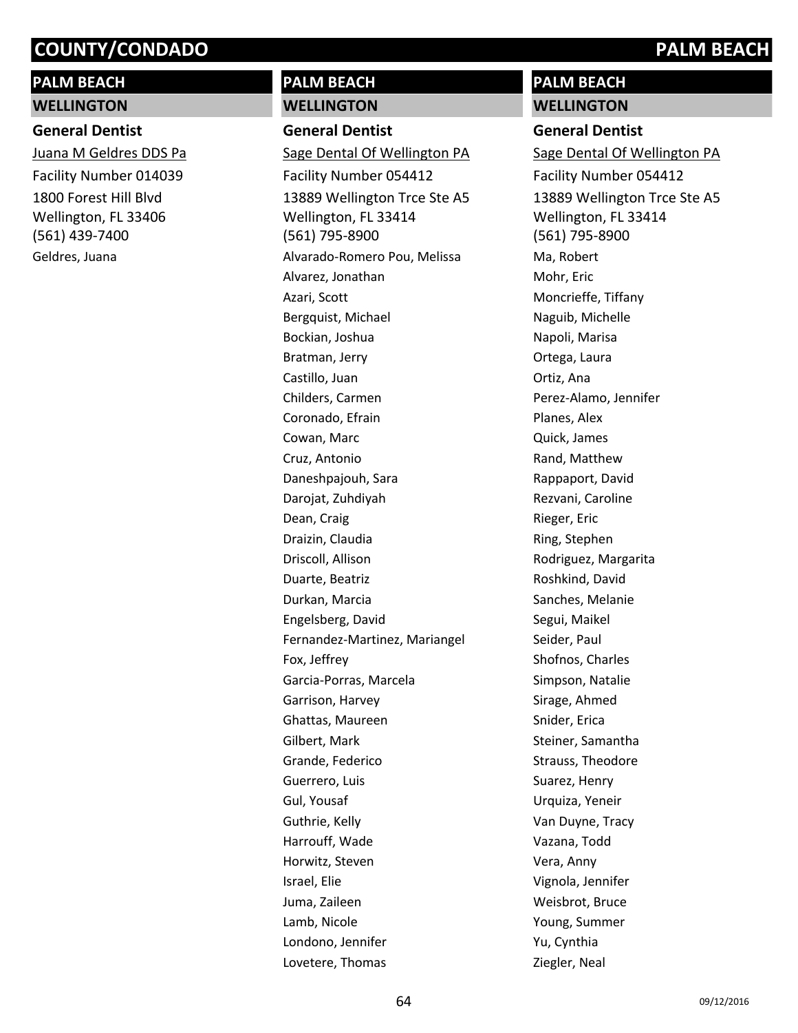# COUNTY/CONDADO PALM BEACH

## PALM BEACH

### WELLINGTON

**General Dentist**

Juana M Geldres DDS Pa

Facility Number 014039

1800 Forest Hill Blvd
Wellington, FL 33406
(561) 439-7400

Geldres, Juana

## PALM BEACH

### WELLINGTON

**General Dentist**

Sage Dental Of Wellington PA

Facility Number 054412

13889 Wellington Trce Ste A5
Wellington, FL 33414
(561) 795-8900

Alvarado-Romero Pou, Melissa
Alvarez, Jonathan
Azari, Scott
Bergquist, Michael
Bockian, Joshua
Bratman, Jerry
Castillo, Juan
Childers, Carmen
Coronado, Efrain
Cowan, Marc
Cruz, Antonio
Daneshpajouh, Sara
Darojat, Zuhdiyah
Dean, Craig
Draizin, Claudia
Driscoll, Allison
Duarte, Beatriz
Durkan, Marcia
Engelsberg, David
Fernandez-Martinez, Mariangel
Fox, Jeffrey
Garcia-Porras, Marcela
Garrison, Harvey
Ghattas, Maureen
Gilbert, Mark
Grande, Federico
Guerrero, Luis
Gul, Yousaf
Guthrie, Kelly
Harrouff, Wade
Horwitz, Steven
Israel, Elie
Juma, Zaileen
Lamb, Nicole
Londono, Jennifer
Lovetere, Thomas

## PALM BEACH

### WELLINGTON

**General Dentist**

Sage Dental Of Wellington PA

Facility Number 054412

13889 Wellington Trce Ste A5
Wellington, FL 33414
(561) 795-8900

Ma, Robert
Mohr, Eric
Moncrieffe, Tiffany
Naguib, Michelle
Napoli, Marisa
Ortega, Laura
Ortiz, Ana
Perez-Alamo, Jennifer
Planes, Alex
Quick, James
Rand, Matthew
Rappaport, David
Rezvani, Caroline
Rieger, Eric
Ring, Stephen
Rodriguez, Margarita
Roshkind, David
Sanches, Melanie
Segui, Maikel
Seider, Paul
Shofnos, Charles
Simpson, Natalie
Sirage, Ahmed
Snider, Erica
Steiner, Samantha
Strauss, Theodore
Suarez, Henry
Urquiza, Yeneir
Van Duyne, Tracy
Vazana, Todd
Vera, Anny
Vignola, Jennifer
Weisbrot, Bruce
Young, Summer
Yu, Cynthia
Ziegler, Neal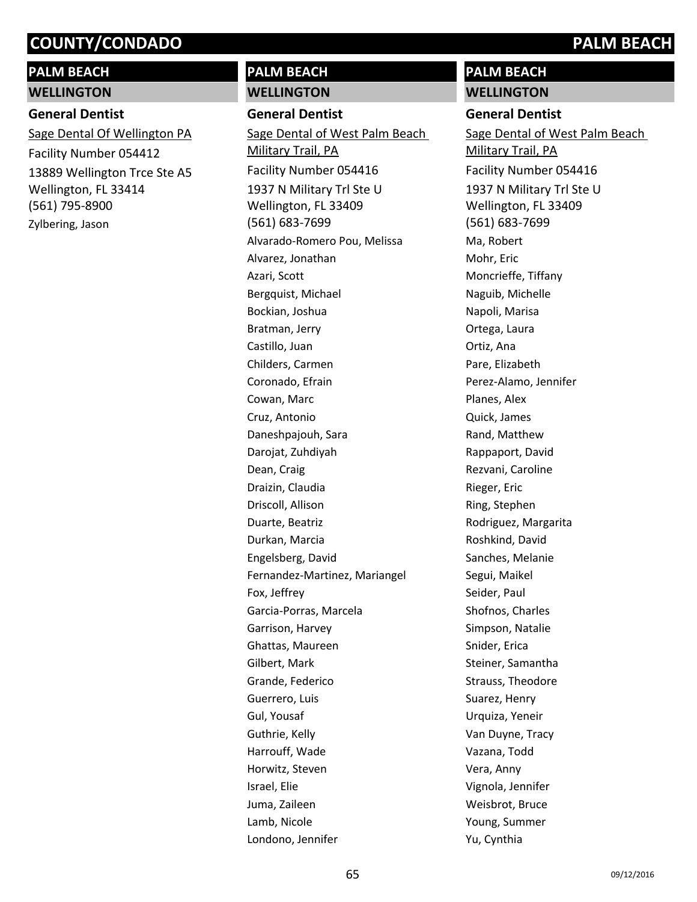## PALM BEACH

### WELLINGTON

**General Dentist**

Sage Dental Of Wellington PA

Facility Number 054412

13889 Wellington Trce Ste A5
Wellington, FL 33414
(561) 795-8900

Zylbering, Jason

## PALM BEACH

### WELLINGTON

**General Dentist**

Sage Dental of West Palm Beach Military Trail, PA

Facility Number 054416

1937 N Military Trl Ste U
Wellington, FL 33409
(561) 683-7699

Alvarado-Romero Pou, Melissa
Alvarez, Jonathan
Azari, Scott
Bergquist, Michael
Bockian, Joshua
Bratman, Jerry
Castillo, Juan
Childers, Carmen
Coronado, Efrain
Cowan, Marc
Cruz, Antonio
Daneshpajouh, Sara
Darojat, Zuhdiyah
Dean, Craig
Draizin, Claudia
Driscoll, Allison
Duarte, Beatriz
Durkan, Marcia
Engelsberg, David
Fernandez-Martinez, Mariangel
Fox, Jeffrey
Garcia-Porras, Marcela
Garrison, Harvey
Ghattas, Maureen
Gilbert, Mark
Grande, Federico
Guerrero, Luis
Gul, Yousaf
Guthrie, Kelly
Harrouff, Wade
Horwitz, Steven
Israel, Elie
Juma, Zaileen
Lamb, Nicole
Londono, Jennifer

## PALM BEACH

### WELLINGTON

**General Dentist**

Sage Dental of West Palm Beach Military Trail, PA

Facility Number 054416

1937 N Military Trl Ste U
Wellington, FL 33409
(561) 683-7699

Ma, Robert
Mohr, Eric
Moncrieffe, Tiffany
Naguib, Michelle
Napoli, Marisa
Ortega, Laura
Ortiz, Ana
Pare, Elizabeth
Perez-Alamo, Jennifer
Planes, Alex
Quick, James
Rand, Matthew
Rappaport, David
Rezvani, Caroline
Rieger, Eric
Ring, Stephen
Rodriguez, Margarita
Roshkind, David
Sanches, Melanie
Segui, Maikel
Seider, Paul
Shofnos, Charles
Simpson, Natalie
Snider, Erica
Steiner, Samantha
Strauss, Theodore
Suarez, Henry
Urquiza, Yeneir
Van Duyne, Tracy
Vazana, Todd
Vera, Anny
Vignola, Jennifer
Weisbrot, Bruce
Young, Summer
Yu, Cynthia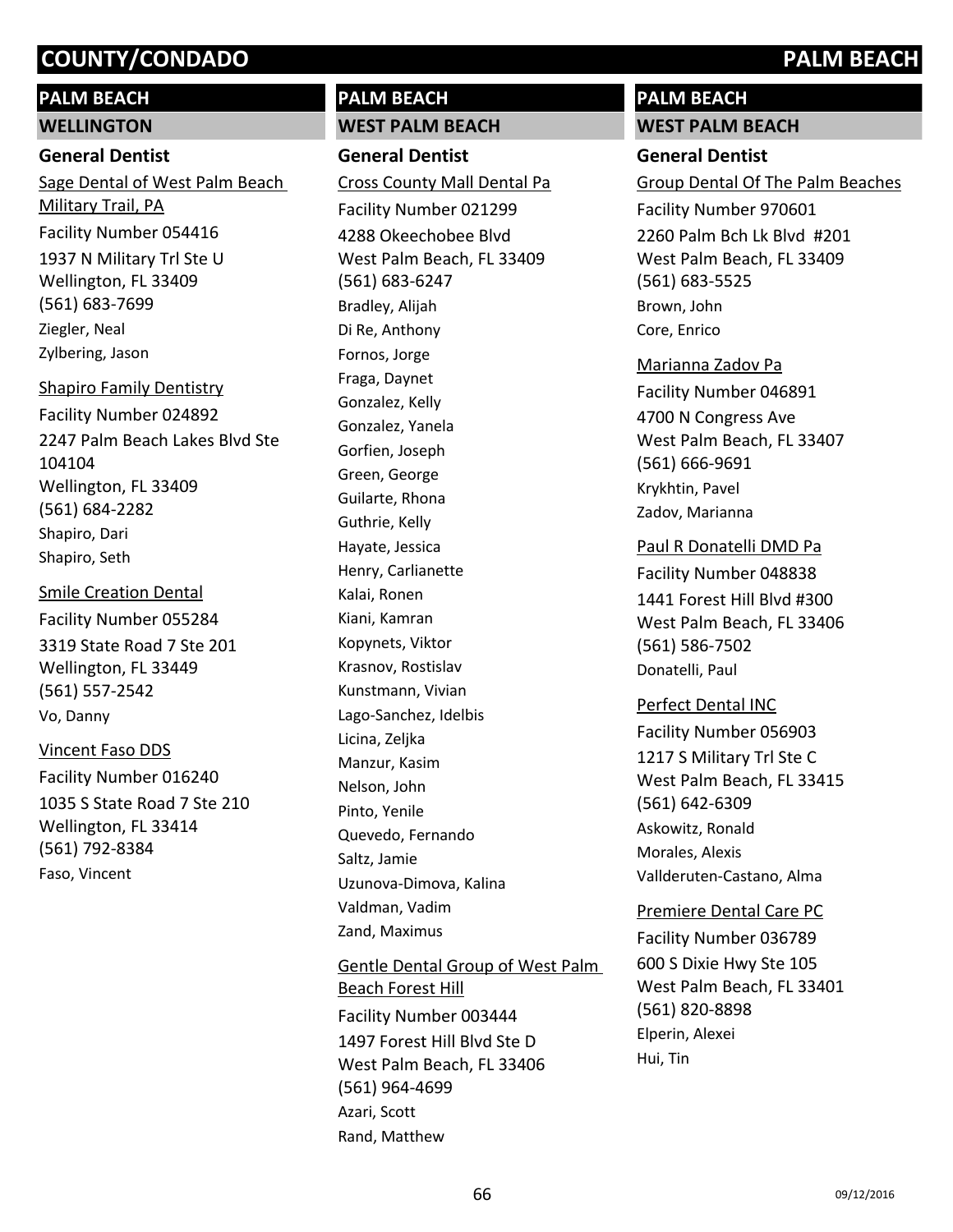# COUNTY/CONDADO PALM BEACH

## PALM BEACH

### WELLINGTON

**General Dentist**

Sage Dental of West Palm Beach Military Trail, PA
Facility Number 054416
1937 N Military Trl Ste U
Wellington, FL 33409
(561) 683-7699
Ziegler, Neal
Zylbering, Jason

Shapiro Family Dentistry
Facility Number 024892
2247 Palm Beach Lakes Blvd Ste 104104
Wellington, FL 33409
(561) 684-2282
Shapiro, Dari
Shapiro, Seth

Smile Creation Dental
Facility Number 055284
3319 State Road 7 Ste 201
Wellington, FL 33449
(561) 557-2542
Vo, Danny

Vincent Faso DDS
Facility Number 016240
1035 S State Road 7 Ste 210
Wellington, FL 33414
(561) 792-8384
Faso, Vincent

## PALM BEACH

### WEST PALM BEACH

**General Dentist**

Cross County Mall Dental Pa
Facility Number 021299
4288 Okeechobee Blvd
West Palm Beach, FL 33409
(561) 683-6247
Bradley, Alijah
Di Re, Anthony
Fornos, Jorge
Fraga, Daynet
Gonzalez, Kelly
Gonzalez, Yanela
Gorfien, Joseph
Green, George
Guilarte, Rhona
Guthrie, Kelly
Hayate, Jessica
Henry, Carlianette
Kalai, Ronen
Kiani, Kamran
Kopynets, Viktor
Krasnov, Rostislav
Kunstmann, Vivian
Lago-Sanchez, Idelbis
Licina, Zeljka
Manzur, Kasim
Nelson, John
Pinto, Yenile
Quevedo, Fernando
Saltz, Jamie
Uzunova-Dimova, Kalina
Valdman, Vadim
Zand, Maximus

Gentle Dental Group of West Palm Beach Forest Hill
Facility Number 003444
1497 Forest Hill Blvd Ste D
West Palm Beach, FL 33406
(561) 964-4699
Azari, Scott
Rand, Matthew

## PALM BEACH

### WEST PALM BEACH

**General Dentist**

Group Dental Of The Palm Beaches
Facility Number 970601
2260 Palm Bch Lk Blvd #201
West Palm Beach, FL 33409
(561) 683-5525
Brown, John
Core, Enrico

Marianna Zadov Pa
Facility Number 046891
4700 N Congress Ave
West Palm Beach, FL 33407
(561) 666-9691
Krykhtin, Pavel
Zadov, Marianna

Paul R Donatelli DMD Pa
Facility Number 048838
1441 Forest Hill Blvd #300
West Palm Beach, FL 33406
(561) 586-7502
Donatelli, Paul

Perfect Dental INC
Facility Number 056903
1217 S Military Trl Ste C
West Palm Beach, FL 33415
(561) 642-6309
Askowitz, Ronald
Morales, Alexis
Vallderuten-Castano, Alma

Premiere Dental Care PC
Facility Number 036789
600 S Dixie Hwy Ste 105
West Palm Beach, FL 33401
(561) 820-8898
Elperin, Alexei
Hui, Tin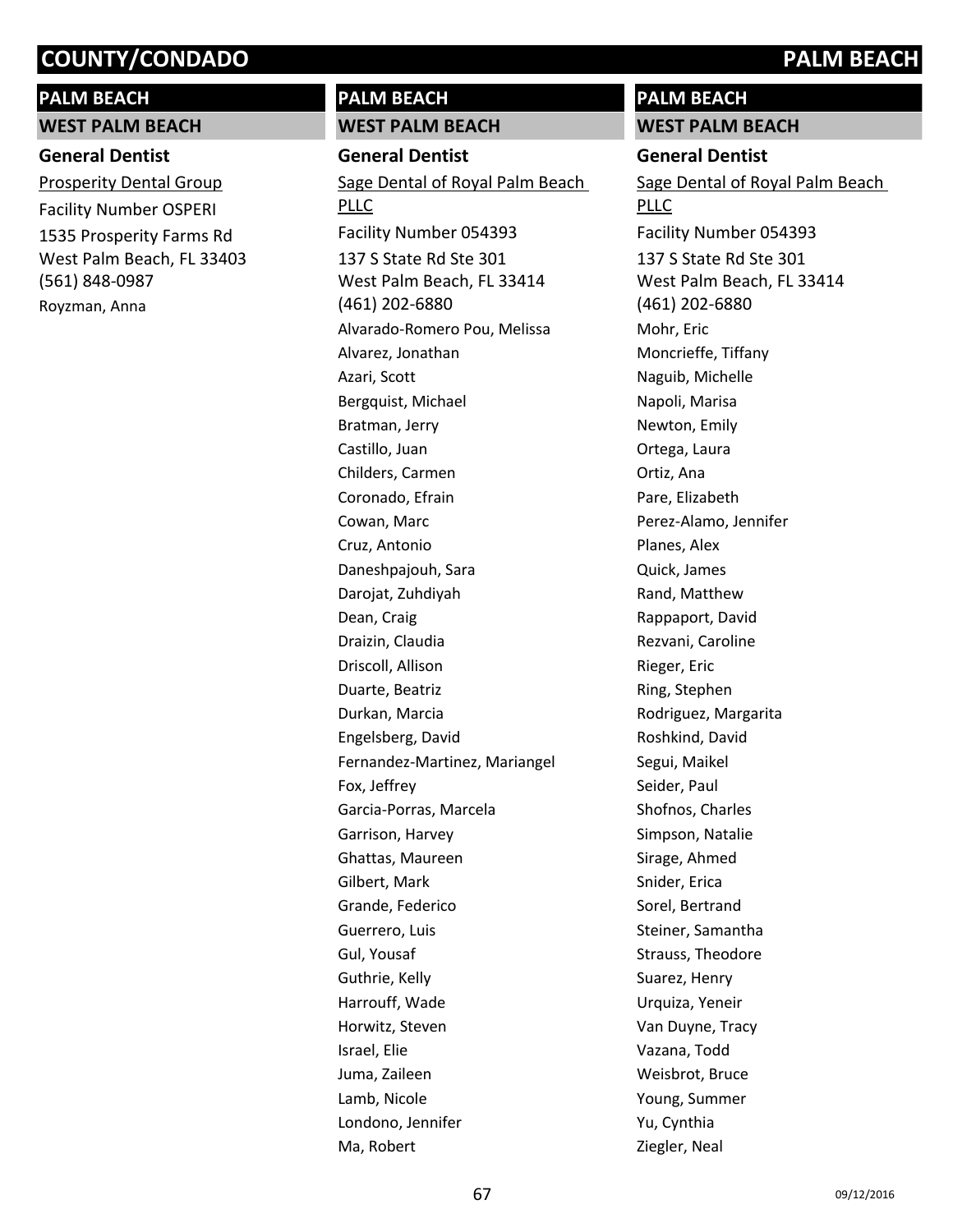## PALM BEACH

### WEST PALM BEACH

**General Dentist**

Prosperity Dental Group

Facility Number OSPERI

1535 Prosperity Farms Rd
West Palm Beach, FL 33403
(561) 848-0987

Royzman, Anna

## PALM BEACH

### WEST PALM BEACH

**General Dentist**

Sage Dental of Royal Palm Beach PLLC

Facility Number 054393

137 S State Rd Ste 301
West Palm Beach, FL 33414
(461) 202-6880

Alvarado-Romero Pou, Melissa
Alvarez, Jonathan
Azari, Scott
Bergquist, Michael
Bratman, Jerry
Castillo, Juan
Childers, Carmen
Coronado, Efrain
Cowan, Marc
Cruz, Antonio
Daneshpajouh, Sara
Darojat, Zuhdiyah
Dean, Craig
Draizin, Claudia
Driscoll, Allison
Duarte, Beatriz
Durkan, Marcia
Engelsberg, David
Fernandez-Martinez, Mariangel
Fox, Jeffrey
Garcia-Porras, Marcela
Garrison, Harvey
Ghattas, Maureen
Gilbert, Mark
Grande, Federico
Guerrero, Luis
Gul, Yousaf
Guthrie, Kelly
Harrouff, Wade
Horwitz, Steven
Israel, Elie
Juma, Zaileen
Lamb, Nicole
Londono, Jennifer
Ma, Robert

## PALM BEACH

### WEST PALM BEACH

**General Dentist**

Sage Dental of Royal Palm Beach PLLC

Facility Number 054393

137 S State Rd Ste 301
West Palm Beach, FL 33414
(461) 202-6880

Mohr, Eric
Moncrieffe, Tiffany
Naguib, Michelle
Napoli, Marisa
Newton, Emily
Ortega, Laura
Ortiz, Ana
Pare, Elizabeth
Perez-Alamo, Jennifer
Planes, Alex
Quick, James
Rand, Matthew
Rappaport, David
Rezvani, Caroline
Rieger, Eric
Ring, Stephen
Rodriguez, Margarita
Roshkind, David
Segui, Maikel
Seider, Paul
Shofnos, Charles
Simpson, Natalie
Sirage, Ahmed
Snider, Erica
Sorel, Bertrand
Steiner, Samantha
Strauss, Theodore
Suarez, Henry
Urquiza, Yeneir
Van Duyne, Tracy
Vazana, Todd
Weisbrot, Bruce
Young, Summer
Yu, Cynthia
Ziegler, Neal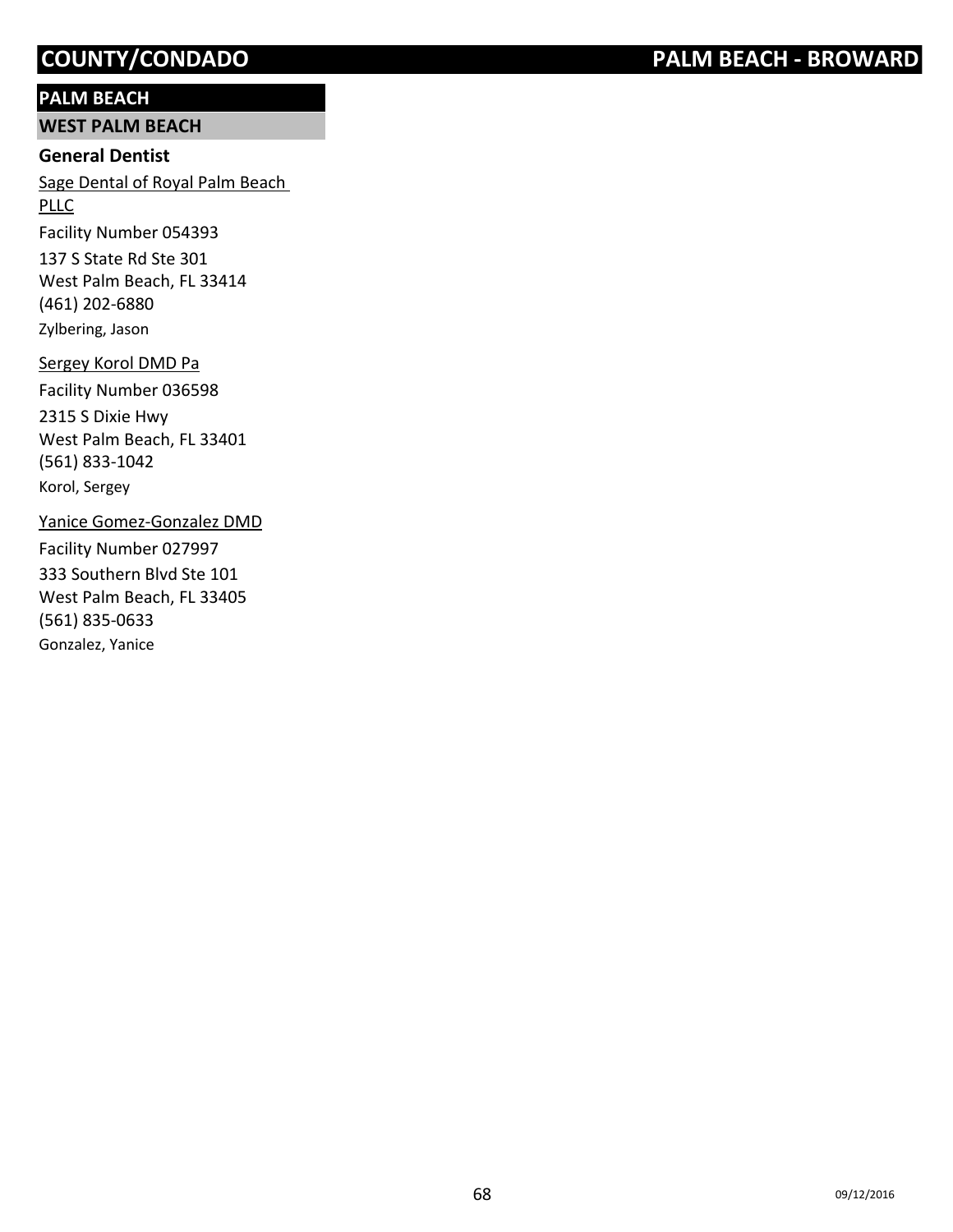# COUNTY/CONDADO — PALM BEACH - BROWARD

## PALM BEACH

### WEST PALM BEACH

**General Dentist**

Sage Dental of Royal Palm Beach PLLC
Facility Number 054393
137 S State Rd Ste 301
West Palm Beach, FL 33414
(461) 202-6880
Zylbering, Jason

Sergey Korol DMD Pa
Facility Number 036598
2315 S Dixie Hwy
West Palm Beach, FL 33401
(561) 833-1042
Korol, Sergey

Yanice Gomez-Gonzalez DMD
Facility Number 027997
333 Southern Blvd Ste 101
West Palm Beach, FL 33405
(561) 835-0633
Gonzalez, Yanice

09/12/2016